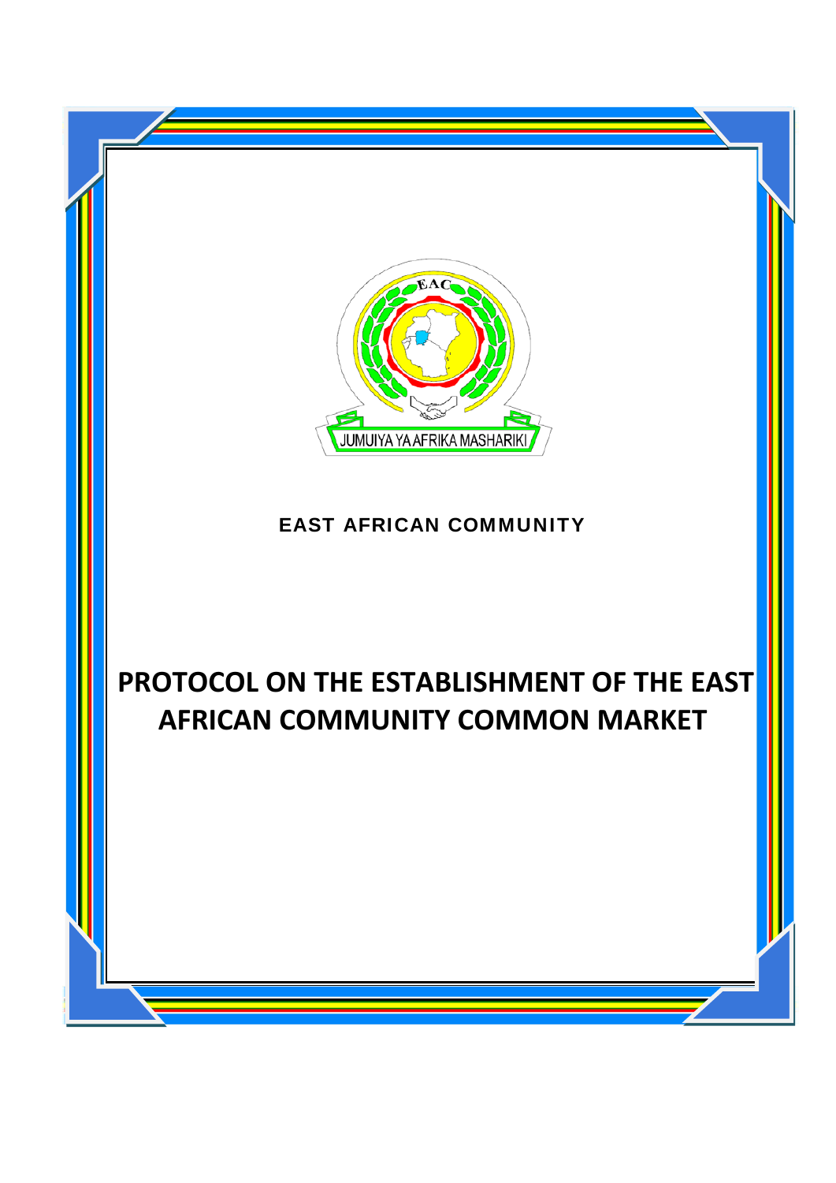JUMUIYA YA AFRIKA MASHARIKI

**EAST AFRICAN COMMUNITY**

# PROTOCOL ON THE ESTABLISHMENT OF THE EAST AFRICAN COMMUNITY COMMON MARKET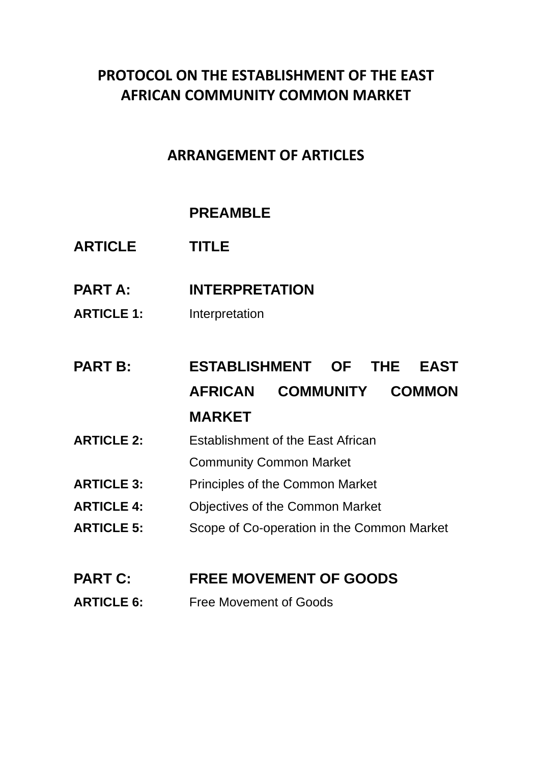# PROTOCOL ON THE ESTABLISHMENT OF THE EAST AFRICAN COMMUNITY COMMON MARKET

## ARRANGEMENT OF ARTICLES

| | |
|---|---|
| | **PREAMBLE** |
| **ARTICLE** | **TITLE** |
| **PART A:** | **INTERPRETATION** |
| **ARTICLE 1:** | Interpretation |
| **PART B:** | **ESTABLISHMENT OF THE EAST AFRICAN COMMUNITY COMMON MARKET** |
| **ARTICLE 2:** | Establishment of the East African Community Common Market |
| **ARTICLE 3:** | Principles of the Common Market |
| **ARTICLE 4:** | Objectives of the Common Market |
| **ARTICLE 5:** | Scope of Co-operation in the Common Market |
| **PART C:** | **FREE MOVEMENT OF GOODS** |
| **ARTICLE 6:** | Free Movement of Goods |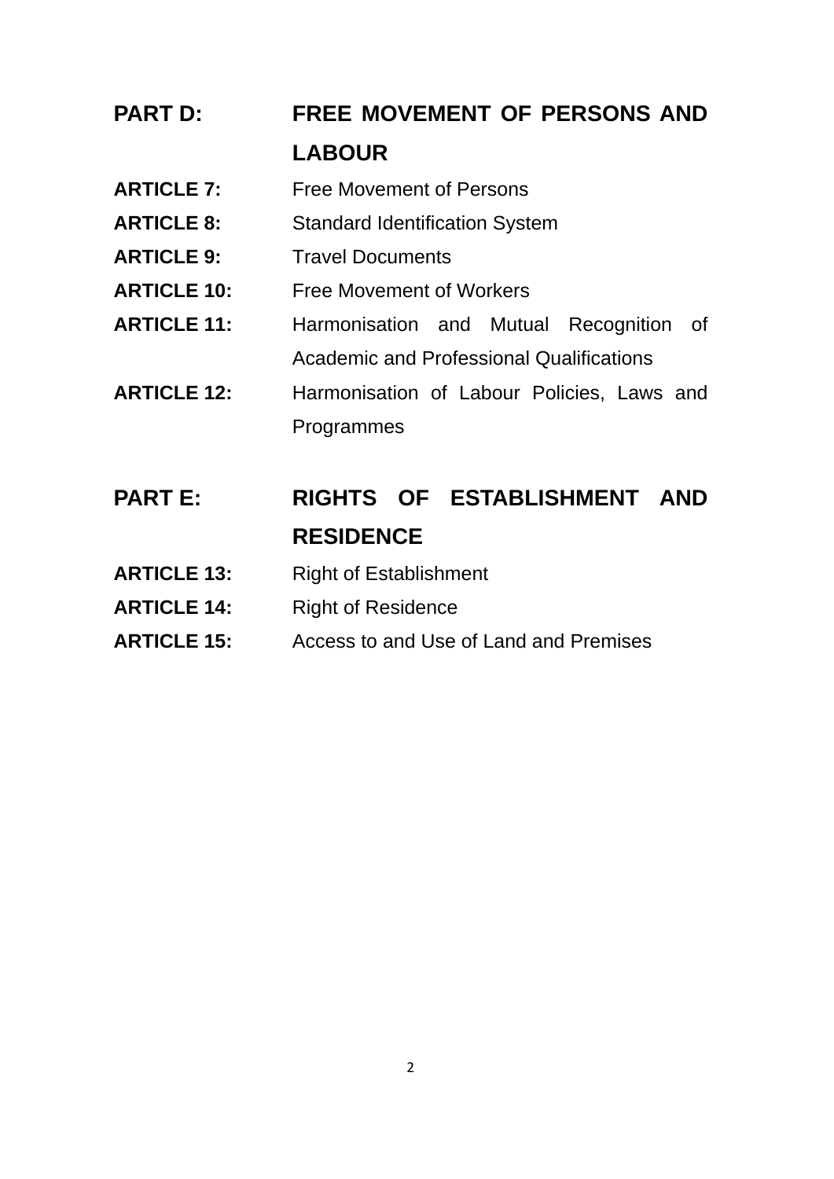**PART D: FREE MOVEMENT OF PERSONS AND LABOUR**

**ARTICLE 7:** Free Movement of Persons

**ARTICLE 8:** Standard Identification System

**ARTICLE 9:** Travel Documents

**ARTICLE 10:** Free Movement of Workers

**ARTICLE 11:** Harmonisation and Mutual Recognition of Academic and Professional Qualifications

**ARTICLE 12:** Harmonisation of Labour Policies, Laws and Programmes

**PART E: RIGHTS OF ESTABLISHMENT AND RESIDENCE**

**ARTICLE 13:** Right of Establishment

**ARTICLE 14:** Right of Residence

**ARTICLE 15:** Access to and Use of Land and Premises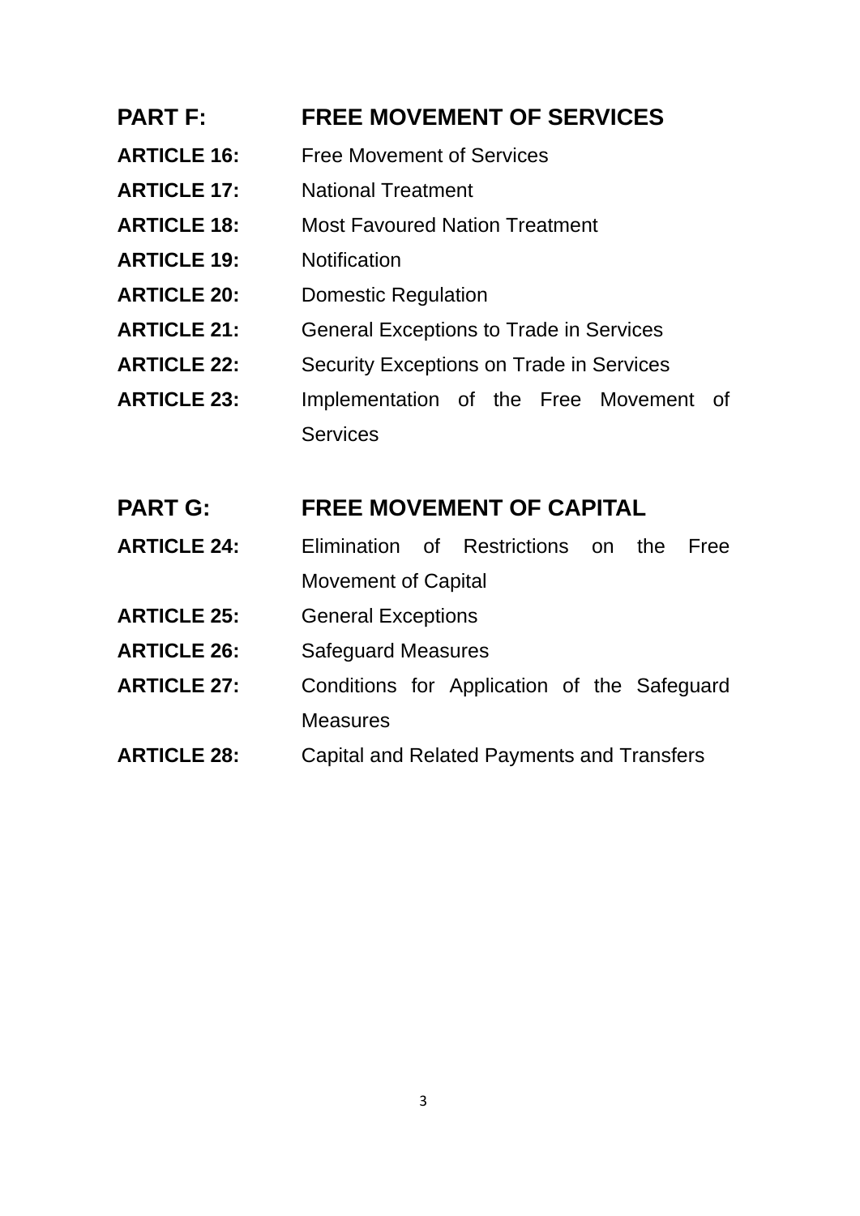## PART F: FREE MOVEMENT OF SERVICES

**ARTICLE 16:** Free Movement of Services

**ARTICLE 17:** National Treatment

**ARTICLE 18:** Most Favoured Nation Treatment

**ARTICLE 19:** Notification

**ARTICLE 20:** Domestic Regulation

**ARTICLE 21:** General Exceptions to Trade in Services

**ARTICLE 22:** Security Exceptions on Trade in Services

**ARTICLE 23:** Implementation of the Free Movement of Services

## PART G: FREE MOVEMENT OF CAPITAL

**ARTICLE 24:** Elimination of Restrictions on the Free Movement of Capital

**ARTICLE 25:** General Exceptions

**ARTICLE 26:** Safeguard Measures

**ARTICLE 27:** Conditions for Application of the Safeguard Measures

**ARTICLE 28:** Capital and Related Payments and Transfers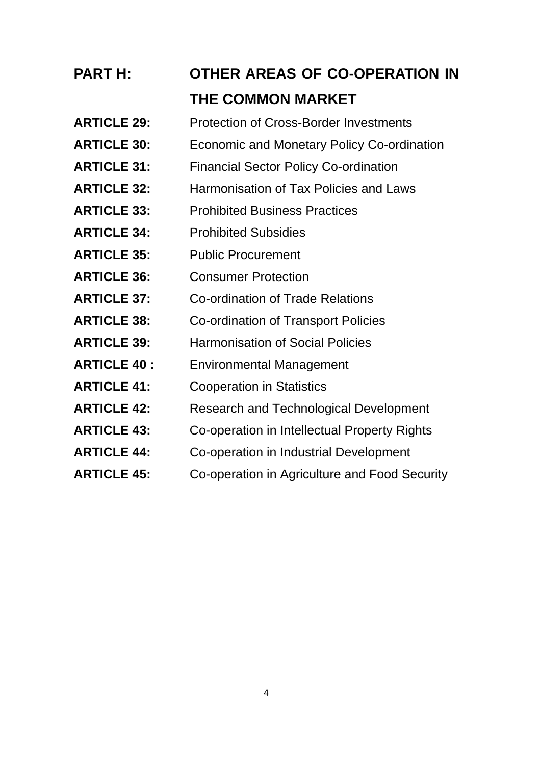**PART H: OTHER AREAS OF CO-OPERATION IN THE COMMON MARKET**

**ARTICLE 29:** Protection of Cross-Border Investments

**ARTICLE 30:** Economic and Monetary Policy Co-ordination

**ARTICLE 31:** Financial Sector Policy Co-ordination

**ARTICLE 32:** Harmonisation of Tax Policies and Laws

**ARTICLE 33:** Prohibited Business Practices

**ARTICLE 34:** Prohibited Subsidies

**ARTICLE 35:** Public Procurement

**ARTICLE 36:** Consumer Protection

**ARTICLE 37:** Co-ordination of Trade Relations

**ARTICLE 38:** Co-ordination of Transport Policies

**ARTICLE 39:** Harmonisation of Social Policies

**ARTICLE 40 :** Environmental Management

**ARTICLE 41:** Cooperation in Statistics

**ARTICLE 42:** Research and Technological Development

**ARTICLE 43:** Co-operation in Intellectual Property Rights

**ARTICLE 44:** Co-operation in Industrial Development

**ARTICLE 45:** Co-operation in Agriculture and Food Security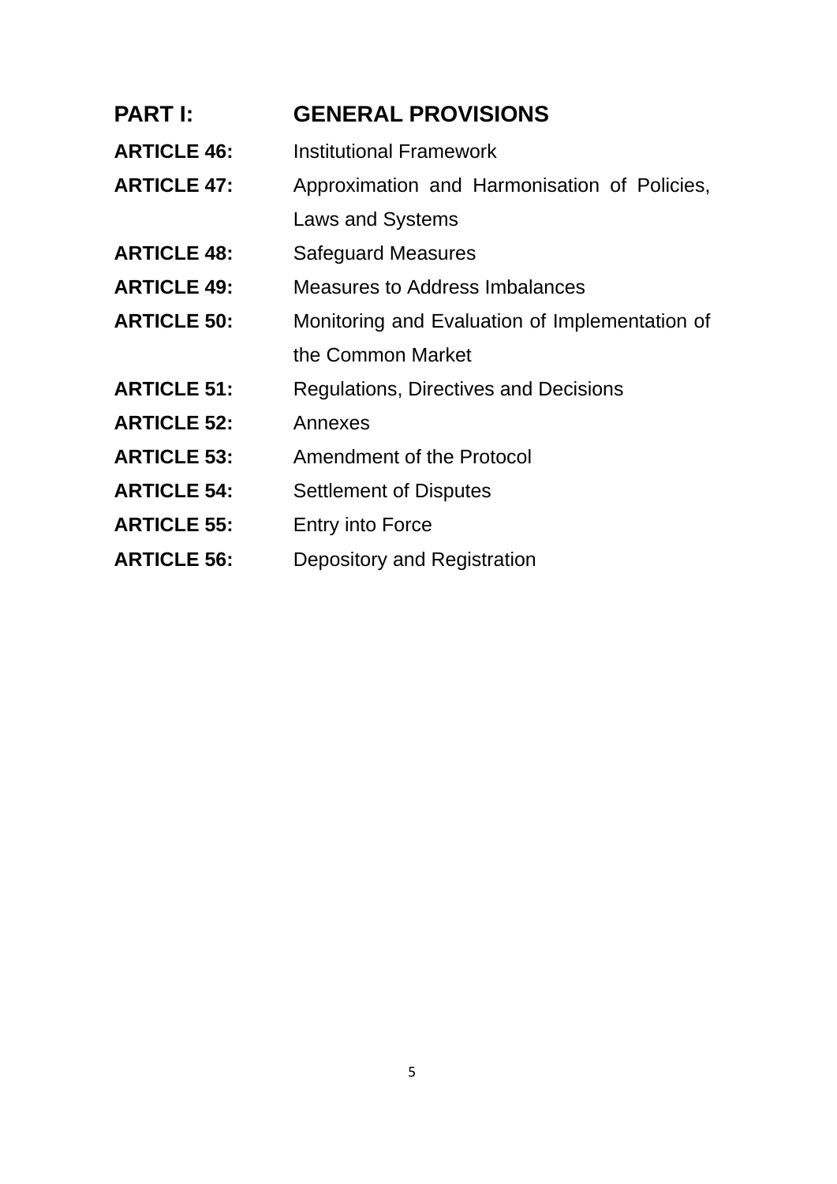## PART I: GENERAL PROVISIONS

**ARTICLE 46:** Institutional Framework

**ARTICLE 47:** Approximation and Harmonisation of Policies, Laws and Systems

**ARTICLE 48:** Safeguard Measures

**ARTICLE 49:** Measures to Address Imbalances

**ARTICLE 50:** Monitoring and Evaluation of Implementation of the Common Market

**ARTICLE 51:** Regulations, Directives and Decisions

**ARTICLE 52:** Annexes

**ARTICLE 53:** Amendment of the Protocol

**ARTICLE 54:** Settlement of Disputes

**ARTICLE 55:** Entry into Force

**ARTICLE 56:** Depository and Registration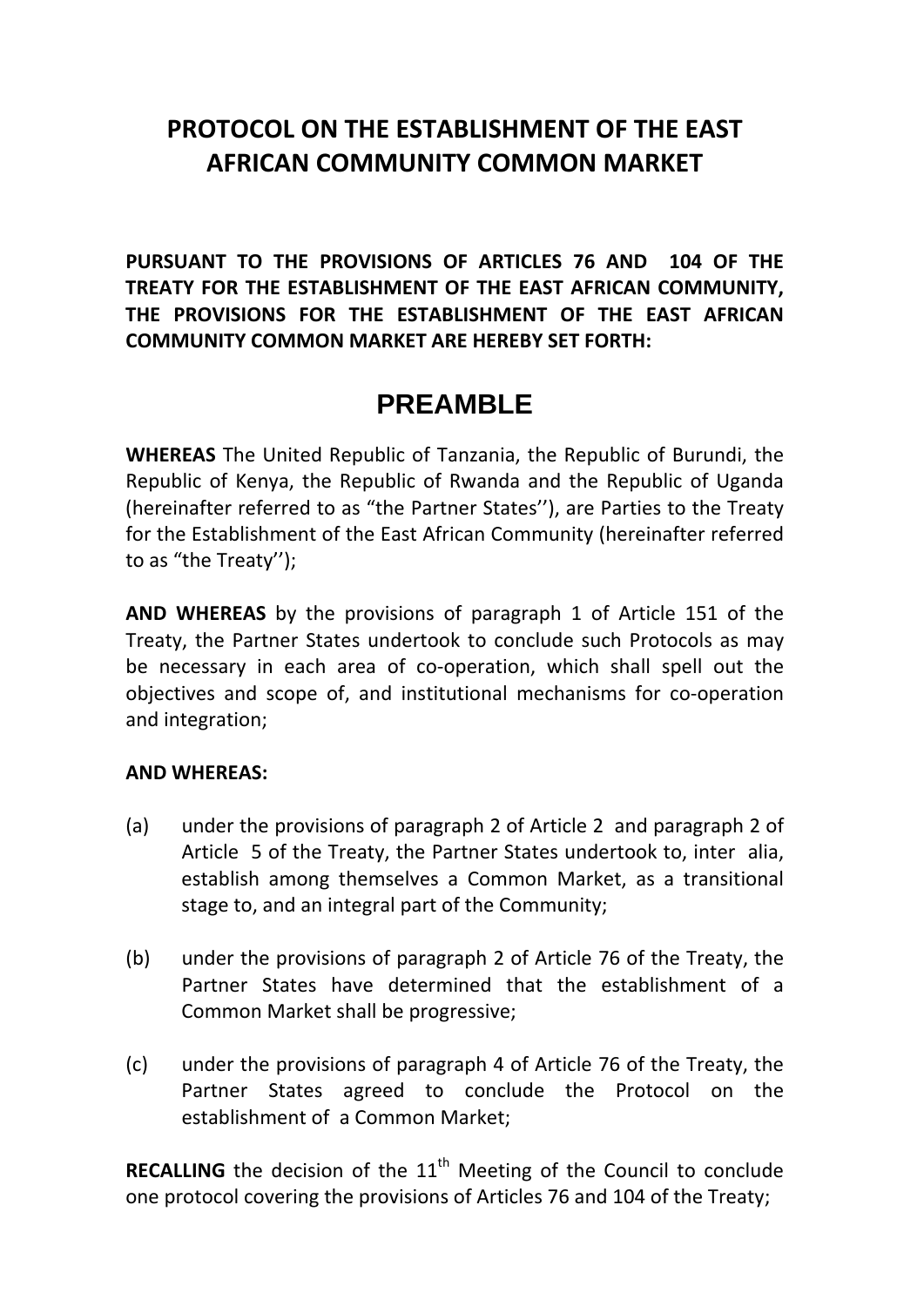# PROTOCOL ON THE ESTABLISHMENT OF THE EAST AFRICAN COMMUNITY COMMON MARKET

**PURSUANT TO THE PROVISIONS OF ARTICLES 76 AND 104 OF THE TREATY FOR THE ESTABLISHMENT OF THE EAST AFRICAN COMMUNITY, THE PROVISIONS FOR THE ESTABLISHMENT OF THE EAST AFRICAN COMMUNITY COMMON MARKET ARE HEREBY SET FORTH:**

## PREAMBLE

**WHEREAS** The United Republic of Tanzania, the Republic of Burundi, the Republic of Kenya, the Republic of Rwanda and the Republic of Uganda (hereinafter referred to as "the Partner States''), are Parties to the Treaty for the Establishment of the East African Community (hereinafter referred to as "the Treaty'');

**AND WHEREAS** by the provisions of paragraph 1 of Article 151 of the Treaty, the Partner States undertook to conclude such Protocols as may be necessary in each area of co-operation, which shall spell out the objectives and scope of, and institutional mechanisms for co-operation and integration;

**AND WHEREAS:**

(a) under the provisions of paragraph 2 of Article 2 and paragraph 2 of Article 5 of the Treaty, the Partner States undertook to, inter alia, establish among themselves a Common Market, as a transitional stage to, and an integral part of the Community;

(b) under the provisions of paragraph 2 of Article 76 of the Treaty, the Partner States have determined that the establishment of a Common Market shall be progressive;

(c) under the provisions of paragraph 4 of Article 76 of the Treaty, the Partner States agreed to conclude the Protocol on the establishment of a Common Market;

**RECALLING** the decision of the 11th Meeting of the Council to conclude one protocol covering the provisions of Articles 76 and 104 of the Treaty;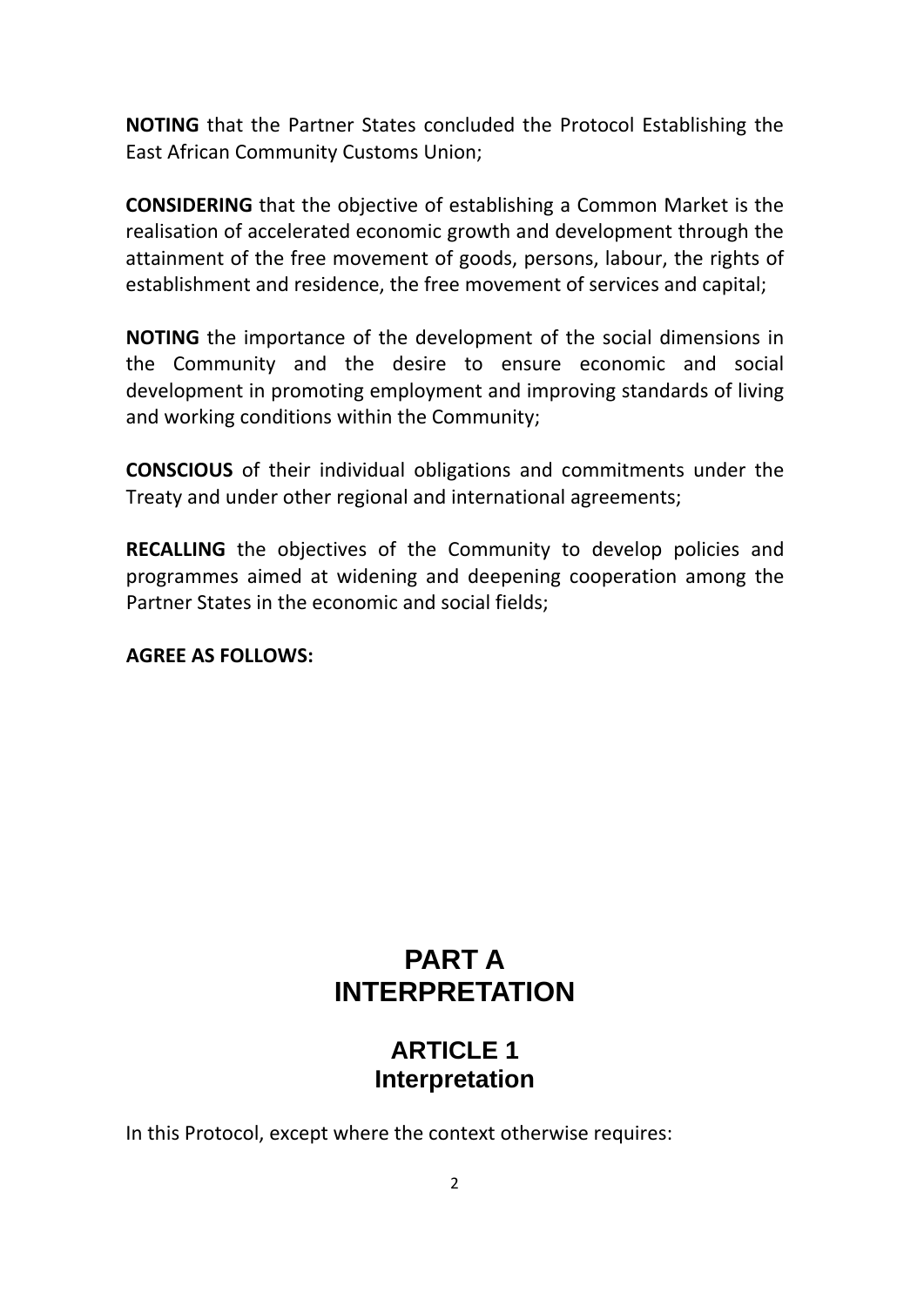**NOTING** that the Partner States concluded the Protocol Establishing the East African Community Customs Union;

**CONSIDERING** that the objective of establishing a Common Market is the realisation of accelerated economic growth and development through the attainment of the free movement of goods, persons, labour, the rights of establishment and residence, the free movement of services and capital;

**NOTING** the importance of the development of the social dimensions in the Community and the desire to ensure economic and social development in promoting employment and improving standards of living and working conditions within the Community;

**CONSCIOUS** of their individual obligations and commitments under the Treaty and under other regional and international agreements;

**RECALLING** the objectives of the Community to develop policies and programmes aimed at widening and deepening cooperation among the Partner States in the economic and social fields;

**AGREE AS FOLLOWS:**

# PART A
# INTERPRETATION

## ARTICLE 1
## Interpretation

In this Protocol, except where the context otherwise requires: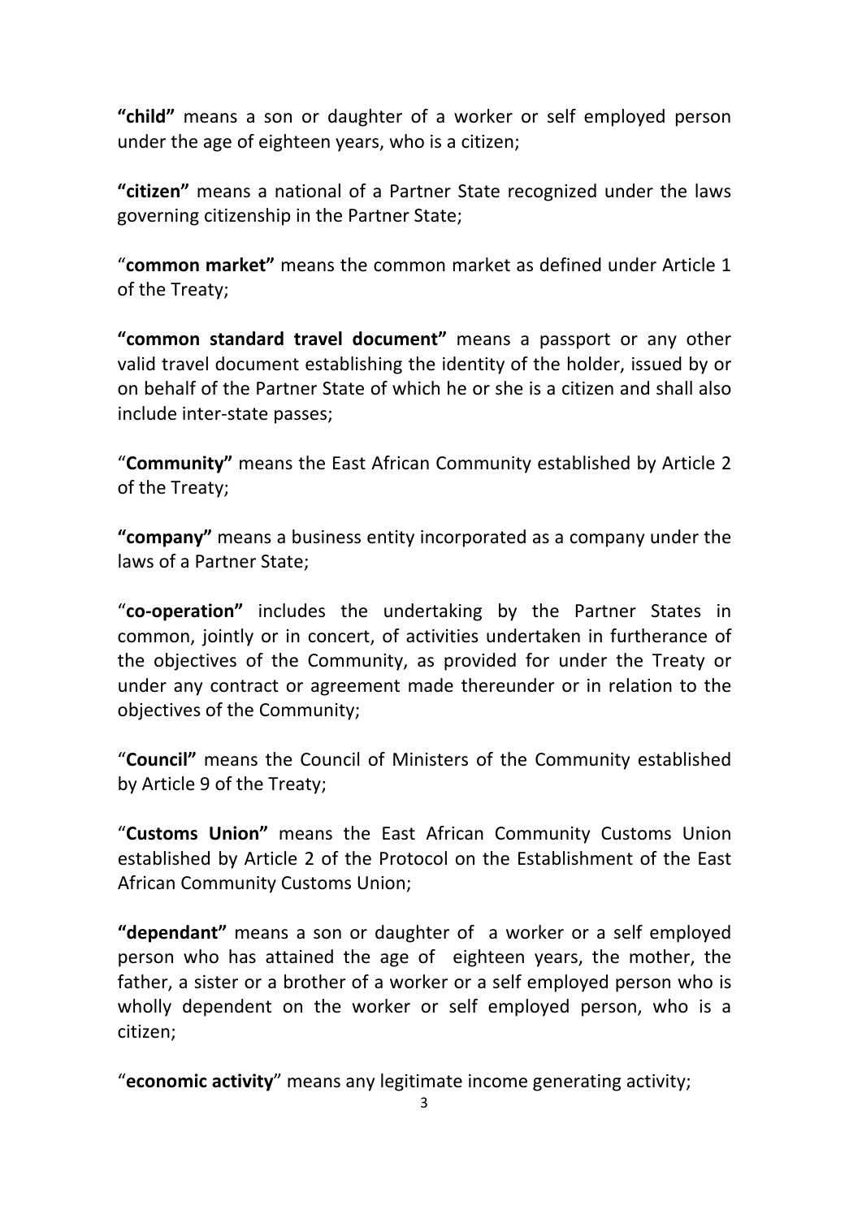**"child"** means a son or daughter of a worker or self employed person under the age of eighteen years, who is a citizen;

**"citizen"** means a national of a Partner State recognized under the laws governing citizenship in the Partner State;

"**common market"** means the common market as defined under Article 1 of the Treaty;

**"common standard travel document"** means a passport or any other valid travel document establishing the identity of the holder, issued by or on behalf of the Partner State of which he or she is a citizen and shall also include inter-state passes;

"**Community"** means the East African Community established by Article 2 of the Treaty;

**"company"** means a business entity incorporated as a company under the laws of a Partner State;

"**co-operation"** includes the undertaking by the Partner States in common, jointly or in concert, of activities undertaken in furtherance of the objectives of the Community, as provided for under the Treaty or under any contract or agreement made thereunder or in relation to the objectives of the Community;

"**Council"** means the Council of Ministers of the Community established by Article 9 of the Treaty;

"**Customs Union"** means the East African Community Customs Union established by Article 2 of the Protocol on the Establishment of the East African Community Customs Union;

**"dependant"** means a son or daughter of a worker or a self employed person who has attained the age of eighteen years, the mother, the father, a sister or a brother of a worker or a self employed person who is wholly dependent on the worker or self employed person, who is a citizen;

"**economic activity**" means any legitimate income generating activity;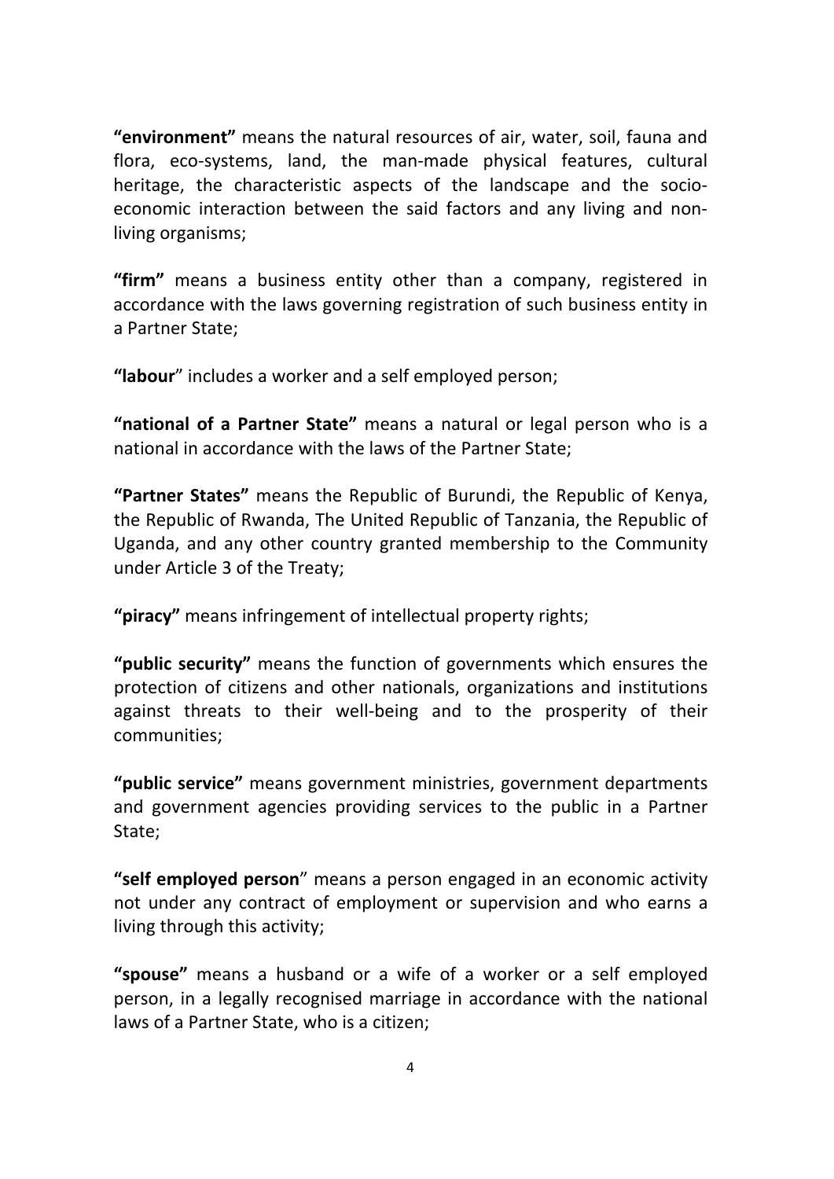**"environment"** means the natural resources of air, water, soil, fauna and flora, eco-systems, land, the man-made physical features, cultural heritage, the characteristic aspects of the landscape and the socio-economic interaction between the said factors and any living and non-living organisms;

**"firm"** means a business entity other than a company, registered in accordance with the laws governing registration of such business entity in a Partner State;

**"labour"** includes a worker and a self employed person;

**"national of a Partner State"** means a natural or legal person who is a national in accordance with the laws of the Partner State;

**"Partner States"** means the Republic of Burundi, the Republic of Kenya, the Republic of Rwanda, The United Republic of Tanzania, the Republic of Uganda, and any other country granted membership to the Community under Article 3 of the Treaty;

**"piracy"** means infringement of intellectual property rights;

**"public security"** means the function of governments which ensures the protection of citizens and other nationals, organizations and institutions against threats to their well-being and to the prosperity of their communities;

**"public service"** means government ministries, government departments and government agencies providing services to the public in a Partner State;

**"self employed person"** means a person engaged in an economic activity not under any contract of employment or supervision and who earns a living through this activity;

**"spouse"** means a husband or a wife of a worker or a self employed person, in a legally recognised marriage in accordance with the national laws of a Partner State, who is a citizen;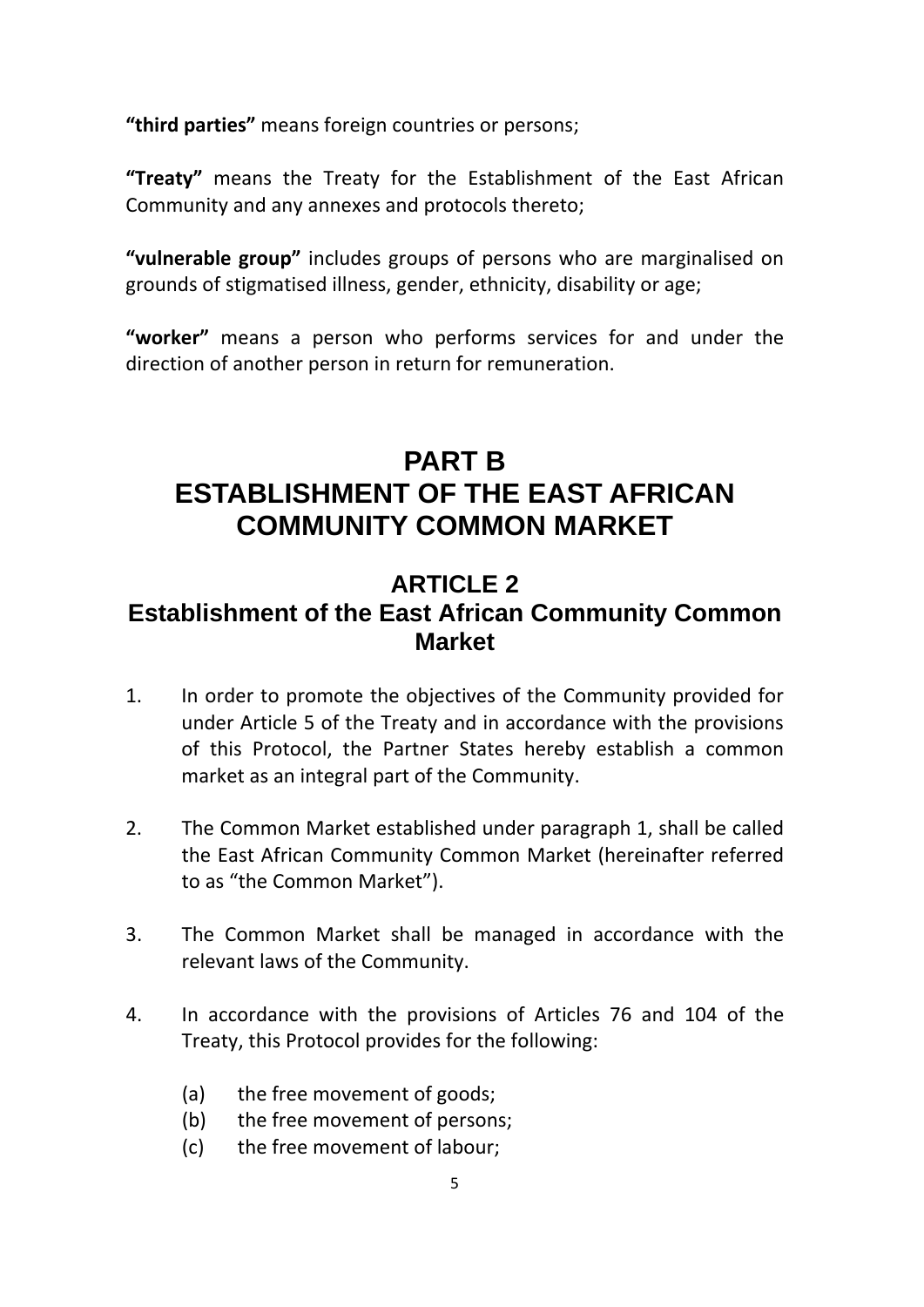**“third parties”** means foreign countries or persons;

**“Treaty”** means the Treaty for the Establishment of the East African Community and any annexes and protocols thereto;

**“vulnerable group”** includes groups of persons who are marginalised on grounds of stigmatised illness, gender, ethnicity, disability or age;

**“worker”** means a person who performs services for and under the direction of another person in return for remuneration.

# PART B
# ESTABLISHMENT OF THE EAST AFRICAN COMMUNITY COMMON MARKET

## ARTICLE 2
## Establishment of the East African Community Common Market

1. In order to promote the objectives of the Community provided for under Article 5 of the Treaty and in accordance with the provisions of this Protocol, the Partner States hereby establish a common market as an integral part of the Community.

2. The Common Market established under paragraph 1, shall be called the East African Community Common Market (hereinafter referred to as “the Common Market”).

3. The Common Market shall be managed in accordance with the relevant laws of the Community.

4. In accordance with the provisions of Articles 76 and 104 of the Treaty, this Protocol provides for the following:

   (a) the free movement of goods;
   (b) the free movement of persons;
   (c) the free movement of labour;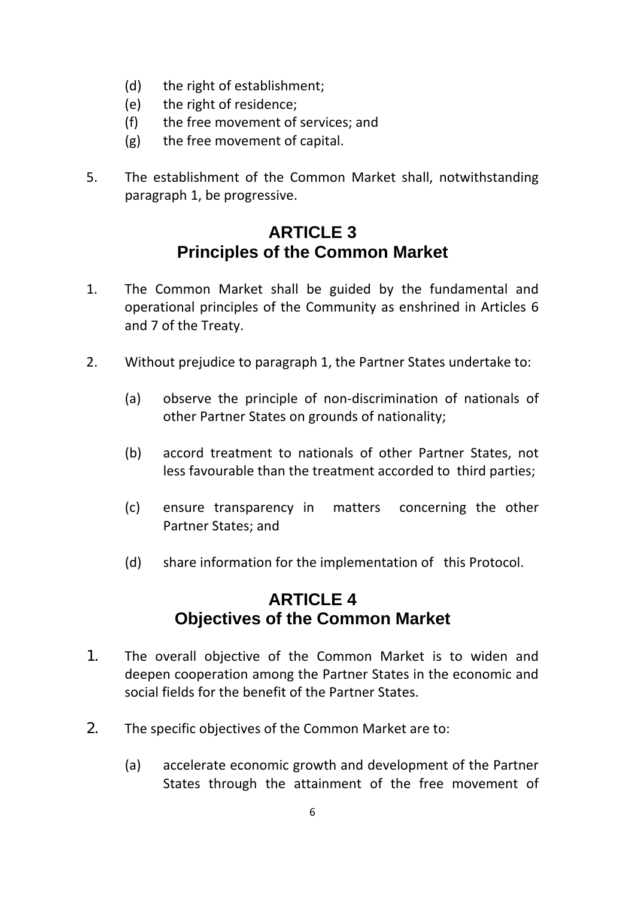(d) the right of establishment;
(e) the right of residence;
(f) the free movement of services; and
(g) the free movement of capital.

5. The establishment of the Common Market shall, notwithstanding paragraph 1, be progressive.

## ARTICLE 3
## Principles of the Common Market

1. The Common Market shall be guided by the fundamental and operational principles of the Community as enshrined in Articles 6 and 7 of the Treaty.

2. Without prejudice to paragraph 1, the Partner States undertake to:

   (a) observe the principle of non-discrimination of nationals of other Partner States on grounds of nationality;

   (b) accord treatment to nationals of other Partner States, not less favourable than the treatment accorded to third parties;

   (c) ensure transparency in matters concerning the other Partner States; and

   (d) share information for the implementation of this Protocol.

## ARTICLE 4
## Objectives of the Common Market

1. The overall objective of the Common Market is to widen and deepen cooperation among the Partner States in the economic and social fields for the benefit of the Partner States.

2. The specific objectives of the Common Market are to:

   (a) accelerate economic growth and development of the Partner States through the attainment of the free movement of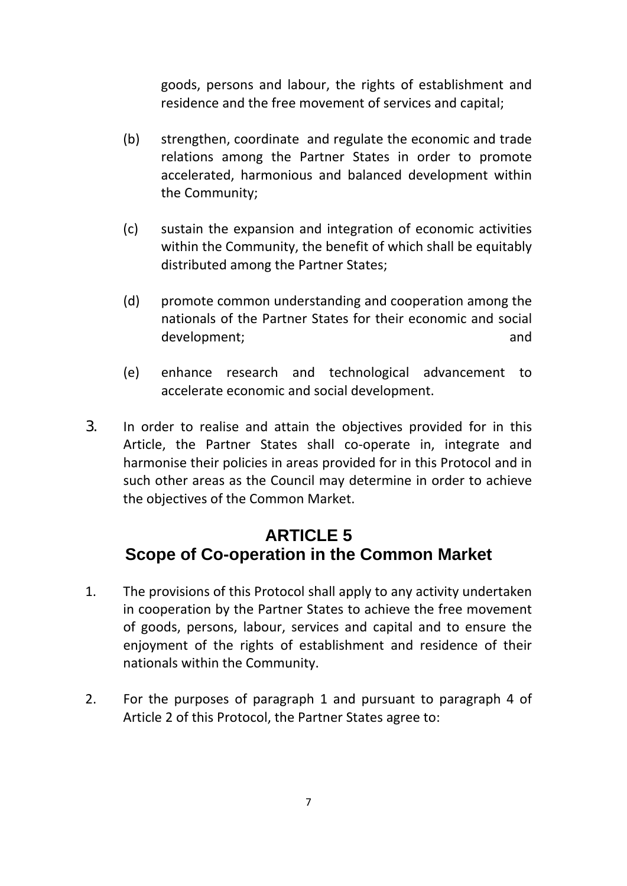goods, persons and labour, the rights of establishment and residence and the free movement of services and capital;

(b) strengthen, coordinate and regulate the economic and trade relations among the Partner States in order to promote accelerated, harmonious and balanced development within the Community;

(c) sustain the expansion and integration of economic activities within the Community, the benefit of which shall be equitably distributed among the Partner States;

(d) promote common understanding and cooperation among the nationals of the Partner States for their economic and social development; and

(e) enhance research and technological advancement to accelerate economic and social development.

3. In order to realise and attain the objectives provided for in this Article, the Partner States shall co-operate in, integrate and harmonise their policies in areas provided for in this Protocol and in such other areas as the Council may determine in order to achieve the objectives of the Common Market.

## ARTICLE 5
## Scope of Co-operation in the Common Market

1. The provisions of this Protocol shall apply to any activity undertaken in cooperation by the Partner States to achieve the free movement of goods, persons, labour, services and capital and to ensure the enjoyment of the rights of establishment and residence of their nationals within the Community.

2. For the purposes of paragraph 1 and pursuant to paragraph 4 of Article 2 of this Protocol, the Partner States agree to: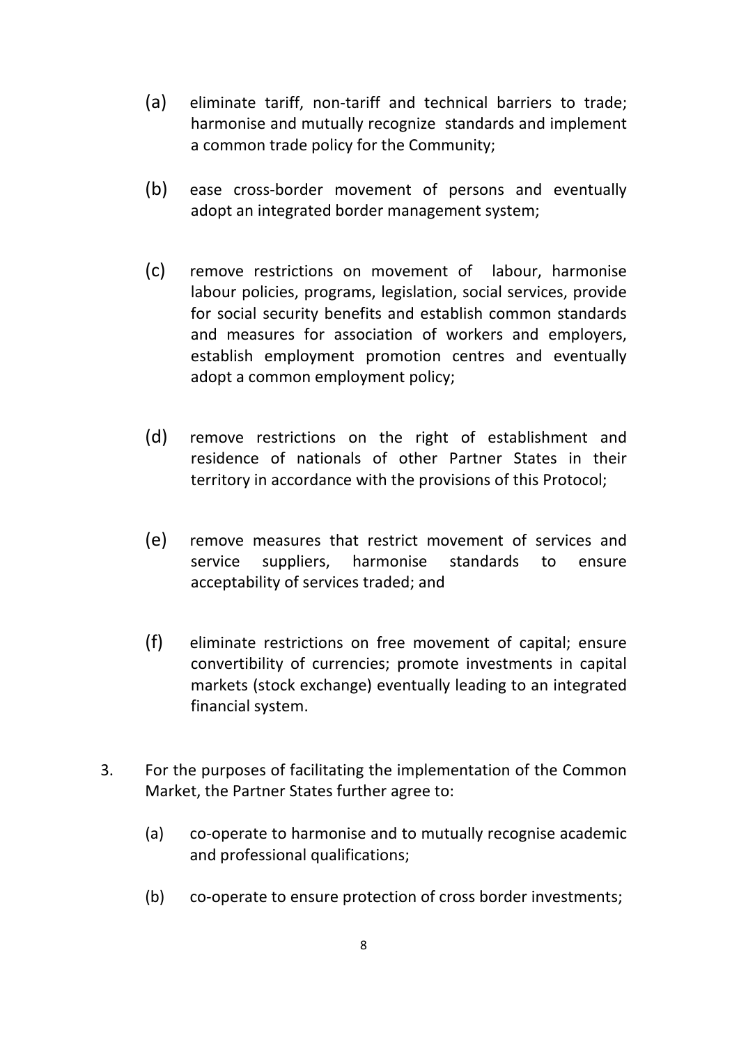(a) eliminate tariff, non-tariff and technical barriers to trade; harmonise and mutually recognize standards and implement a common trade policy for the Community;

(b) ease cross-border movement of persons and eventually adopt an integrated border management system;

(c) remove restrictions on movement of labour, harmonise labour policies, programs, legislation, social services, provide for social security benefits and establish common standards and measures for association of workers and employers, establish employment promotion centres and eventually adopt a common employment policy;

(d) remove restrictions on the right of establishment and residence of nationals of other Partner States in their territory in accordance with the provisions of this Protocol;

(e) remove measures that restrict movement of services and service suppliers, harmonise standards to ensure acceptability of services traded; and

(f) eliminate restrictions on free movement of capital; ensure convertibility of currencies; promote investments in capital markets (stock exchange) eventually leading to an integrated financial system.

3. For the purposes of facilitating the implementation of the Common Market, the Partner States further agree to:

   (a) co-operate to harmonise and to mutually recognise academic and professional qualifications;

   (b) co-operate to ensure protection of cross border investments;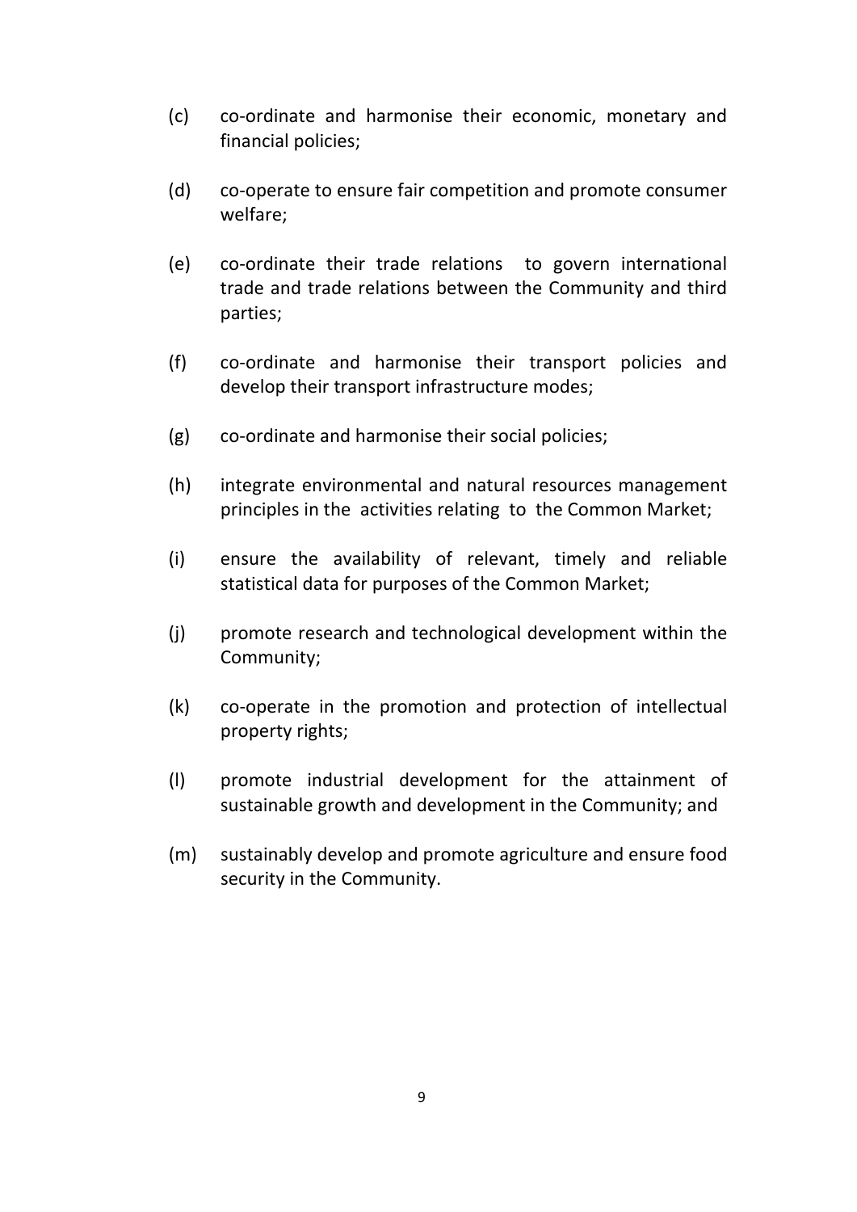(c) co-ordinate and harmonise their economic, monetary and financial policies;

(d) co-operate to ensure fair competition and promote consumer welfare;

(e) co-ordinate their trade relations to govern international trade and trade relations between the Community and third parties;

(f) co-ordinate and harmonise their transport policies and develop their transport infrastructure modes;

(g) co-ordinate and harmonise their social policies;

(h) integrate environmental and natural resources management principles in the activities relating to the Common Market;

(i) ensure the availability of relevant, timely and reliable statistical data for purposes of the Common Market;

(j) promote research and technological development within the Community;

(k) co-operate in the promotion and protection of intellectual property rights;

(l) promote industrial development for the attainment of sustainable growth and development in the Community; and

(m) sustainably develop and promote agriculture and ensure food security in the Community.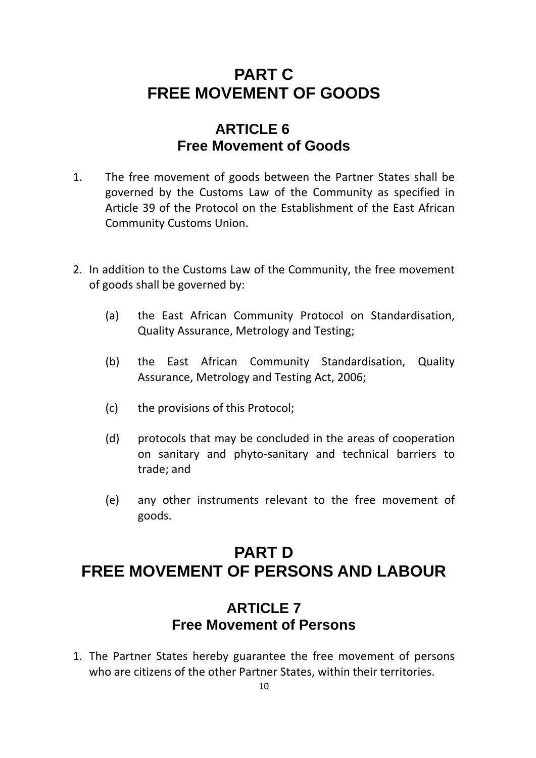# PART C
# FREE MOVEMENT OF GOODS

## ARTICLE 6
## Free Movement of Goods

1. The free movement of goods between the Partner States shall be governed by the Customs Law of the Community as specified in Article 39 of the Protocol on the Establishment of the East African Community Customs Union.

2. In addition to the Customs Law of the Community, the free movement of goods shall be governed by:

   (a) the East African Community Protocol on Standardisation, Quality Assurance, Metrology and Testing;

   (b) the East African Community Standardisation, Quality Assurance, Metrology and Testing Act, 2006;

   (c) the provisions of this Protocol;

   (d) protocols that may be concluded in the areas of cooperation on sanitary and phyto-sanitary and technical barriers to trade; and

   (e) any other instruments relevant to the free movement of goods.

# PART D
# FREE MOVEMENT OF PERSONS AND LABOUR

## ARTICLE 7
## Free Movement of Persons

1. The Partner States hereby guarantee the free movement of persons who are citizens of the other Partner States, within their territories.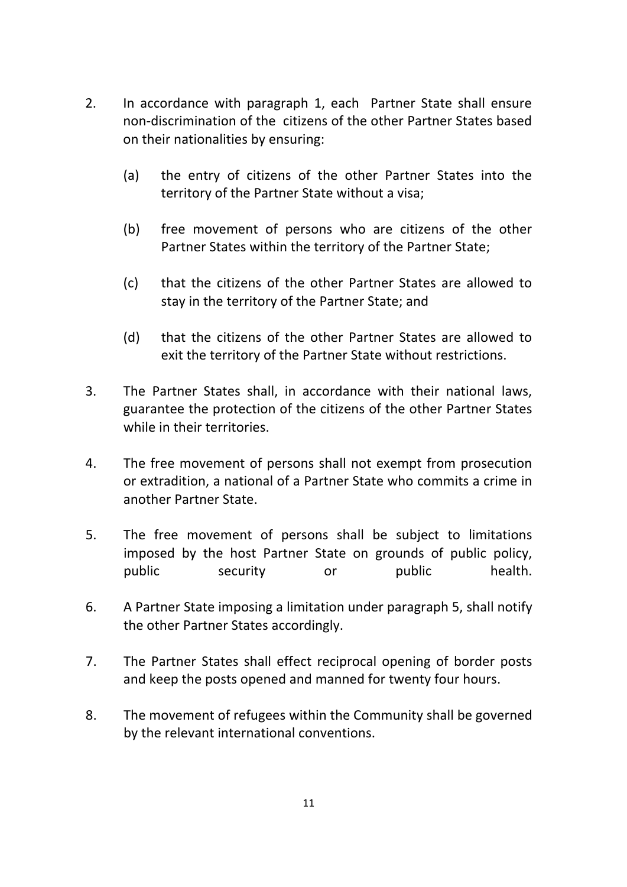2. In accordance with paragraph 1, each Partner State shall ensure non-discrimination of the citizens of the other Partner States based on their nationalities by ensuring:

   (a) the entry of citizens of the other Partner States into the territory of the Partner State without a visa;

   (b) free movement of persons who are citizens of the other Partner States within the territory of the Partner State;

   (c) that the citizens of the other Partner States are allowed to stay in the territory of the Partner State; and

   (d) that the citizens of the other Partner States are allowed to exit the territory of the Partner State without restrictions.

3. The Partner States shall, in accordance with their national laws, guarantee the protection of the citizens of the other Partner States while in their territories.

4. The free movement of persons shall not exempt from prosecution or extradition, a national of a Partner State who commits a crime in another Partner State.

5. The free movement of persons shall be subject to limitations imposed by the host Partner State on grounds of public policy, public security or public health.

6. A Partner State imposing a limitation under paragraph 5, shall notify the other Partner States accordingly.

7. The Partner States shall effect reciprocal opening of border posts and keep the posts opened and manned for twenty four hours.

8. The movement of refugees within the Community shall be governed by the relevant international conventions.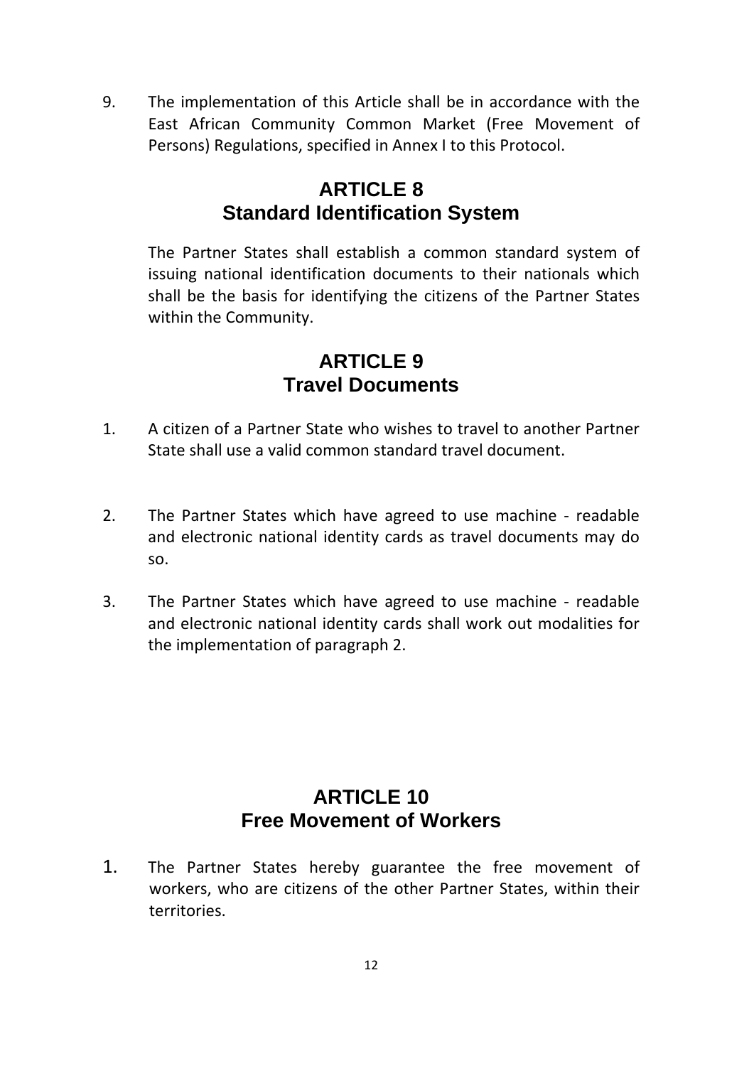9. The implementation of this Article shall be in accordance with the East African Community Common Market (Free Movement of Persons) Regulations, specified in Annex I to this Protocol.

## ARTICLE 8
## Standard Identification System

The Partner States shall establish a common standard system of issuing national identification documents to their nationals which shall be the basis for identifying the citizens of the Partner States within the Community.

## ARTICLE 9
## Travel Documents

1. A citizen of a Partner State who wishes to travel to another Partner State shall use a valid common standard travel document.

2. The Partner States which have agreed to use machine - readable and electronic national identity cards as travel documents may do so.

3. The Partner States which have agreed to use machine - readable and electronic national identity cards shall work out modalities for the implementation of paragraph 2.

## ARTICLE 10
## Free Movement of Workers

1. The Partner States hereby guarantee the free movement of workers, who are citizens of the other Partner States, within their territories.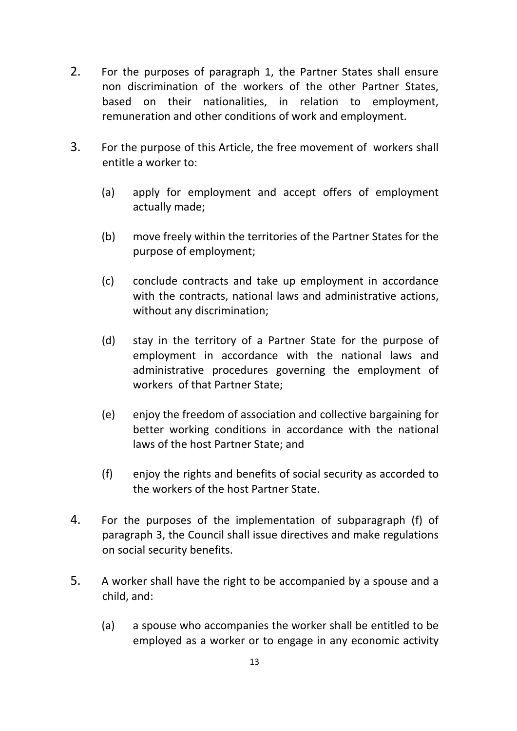2. For the purposes of paragraph 1, the Partner States shall ensure non discrimination of the workers of the other Partner States, based on their nationalities, in relation to employment, remuneration and other conditions of work and employment.

3. For the purpose of this Article, the free movement of workers shall entitle a worker to:

   (a) apply for employment and accept offers of employment actually made;

   (b) move freely within the territories of the Partner States for the purpose of employment;

   (c) conclude contracts and take up employment in accordance with the contracts, national laws and administrative actions, without any discrimination;

   (d) stay in the territory of a Partner State for the purpose of employment in accordance with the national laws and administrative procedures governing the employment of workers of that Partner State;

   (e) enjoy the freedom of association and collective bargaining for better working conditions in accordance with the national laws of the host Partner State; and

   (f) enjoy the rights and benefits of social security as accorded to the workers of the host Partner State.

4. For the purposes of the implementation of subparagraph (f) of paragraph 3, the Council shall issue directives and make regulations on social security benefits.

5. A worker shall have the right to be accompanied by a spouse and a child, and:

   (a) a spouse who accompanies the worker shall be entitled to be employed as a worker or to engage in any economic activity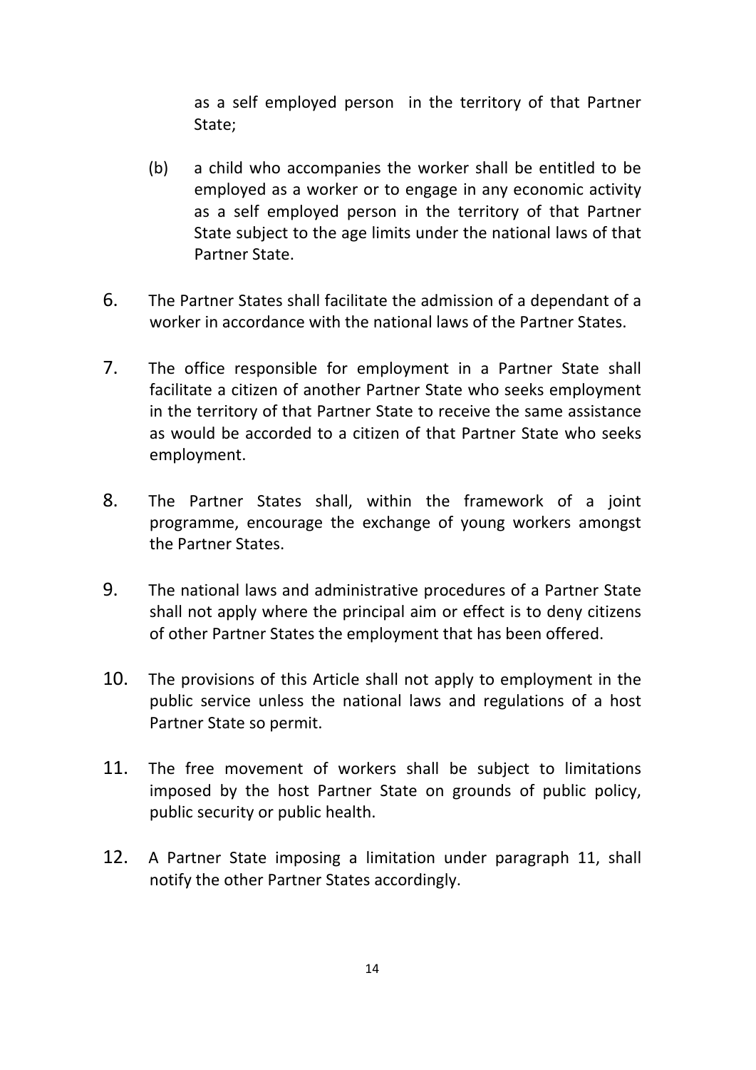as a self employed person in the territory of that Partner State;

(b) a child who accompanies the worker shall be entitled to be employed as a worker or to engage in any economic activity as a self employed person in the territory of that Partner State subject to the age limits under the national laws of that Partner State.

6. The Partner States shall facilitate the admission of a dependant of a worker in accordance with the national laws of the Partner States.

7. The office responsible for employment in a Partner State shall facilitate a citizen of another Partner State who seeks employment in the territory of that Partner State to receive the same assistance as would be accorded to a citizen of that Partner State who seeks employment.

8. The Partner States shall, within the framework of a joint programme, encourage the exchange of young workers amongst the Partner States.

9. The national laws and administrative procedures of a Partner State shall not apply where the principal aim or effect is to deny citizens of other Partner States the employment that has been offered.

10. The provisions of this Article shall not apply to employment in the public service unless the national laws and regulations of a host Partner State so permit.

11. The free movement of workers shall be subject to limitations imposed by the host Partner State on grounds of public policy, public security or public health.

12. A Partner State imposing a limitation under paragraph 11, shall notify the other Partner States accordingly.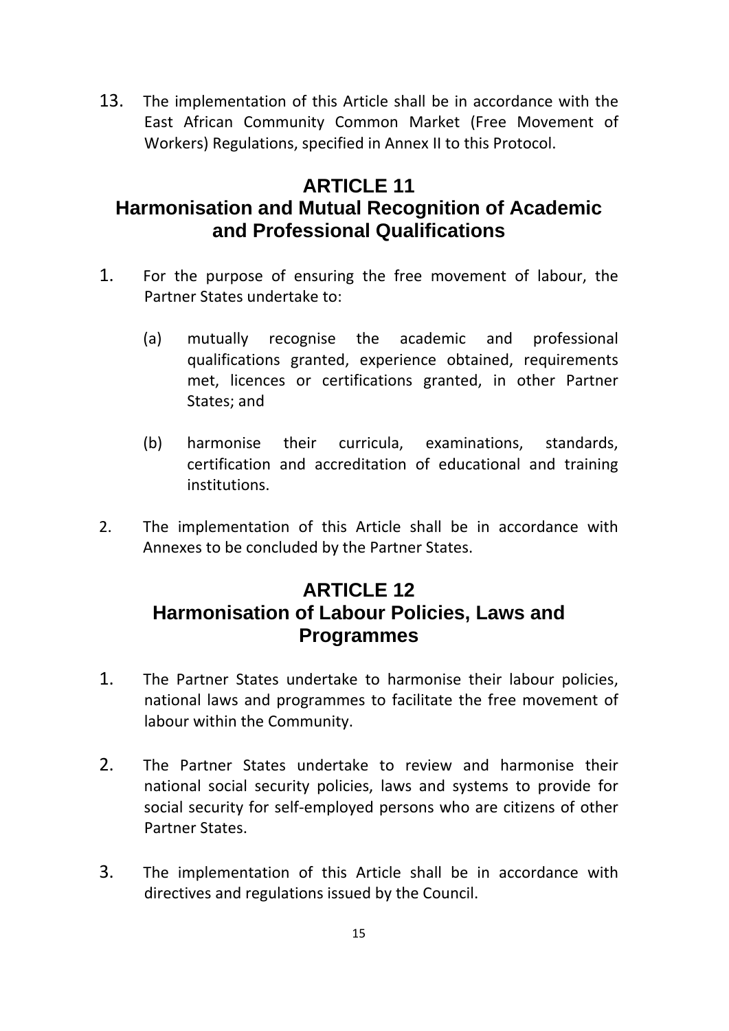13. The implementation of this Article shall be in accordance with the East African Community Common Market (Free Movement of Workers) Regulations, specified in Annex II to this Protocol.

## ARTICLE 11
## Harmonisation and Mutual Recognition of Academic and Professional Qualifications

1. For the purpose of ensuring the free movement of labour, the Partner States undertake to:

   (a) mutually recognise the academic and professional qualifications granted, experience obtained, requirements met, licences or certifications granted, in other Partner States; and

   (b) harmonise their curricula, examinations, standards, certification and accreditation of educational and training institutions.

2. The implementation of this Article shall be in accordance with Annexes to be concluded by the Partner States.

## ARTICLE 12
## Harmonisation of Labour Policies, Laws and Programmes

1. The Partner States undertake to harmonise their labour policies, national laws and programmes to facilitate the free movement of labour within the Community.

2. The Partner States undertake to review and harmonise their national social security policies, laws and systems to provide for social security for self-employed persons who are citizens of other Partner States.

3. The implementation of this Article shall be in accordance with directives and regulations issued by the Council.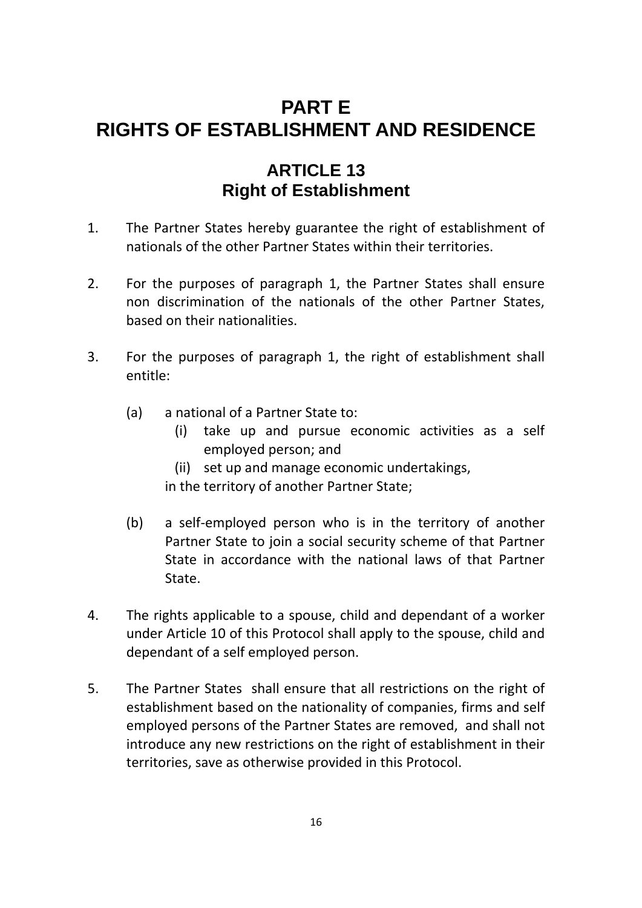# PART E
# RIGHTS OF ESTABLISHMENT AND RESIDENCE

## ARTICLE 13
## Right of Establishment

1. The Partner States hereby guarantee the right of establishment of nationals of the other Partner States within their territories.

2. For the purposes of paragraph 1, the Partner States shall ensure non discrimination of the nationals of the other Partner States, based on their nationalities.

3. For the purposes of paragraph 1, the right of establishment shall entitle:

   (a) a national of a Partner State to:
      (i) take up and pursue economic activities as a self employed person; and
      (ii) set up and manage economic undertakings,

   in the territory of another Partner State;

   (b) a self-employed person who is in the territory of another Partner State to join a social security scheme of that Partner State in accordance with the national laws of that Partner State.

4. The rights applicable to a spouse, child and dependant of a worker under Article 10 of this Protocol shall apply to the spouse, child and dependant of a self employed person.

5. The Partner States shall ensure that all restrictions on the right of establishment based on the nationality of companies, firms and self employed persons of the Partner States are removed, and shall not introduce any new restrictions on the right of establishment in their territories, save as otherwise provided in this Protocol.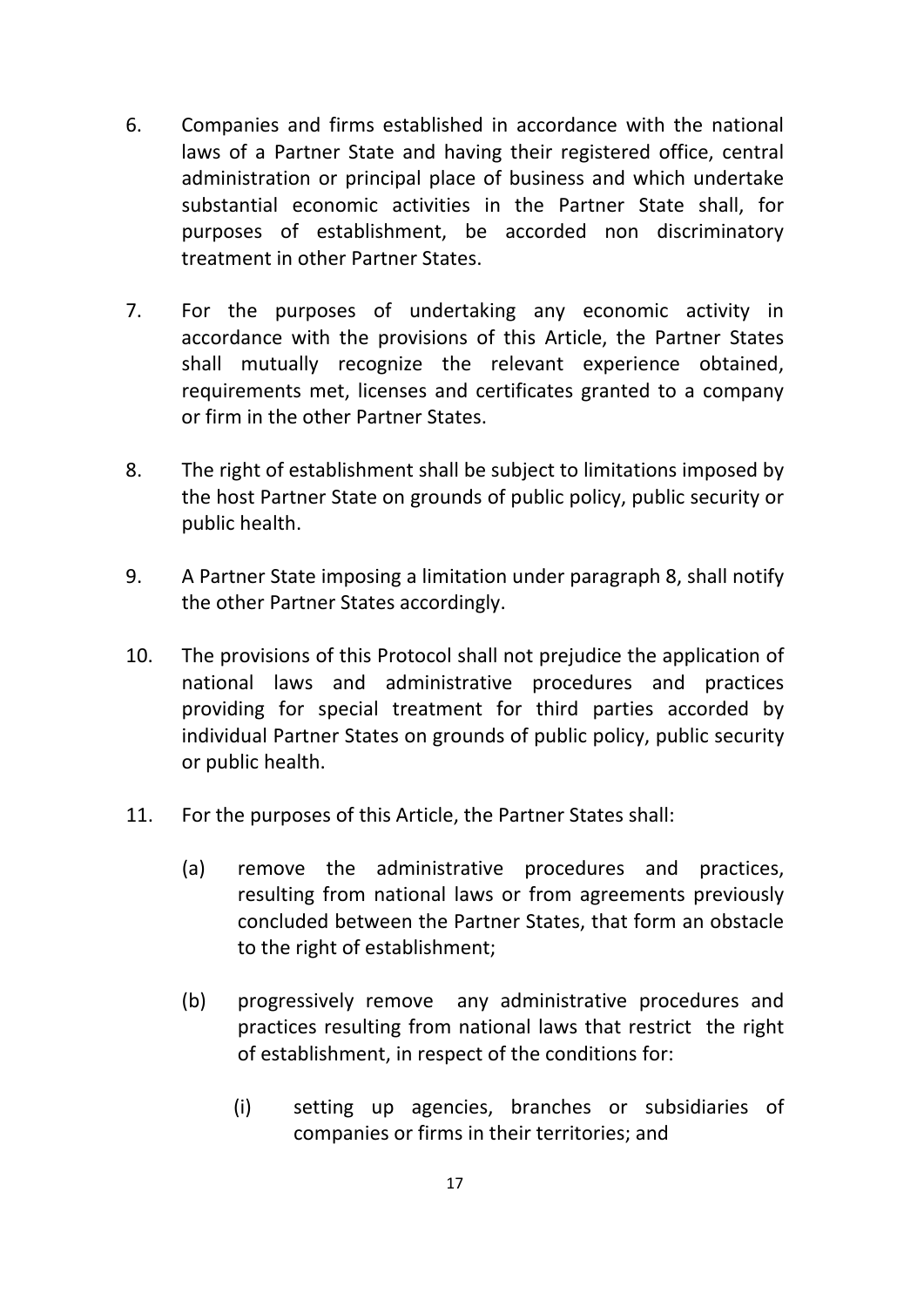6. Companies and firms established in accordance with the national laws of a Partner State and having their registered office, central administration or principal place of business and which undertake substantial economic activities in the Partner State shall, for purposes of establishment, be accorded non discriminatory treatment in other Partner States.

7. For the purposes of undertaking any economic activity in accordance with the provisions of this Article, the Partner States shall mutually recognize the relevant experience obtained, requirements met, licenses and certificates granted to a company or firm in the other Partner States.

8. The right of establishment shall be subject to limitations imposed by the host Partner State on grounds of public policy, public security or public health.

9. A Partner State imposing a limitation under paragraph 8, shall notify the other Partner States accordingly.

10. The provisions of this Protocol shall not prejudice the application of national laws and administrative procedures and practices providing for special treatment for third parties accorded by individual Partner States on grounds of public policy, public security or public health.

11. For the purposes of this Article, the Partner States shall:

    (a) remove the administrative procedures and practices, resulting from national laws or from agreements previously concluded between the Partner States, that form an obstacle to the right of establishment;

    (b) progressively remove any administrative procedures and practices resulting from national laws that restrict the right of establishment, in respect of the conditions for:

        (i) setting up agencies, branches or subsidiaries of companies or firms in their territories; and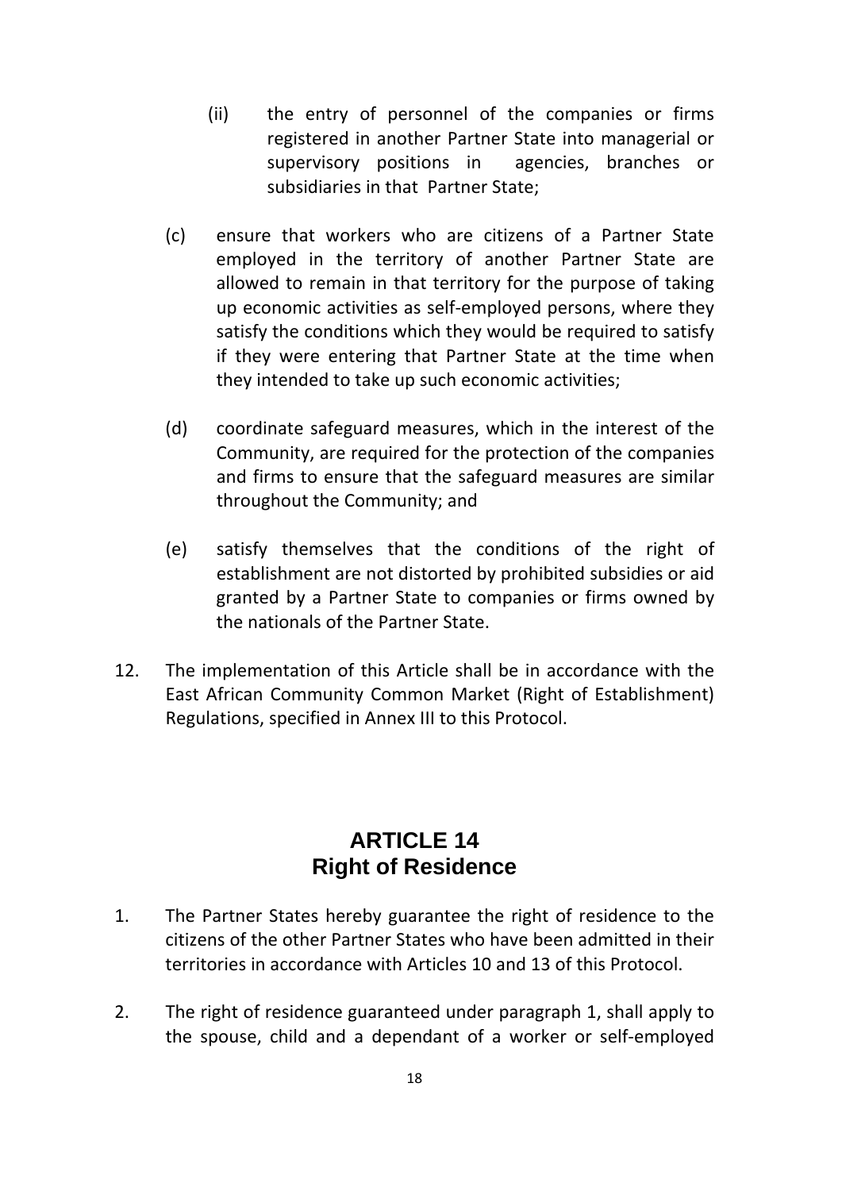(ii) the entry of personnel of the companies or firms registered in another Partner State into managerial or supervisory positions in agencies, branches or subsidiaries in that Partner State;

(c) ensure that workers who are citizens of a Partner State employed in the territory of another Partner State are allowed to remain in that territory for the purpose of taking up economic activities as self-employed persons, where they satisfy the conditions which they would be required to satisfy if they were entering that Partner State at the time when they intended to take up such economic activities;

(d) coordinate safeguard measures, which in the interest of the Community, are required for the protection of the companies and firms to ensure that the safeguard measures are similar throughout the Community; and

(e) satisfy themselves that the conditions of the right of establishment are not distorted by prohibited subsidies or aid granted by a Partner State to companies or firms owned by the nationals of the Partner State.

12. The implementation of this Article shall be in accordance with the East African Community Common Market (Right of Establishment) Regulations, specified in Annex III to this Protocol.

## ARTICLE 14
## Right of Residence

1. The Partner States hereby guarantee the right of residence to the citizens of the other Partner States who have been admitted in their territories in accordance with Articles 10 and 13 of this Protocol.

2. The right of residence guaranteed under paragraph 1, shall apply to the spouse, child and a dependant of a worker or self-employed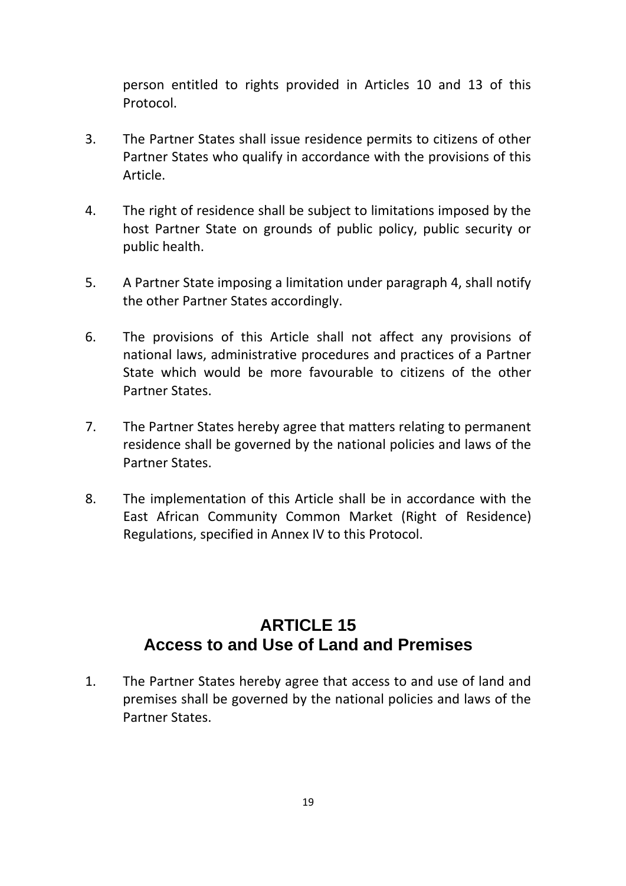person entitled to rights provided in Articles 10 and 13 of this Protocol.

3. The Partner States shall issue residence permits to citizens of other Partner States who qualify in accordance with the provisions of this Article.

4. The right of residence shall be subject to limitations imposed by the host Partner State on grounds of public policy, public security or public health.

5. A Partner State imposing a limitation under paragraph 4, shall notify the other Partner States accordingly.

6. The provisions of this Article shall not affect any provisions of national laws, administrative procedures and practices of a Partner State which would be more favourable to citizens of the other Partner States.

7. The Partner States hereby agree that matters relating to permanent residence shall be governed by the national policies and laws of the Partner States.

8. The implementation of this Article shall be in accordance with the East African Community Common Market (Right of Residence) Regulations, specified in Annex IV to this Protocol.

## ARTICLE 15
## Access to and Use of Land and Premises

1. The Partner States hereby agree that access to and use of land and premises shall be governed by the national policies and laws of the Partner States.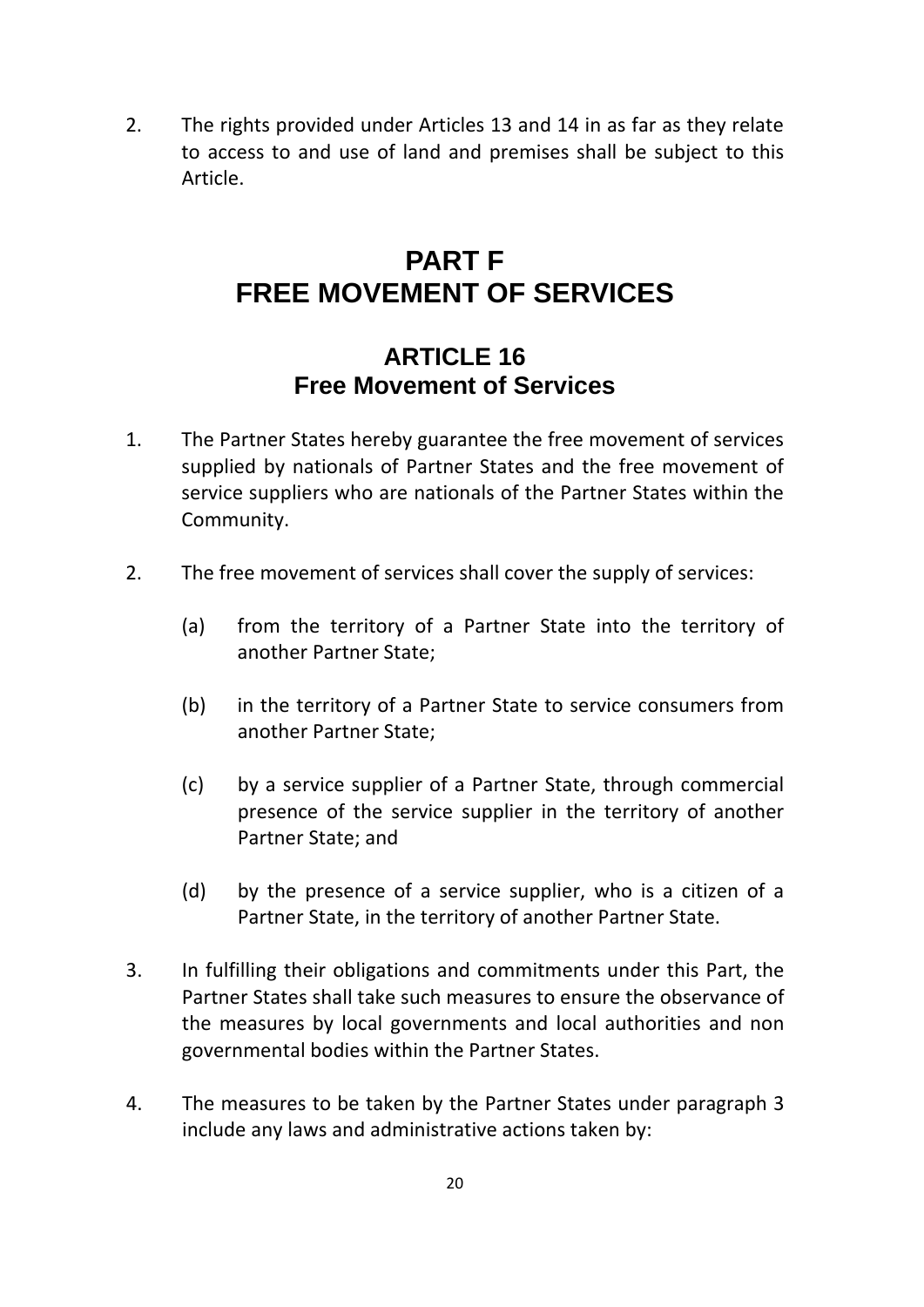2. The rights provided under Articles 13 and 14 in as far as they relate to access to and use of land and premises shall be subject to this Article.

# PART F
# FREE MOVEMENT OF SERVICES

## ARTICLE 16
## Free Movement of Services

1. The Partner States hereby guarantee the free movement of services supplied by nationals of Partner States and the free movement of service suppliers who are nationals of the Partner States within the Community.

2. The free movement of services shall cover the supply of services:

   (a) from the territory of a Partner State into the territory of another Partner State;

   (b) in the territory of a Partner State to service consumers from another Partner State;

   (c) by a service supplier of a Partner State, through commercial presence of the service supplier in the territory of another Partner State; and

   (d) by the presence of a service supplier, who is a citizen of a Partner State, in the territory of another Partner State.

3. In fulfilling their obligations and commitments under this Part, the Partner States shall take such measures to ensure the observance of the measures by local governments and local authorities and non governmental bodies within the Partner States.

4. The measures to be taken by the Partner States under paragraph 3 include any laws and administrative actions taken by: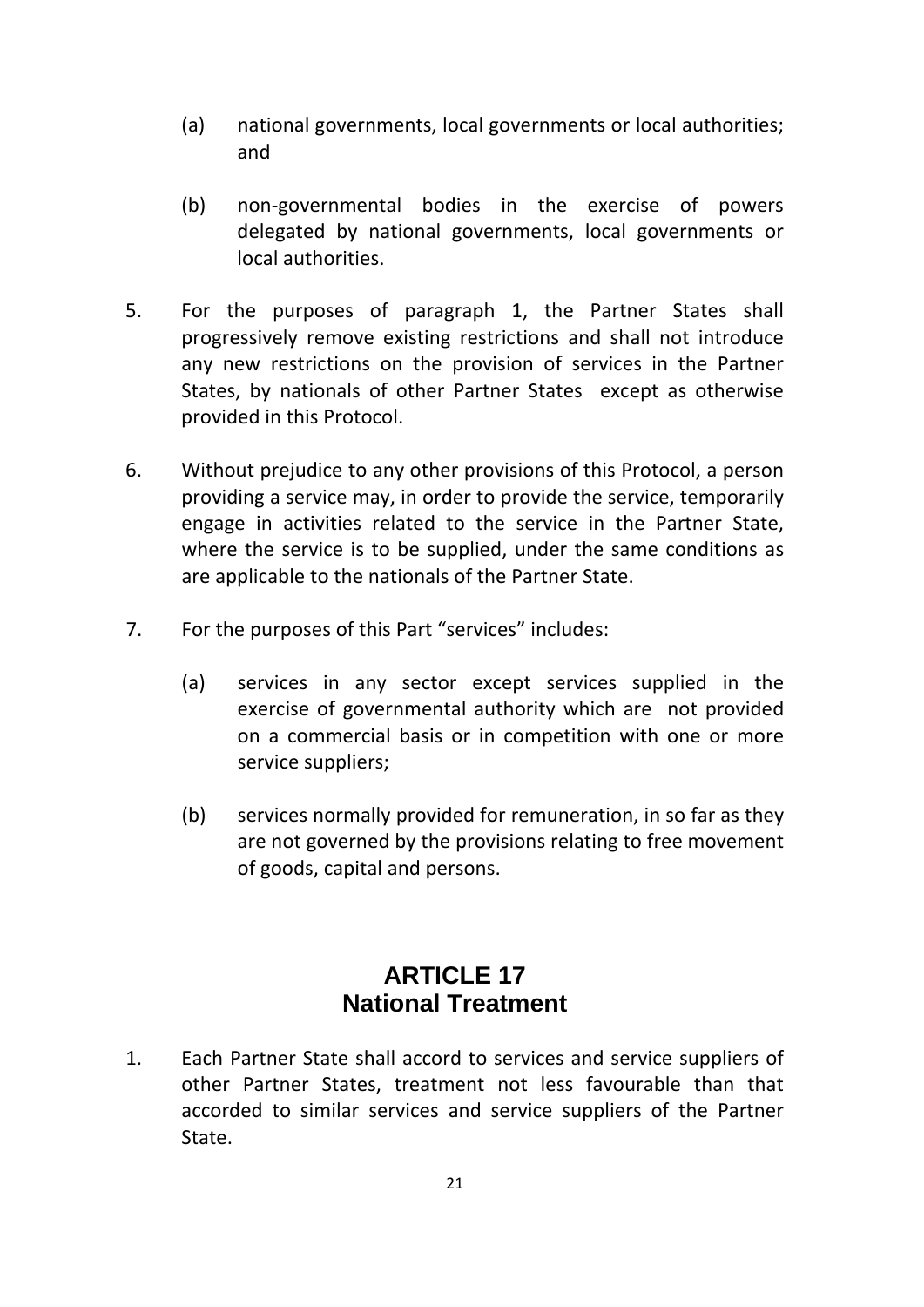(a) national governments, local governments or local authorities; and

(b) non-governmental bodies in the exercise of powers delegated by national governments, local governments or local authorities.

5. For the purposes of paragraph 1, the Partner States shall progressively remove existing restrictions and shall not introduce any new restrictions on the provision of services in the Partner States, by nationals of other Partner States except as otherwise provided in this Protocol.

6. Without prejudice to any other provisions of this Protocol, a person providing a service may, in order to provide the service, temporarily engage in activities related to the service in the Partner State, where the service is to be supplied, under the same conditions as are applicable to the nationals of the Partner State.

7. For the purposes of this Part "services" includes:

   (a) services in any sector except services supplied in the exercise of governmental authority which are not provided on a commercial basis or in competition with one or more service suppliers;

   (b) services normally provided for remuneration, in so far as they are not governed by the provisions relating to free movement of goods, capital and persons.

## ARTICLE 17
## National Treatment

1. Each Partner State shall accord to services and service suppliers of other Partner States, treatment not less favourable than that accorded to similar services and service suppliers of the Partner State.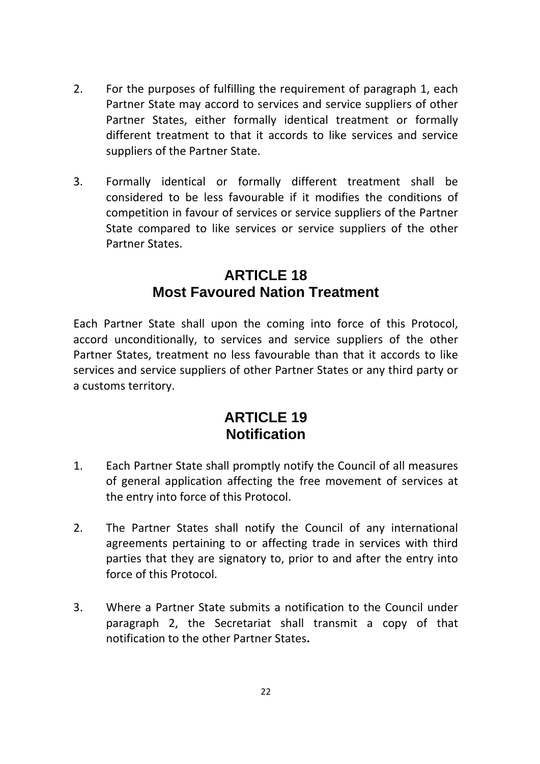2. For the purposes of fulfilling the requirement of paragraph 1, each Partner State may accord to services and service suppliers of other Partner States, either formally identical treatment or formally different treatment to that it accords to like services and service suppliers of the Partner State.

3. Formally identical or formally different treatment shall be considered to be less favourable if it modifies the conditions of competition in favour of services or service suppliers of the Partner State compared to like services or service suppliers of the other Partner States.

## ARTICLE 18
## Most Favoured Nation Treatment

Each Partner State shall upon the coming into force of this Protocol, accord unconditionally, to services and service suppliers of the other Partner States, treatment no less favourable than that it accords to like services and service suppliers of other Partner States or any third party or a customs territory.

## ARTICLE 19
## Notification

1. Each Partner State shall promptly notify the Council of all measures of general application affecting the free movement of services at the entry into force of this Protocol.

2. The Partner States shall notify the Council of any international agreements pertaining to or affecting trade in services with third parties that they are signatory to, prior to and after the entry into force of this Protocol.

3. Where a Partner State submits a notification to the Council under paragraph 2, the Secretariat shall transmit a copy of that notification to the other Partner States**.**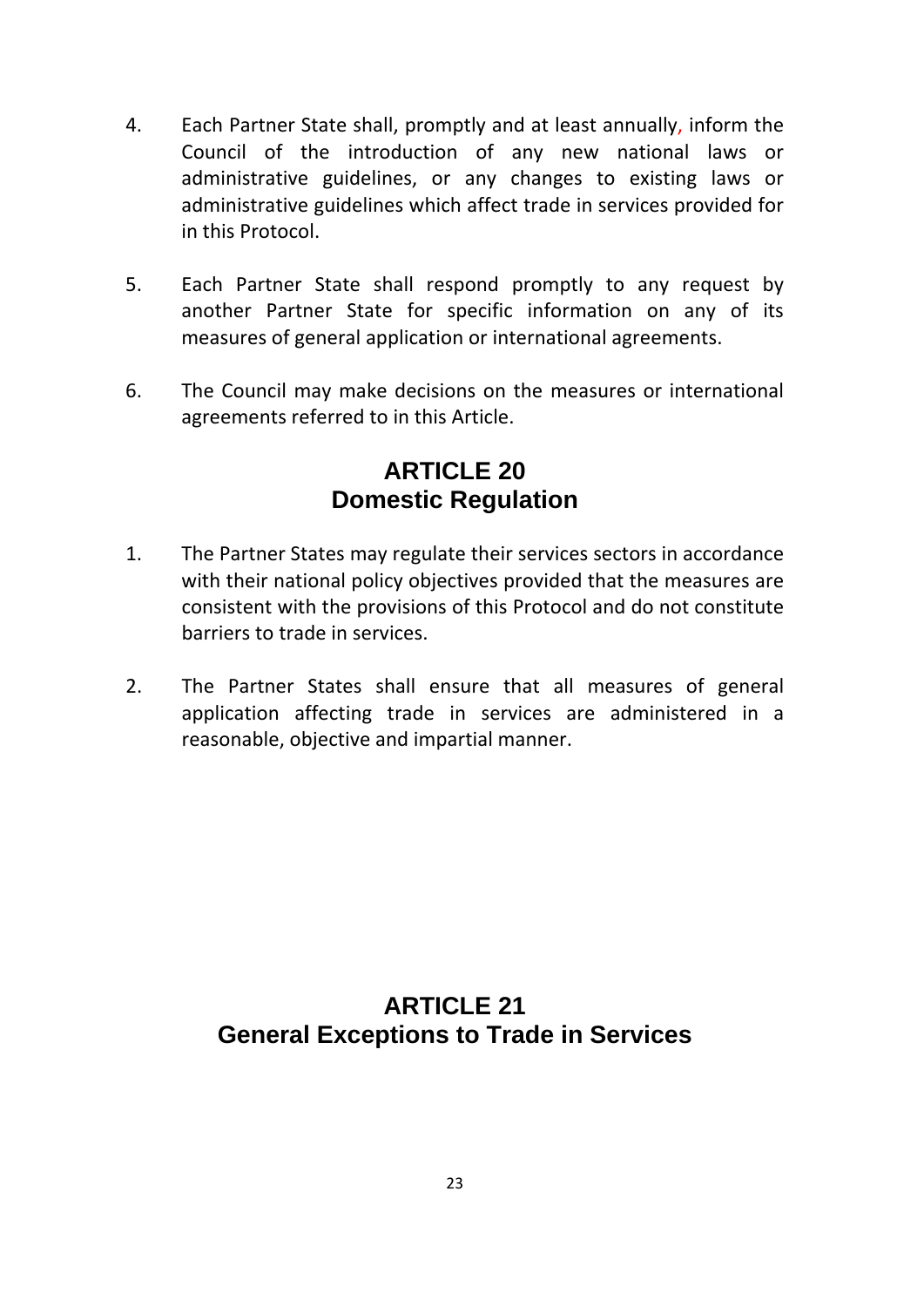4. Each Partner State shall, promptly and at least annually, inform the Council of the introduction of any new national laws or administrative guidelines, or any changes to existing laws or administrative guidelines which affect trade in services provided for in this Protocol.

5. Each Partner State shall respond promptly to any request by another Partner State for specific information on any of its measures of general application or international agreements.

6. The Council may make decisions on the measures or international agreements referred to in this Article.

## ARTICLE 20
## Domestic Regulation

1. The Partner States may regulate their services sectors in accordance with their national policy objectives provided that the measures are consistent with the provisions of this Protocol and do not constitute barriers to trade in services.

2. The Partner States shall ensure that all measures of general application affecting trade in services are administered in a reasonable, objective and impartial manner.

## ARTICLE 21
## General Exceptions to Trade in Services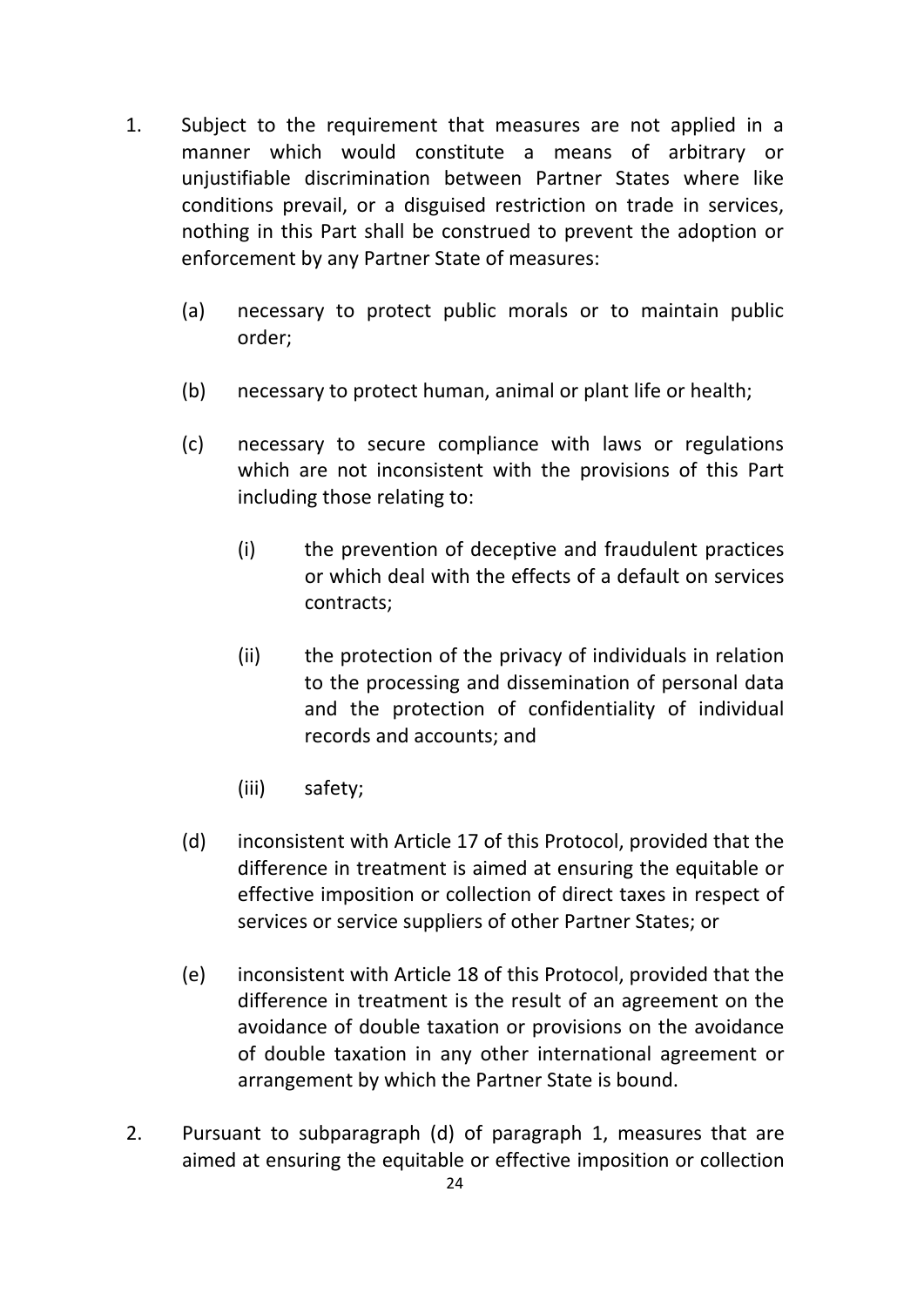1. Subject to the requirement that measures are not applied in a manner which would constitute a means of arbitrary or unjustifiable discrimination between Partner States where like conditions prevail, or a disguised restriction on trade in services, nothing in this Part shall be construed to prevent the adoption or enforcement by any Partner State of measures:

   (a) necessary to protect public morals or to maintain public order;

   (b) necessary to protect human, animal or plant life or health;

   (c) necessary to secure compliance with laws or regulations which are not inconsistent with the provisions of this Part including those relating to:

      (i) the prevention of deceptive and fraudulent practices or which deal with the effects of a default on services contracts;

      (ii) the protection of the privacy of individuals in relation to the processing and dissemination of personal data and the protection of confidentiality of individual records and accounts; and

      (iii) safety;

   (d) inconsistent with Article 17 of this Protocol, provided that the difference in treatment is aimed at ensuring the equitable or effective imposition or collection of direct taxes in respect of services or service suppliers of other Partner States; or

   (e) inconsistent with Article 18 of this Protocol, provided that the difference in treatment is the result of an agreement on the avoidance of double taxation or provisions on the avoidance of double taxation in any other international agreement or arrangement by which the Partner State is bound.

2. Pursuant to subparagraph (d) of paragraph 1, measures that are aimed at ensuring the equitable or effective imposition or collection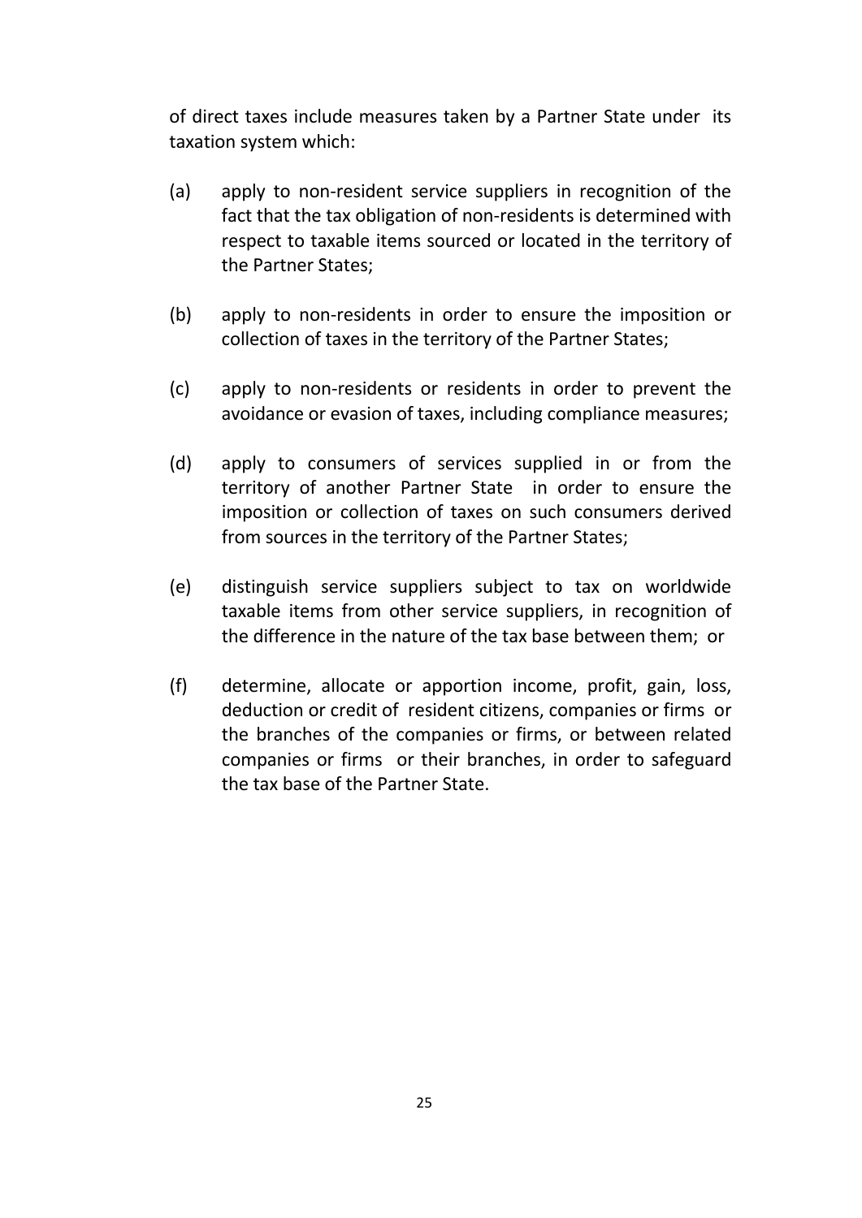of direct taxes include measures taken by a Partner State under its taxation system which:

(a) apply to non-resident service suppliers in recognition of the fact that the tax obligation of non-residents is determined with respect to taxable items sourced or located in the territory of the Partner States;

(b) apply to non-residents in order to ensure the imposition or collection of taxes in the territory of the Partner States;

(c) apply to non-residents or residents in order to prevent the avoidance or evasion of taxes, including compliance measures;

(d) apply to consumers of services supplied in or from the territory of another Partner State in order to ensure the imposition or collection of taxes on such consumers derived from sources in the territory of the Partner States;

(e) distinguish service suppliers subject to tax on worldwide taxable items from other service suppliers, in recognition of the difference in the nature of the tax base between them; or

(f) determine, allocate or apportion income, profit, gain, loss, deduction or credit of resident citizens, companies or firms or the branches of the companies or firms, or between related companies or firms or their branches, in order to safeguard the tax base of the Partner State.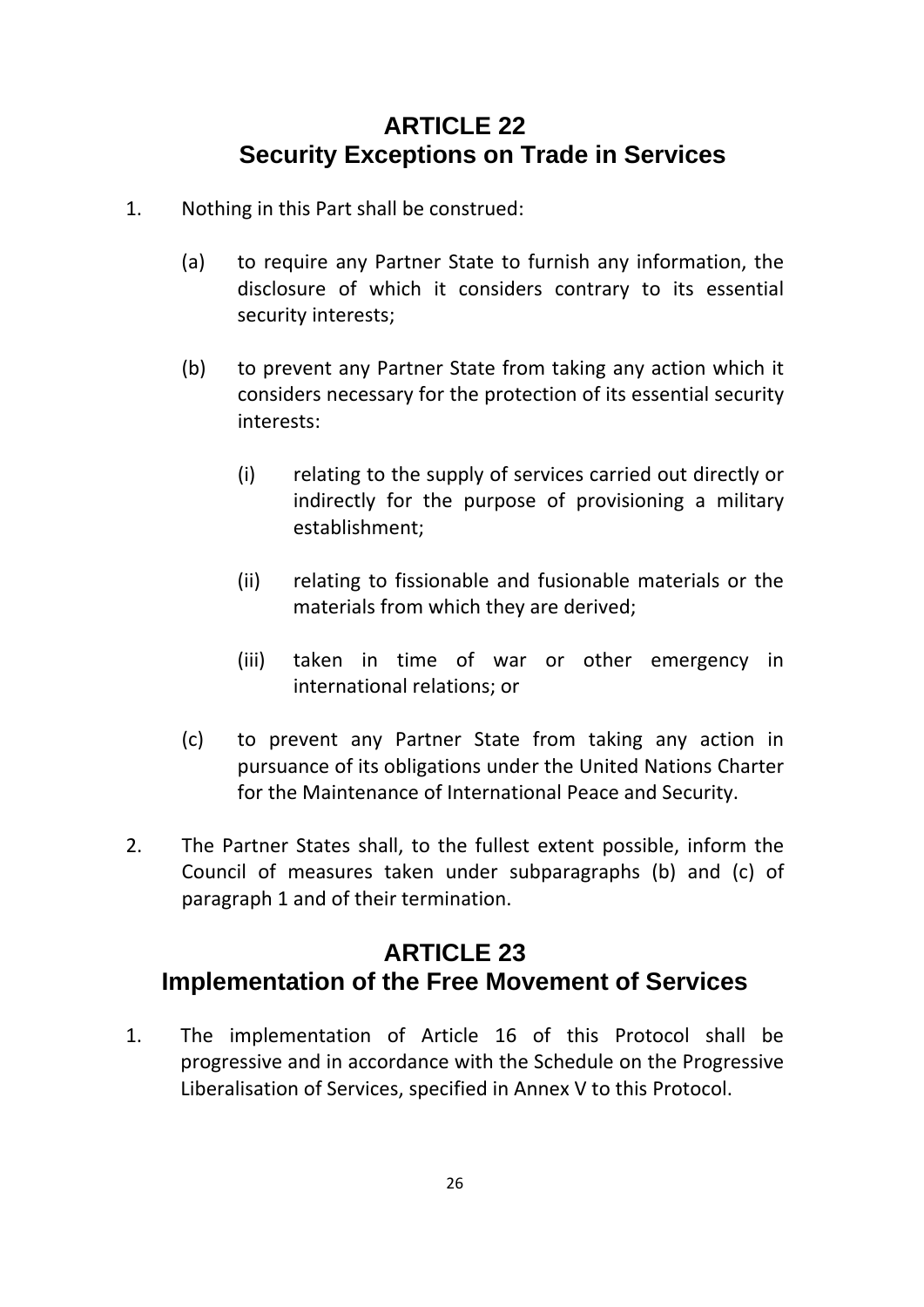## ARTICLE 22
## Security Exceptions on Trade in Services

1. Nothing in this Part shall be construed:

   (a) to require any Partner State to furnish any information, the disclosure of which it considers contrary to its essential security interests;

   (b) to prevent any Partner State from taking any action which it considers necessary for the protection of its essential security interests:

      (i) relating to the supply of services carried out directly or indirectly for the purpose of provisioning a military establishment;

      (ii) relating to fissionable and fusionable materials or the materials from which they are derived;

      (iii) taken in time of war or other emergency in international relations; or

   (c) to prevent any Partner State from taking any action in pursuance of its obligations under the United Nations Charter for the Maintenance of International Peace and Security.

2. The Partner States shall, to the fullest extent possible, inform the Council of measures taken under subparagraphs (b) and (c) of paragraph 1 and of their termination.

## ARTICLE 23
## Implementation of the Free Movement of Services

1. The implementation of Article 16 of this Protocol shall be progressive and in accordance with the Schedule on the Progressive Liberalisation of Services, specified in Annex V to this Protocol.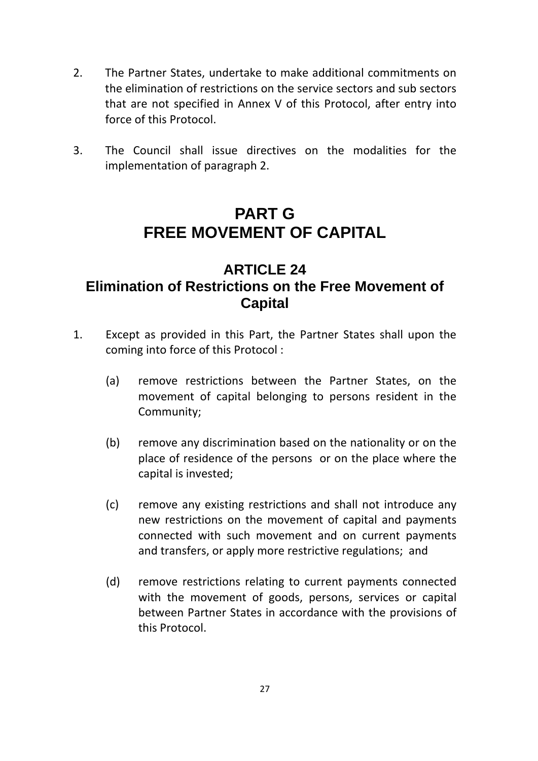2. The Partner States, undertake to make additional commitments on the elimination of restrictions on the service sectors and sub sectors that are not specified in Annex V of this Protocol, after entry into force of this Protocol.

3. The Council shall issue directives on the modalities for the implementation of paragraph 2.

# PART G
# FREE MOVEMENT OF CAPITAL

## ARTICLE 24
## Elimination of Restrictions on the Free Movement of Capital

1. Except as provided in this Part, the Partner States shall upon the coming into force of this Protocol :

   (a) remove restrictions between the Partner States, on the movement of capital belonging to persons resident in the Community;

   (b) remove any discrimination based on the nationality or on the place of residence of the persons or on the place where the capital is invested;

   (c) remove any existing restrictions and shall not introduce any new restrictions on the movement of capital and payments connected with such movement and on current payments and transfers, or apply more restrictive regulations; and

   (d) remove restrictions relating to current payments connected with the movement of goods, persons, services or capital between Partner States in accordance with the provisions of this Protocol.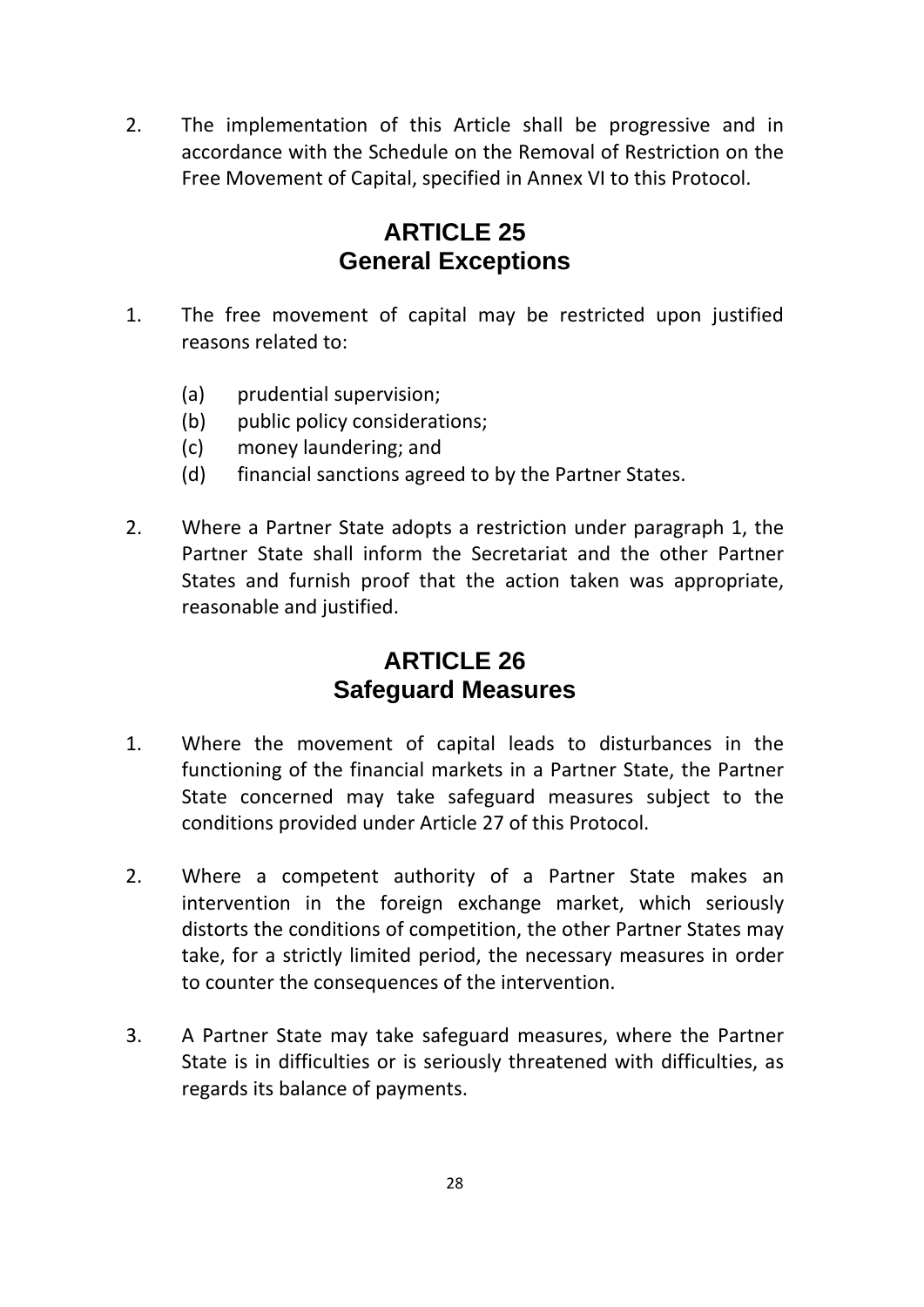2. The implementation of this Article shall be progressive and in accordance with the Schedule on the Removal of Restriction on the Free Movement of Capital, specified in Annex VI to this Protocol.

## ARTICLE 25
## General Exceptions

1. The free movement of capital may be restricted upon justified reasons related to:

   (a) prudential supervision;
   (b) public policy considerations;
   (c) money laundering; and
   (d) financial sanctions agreed to by the Partner States.

2. Where a Partner State adopts a restriction under paragraph 1, the Partner State shall inform the Secretariat and the other Partner States and furnish proof that the action taken was appropriate, reasonable and justified.

## ARTICLE 26
## Safeguard Measures

1. Where the movement of capital leads to disturbances in the functioning of the financial markets in a Partner State, the Partner State concerned may take safeguard measures subject to the conditions provided under Article 27 of this Protocol.

2. Where a competent authority of a Partner State makes an intervention in the foreign exchange market, which seriously distorts the conditions of competition, the other Partner States may take, for a strictly limited period, the necessary measures in order to counter the consequences of the intervention.

3. A Partner State may take safeguard measures, where the Partner State is in difficulties or is seriously threatened with difficulties, as regards its balance of payments.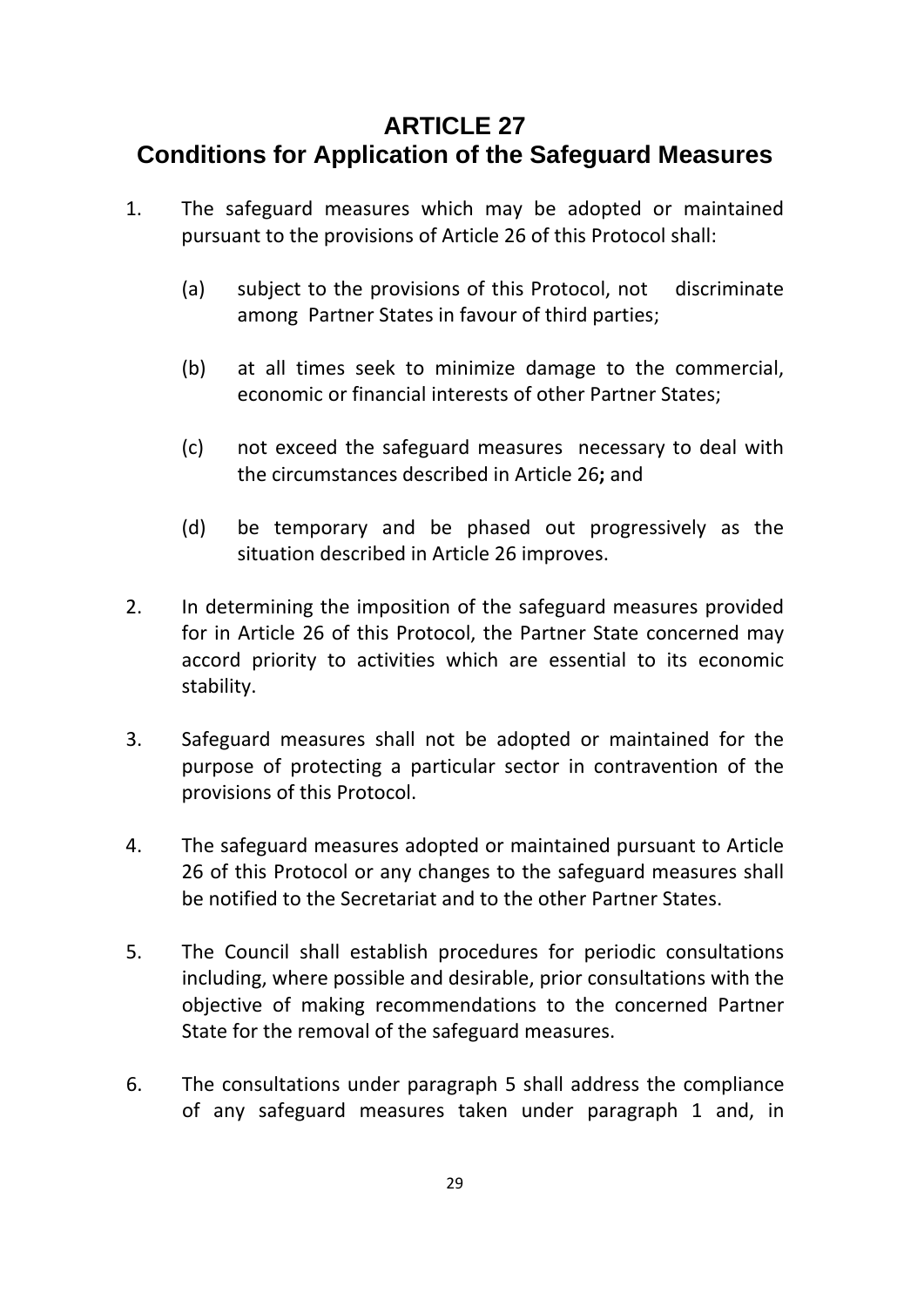# ARTICLE 27
# Conditions for Application of the Safeguard Measures

1. The safeguard measures which may be adopted or maintained pursuant to the provisions of Article 26 of this Protocol shall:

   (a) subject to the provisions of this Protocol, not discriminate among Partner States in favour of third parties;

   (b) at all times seek to minimize damage to the commercial, economic or financial interests of other Partner States;

   (c) not exceed the safeguard measures necessary to deal with the circumstances described in Article 26**;** and

   (d) be temporary and be phased out progressively as the situation described in Article 26 improves.

2. In determining the imposition of the safeguard measures provided for in Article 26 of this Protocol, the Partner State concerned may accord priority to activities which are essential to its economic stability.

3. Safeguard measures shall not be adopted or maintained for the purpose of protecting a particular sector in contravention of the provisions of this Protocol.

4. The safeguard measures adopted or maintained pursuant to Article 26 of this Protocol or any changes to the safeguard measures shall be notified to the Secretariat and to the other Partner States.

5. The Council shall establish procedures for periodic consultations including, where possible and desirable, prior consultations with the objective of making recommendations to the concerned Partner State for the removal of the safeguard measures.

6. The consultations under paragraph 5 shall address the compliance of any safeguard measures taken under paragraph 1 and, in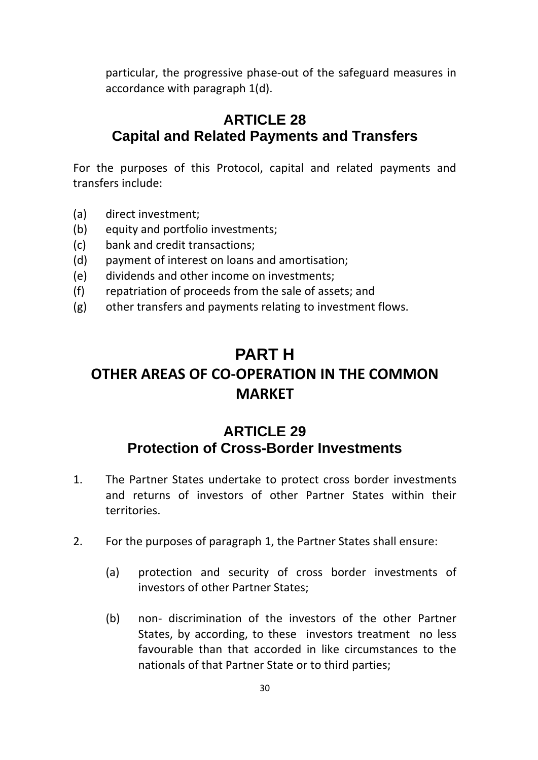particular, the progressive phase-out of the safeguard measures in accordance with paragraph 1(d).

## ARTICLE 28
## Capital and Related Payments and Transfers

For the purposes of this Protocol, capital and related payments and transfers include:

(a) direct investment;
(b) equity and portfolio investments;
(c) bank and credit transactions;
(d) payment of interest on loans and amortisation;
(e) dividends and other income on investments;
(f) repatriation of proceeds from the sale of assets; and
(g) other transfers and payments relating to investment flows.

# PART H
# OTHER AREAS OF CO-OPERATION IN THE COMMON MARKET

## ARTICLE 29
## Protection of Cross-Border Investments

1. The Partner States undertake to protect cross border investments and returns of investors of other Partner States within their territories.

2. For the purposes of paragraph 1, the Partner States shall ensure:

   (a) protection and security of cross border investments of investors of other Partner States;

   (b) non- discrimination of the investors of the other Partner States, by according, to these investors treatment no less favourable than that accorded in like circumstances to the nationals of that Partner State or to third parties;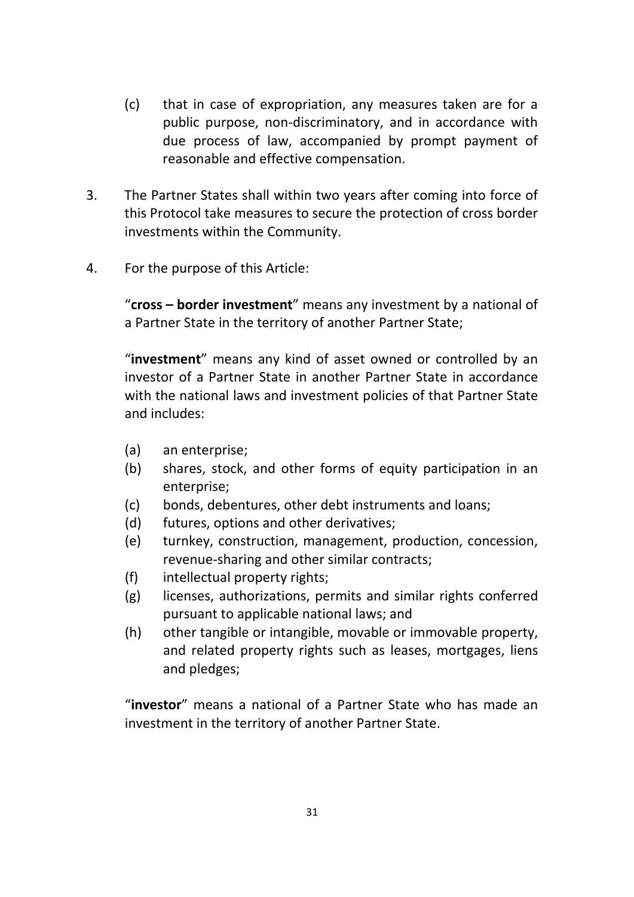(c) that in case of expropriation, any measures taken are for a public purpose, non-discriminatory, and in accordance with due process of law, accompanied by prompt payment of reasonable and effective compensation.

3. The Partner States shall within two years after coming into force of this Protocol take measures to secure the protection of cross border investments within the Community.

4. For the purpose of this Article:

"**cross – border investment**" means any investment by a national of a Partner State in the territory of another Partner State;

"**investment**" means any kind of asset owned or controlled by an investor of a Partner State in another Partner State in accordance with the national laws and investment policies of that Partner State and includes:

(a) an enterprise;
(b) shares, stock, and other forms of equity participation in an enterprise;
(c) bonds, debentures, other debt instruments and loans;
(d) futures, options and other derivatives;
(e) turnkey, construction, management, production, concession, revenue-sharing and other similar contracts;
(f) intellectual property rights;
(g) licenses, authorizations, permits and similar rights conferred pursuant to applicable national laws; and
(h) other tangible or intangible, movable or immovable property, and related property rights such as leases, mortgages, liens and pledges;

"**investor**" means a national of a Partner State who has made an investment in the territory of another Partner State.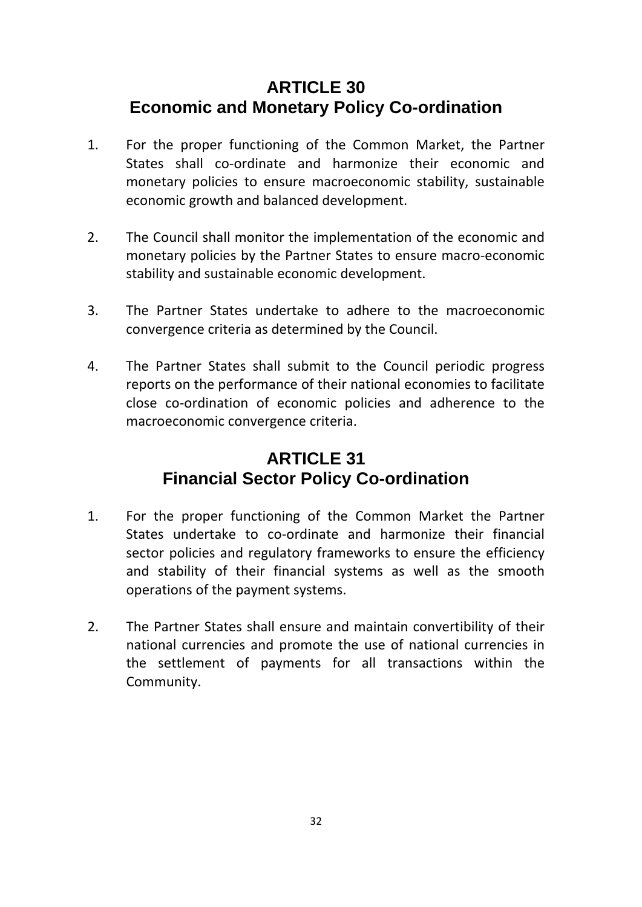## ARTICLE 30
## Economic and Monetary Policy Co-ordination

1. For the proper functioning of the Common Market, the Partner States shall co-ordinate and harmonize their economic and monetary policies to ensure macroeconomic stability, sustainable economic growth and balanced development.

2. The Council shall monitor the implementation of the economic and monetary policies by the Partner States to ensure macro-economic stability and sustainable economic development.

3. The Partner States undertake to adhere to the macroeconomic convergence criteria as determined by the Council.

4. The Partner States shall submit to the Council periodic progress reports on the performance of their national economies to facilitate close co-ordination of economic policies and adherence to the macroeconomic convergence criteria.

## ARTICLE 31
## Financial Sector Policy Co-ordination

1. For the proper functioning of the Common Market the Partner States undertake to co-ordinate and harmonize their financial sector policies and regulatory frameworks to ensure the efficiency and stability of their financial systems as well as the smooth operations of the payment systems.

2. The Partner States shall ensure and maintain convertibility of their national currencies and promote the use of national currencies in the settlement of payments for all transactions within the Community.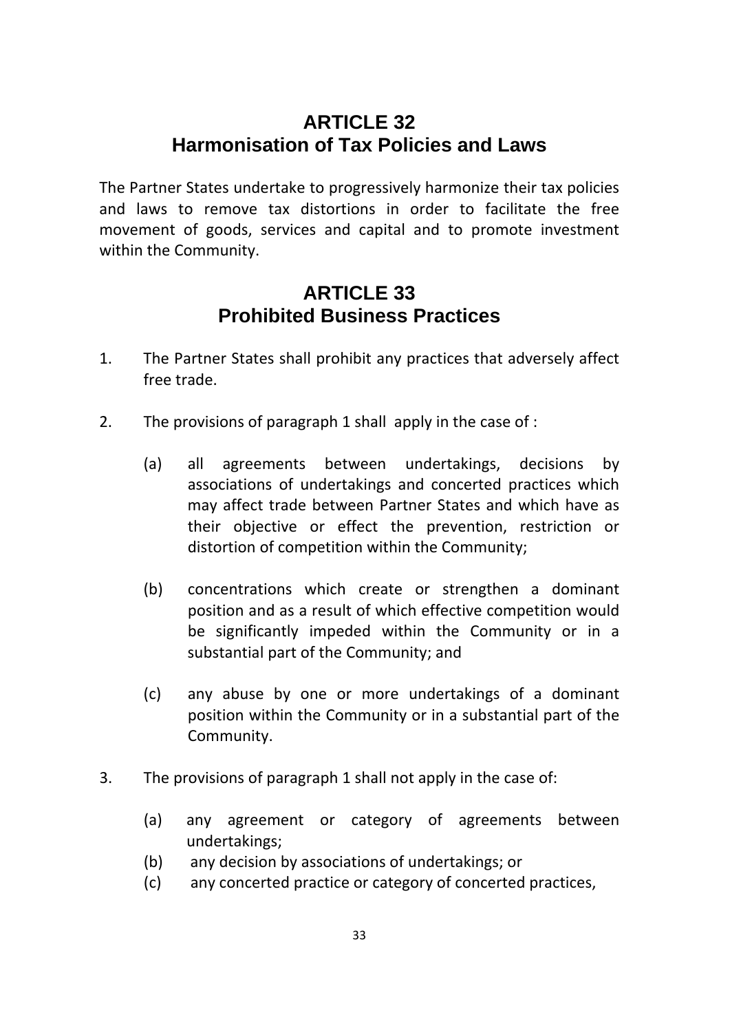## ARTICLE 32
## Harmonisation of Tax Policies and Laws

The Partner States undertake to progressively harmonize their tax policies and laws to remove tax distortions in order to facilitate the free movement of goods, services and capital and to promote investment within the Community.

## ARTICLE 33
## Prohibited Business Practices

1. The Partner States shall prohibit any practices that adversely affect free trade.

2. The provisions of paragraph 1 shall apply in the case of :

   (a) all agreements between undertakings, decisions by associations of undertakings and concerted practices which may affect trade between Partner States and which have as their objective or effect the prevention, restriction or distortion of competition within the Community;

   (b) concentrations which create or strengthen a dominant position and as a result of which effective competition would be significantly impeded within the Community or in a substantial part of the Community; and

   (c) any abuse by one or more undertakings of a dominant position within the Community or in a substantial part of the Community.

3. The provisions of paragraph 1 shall not apply in the case of:

   (a) any agreement or category of agreements between undertakings;
   (b) any decision by associations of undertakings; or
   (c) any concerted practice or category of concerted practices,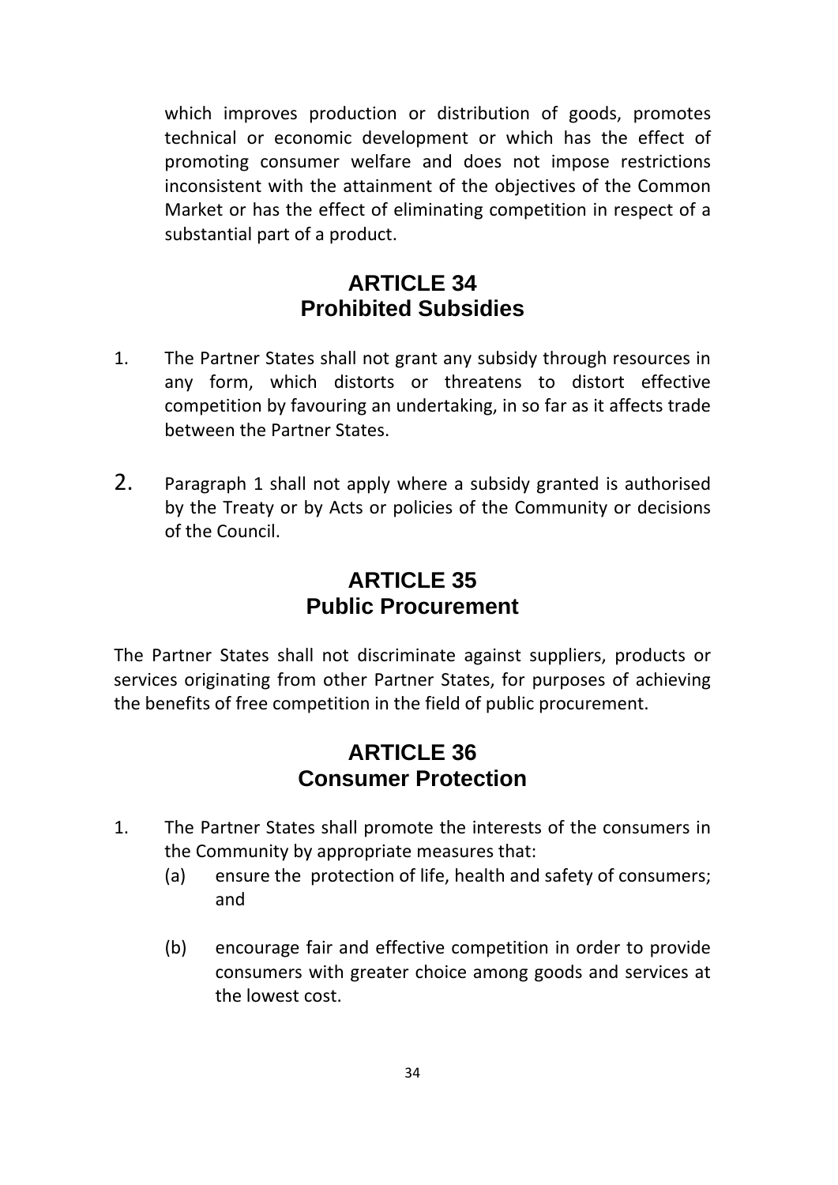which improves production or distribution of goods, promotes technical or economic development or which has the effect of promoting consumer welfare and does not impose restrictions inconsistent with the attainment of the objectives of the Common Market or has the effect of eliminating competition in respect of a substantial part of a product.

## ARTICLE 34
## Prohibited Subsidies

1. The Partner States shall not grant any subsidy through resources in any form, which distorts or threatens to distort effective competition by favouring an undertaking, in so far as it affects trade between the Partner States.

2. Paragraph 1 shall not apply where a subsidy granted is authorised by the Treaty or by Acts or policies of the Community or decisions of the Council.

## ARTICLE 35
## Public Procurement

The Partner States shall not discriminate against suppliers, products or services originating from other Partner States, for purposes of achieving the benefits of free competition in the field of public procurement.

## ARTICLE 36
## Consumer Protection

1. The Partner States shall promote the interests of the consumers in the Community by appropriate measures that:
   (a) ensure the protection of life, health and safety of consumers; and

   (b) encourage fair and effective competition in order to provide consumers with greater choice among goods and services at the lowest cost.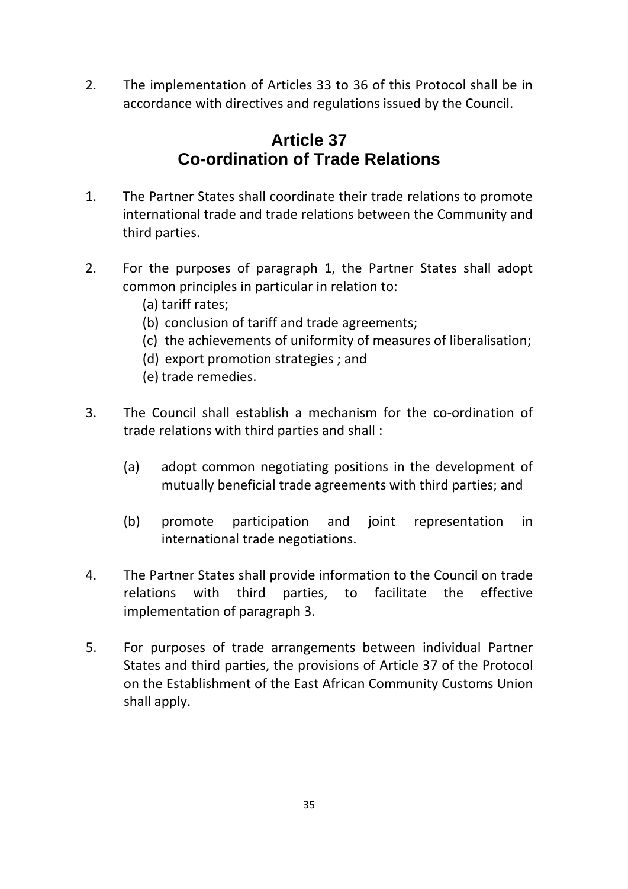2. The implementation of Articles 33 to 36 of this Protocol shall be in accordance with directives and regulations issued by the Council.

## Article 37
## Co-ordination of Trade Relations

1. The Partner States shall coordinate their trade relations to promote international trade and trade relations between the Community and third parties.

2. For the purposes of paragraph 1, the Partner States shall adopt common principles in particular in relation to:
   (a) tariff rates;
   (b) conclusion of tariff and trade agreements;
   (c) the achievements of uniformity of measures of liberalisation;
   (d) export promotion strategies ; and
   (e) trade remedies.

3. The Council shall establish a mechanism for the co-ordination of trade relations with third parties and shall :

   (a) adopt common negotiating positions in the development of mutually beneficial trade agreements with third parties; and

   (b) promote participation and joint representation in international trade negotiations.

4. The Partner States shall provide information to the Council on trade relations with third parties, to facilitate the effective implementation of paragraph 3.

5. For purposes of trade arrangements between individual Partner States and third parties, the provisions of Article 37 of the Protocol on the Establishment of the East African Community Customs Union shall apply.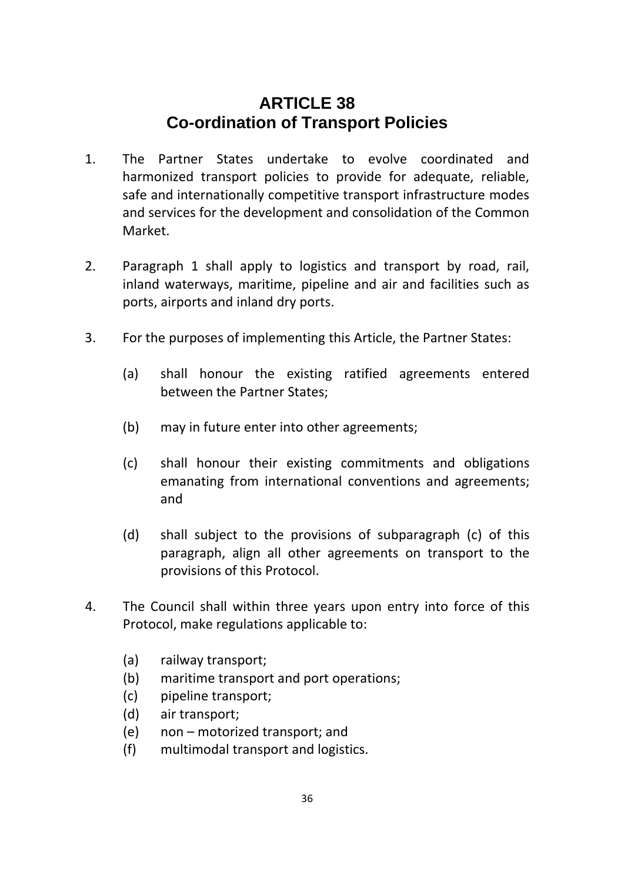# ARTICLE 38
## Co-ordination of Transport Policies

1. The Partner States undertake to evolve coordinated and harmonized transport policies to provide for adequate, reliable, safe and internationally competitive transport infrastructure modes and services for the development and consolidation of the Common Market.

2. Paragraph 1 shall apply to logistics and transport by road, rail, inland waterways, maritime, pipeline and air and facilities such as ports, airports and inland dry ports.

3. For the purposes of implementing this Article, the Partner States:

   (a) shall honour the existing ratified agreements entered between the Partner States;

   (b) may in future enter into other agreements;

   (c) shall honour their existing commitments and obligations emanating from international conventions and agreements; and

   (d) shall subject to the provisions of subparagraph (c) of this paragraph, align all other agreements on transport to the provisions of this Protocol.

4. The Council shall within three years upon entry into force of this Protocol, make regulations applicable to:

   (a) railway transport;
   (b) maritime transport and port operations;
   (c) pipeline transport;
   (d) air transport;
   (e) non – motorized transport; and
   (f) multimodal transport and logistics.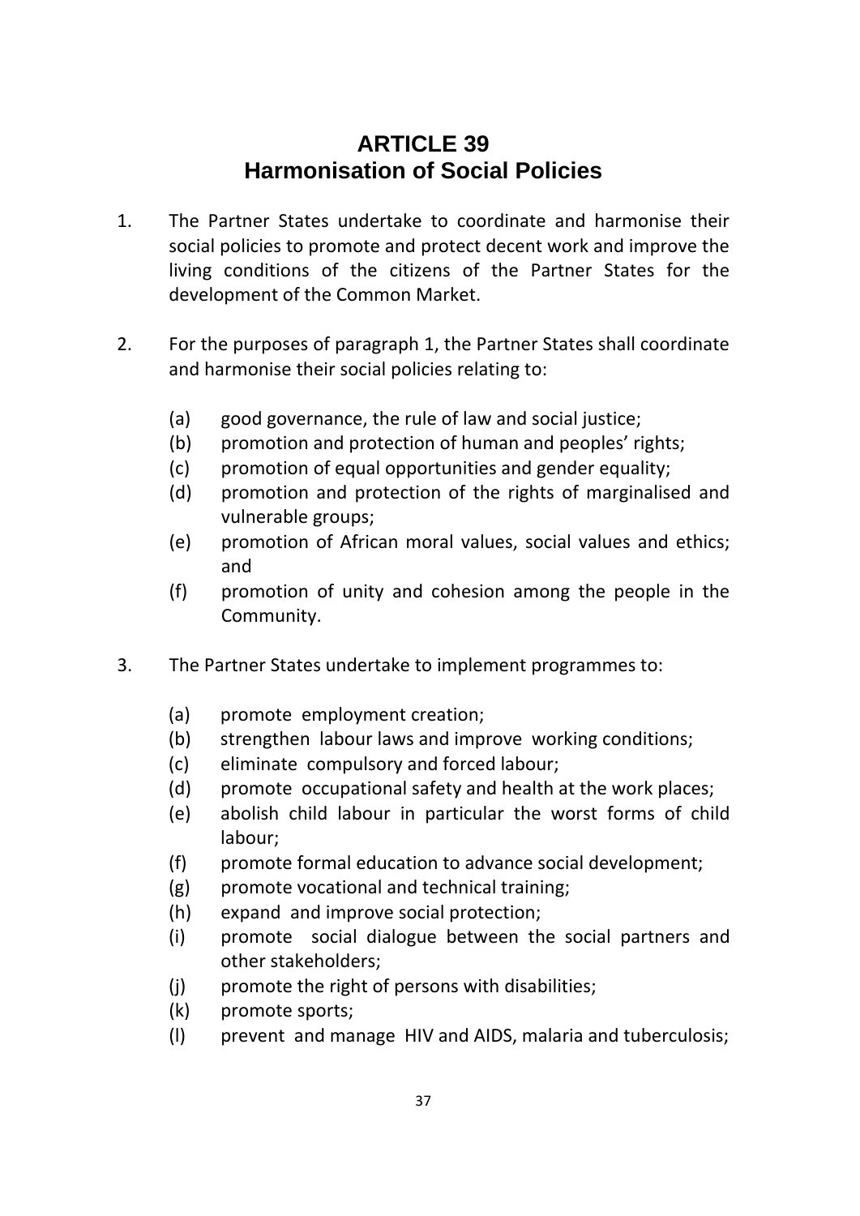# ARTICLE 39
## Harmonisation of Social Policies

1. The Partner States undertake to coordinate and harmonise their social policies to promote and protect decent work and improve the living conditions of the citizens of the Partner States for the development of the Common Market.

2. For the purposes of paragraph 1, the Partner States shall coordinate and harmonise their social policies relating to:

   (a) good governance, the rule of law and social justice;
   (b) promotion and protection of human and peoples' rights;
   (c) promotion of equal opportunities and gender equality;
   (d) promotion and protection of the rights of marginalised and vulnerable groups;
   (e) promotion of African moral values, social values and ethics; and
   (f) promotion of unity and cohesion among the people in the Community.

3. The Partner States undertake to implement programmes to:

   (a) promote employment creation;
   (b) strengthen labour laws and improve working conditions;
   (c) eliminate compulsory and forced labour;
   (d) promote occupational safety and health at the work places;
   (e) abolish child labour in particular the worst forms of child labour;
   (f) promote formal education to advance social development;
   (g) promote vocational and technical training;
   (h) expand and improve social protection;
   (i) promote social dialogue between the social partners and other stakeholders;
   (j) promote the right of persons with disabilities;
   (k) promote sports;
   (l) prevent and manage HIV and AIDS, malaria and tuberculosis;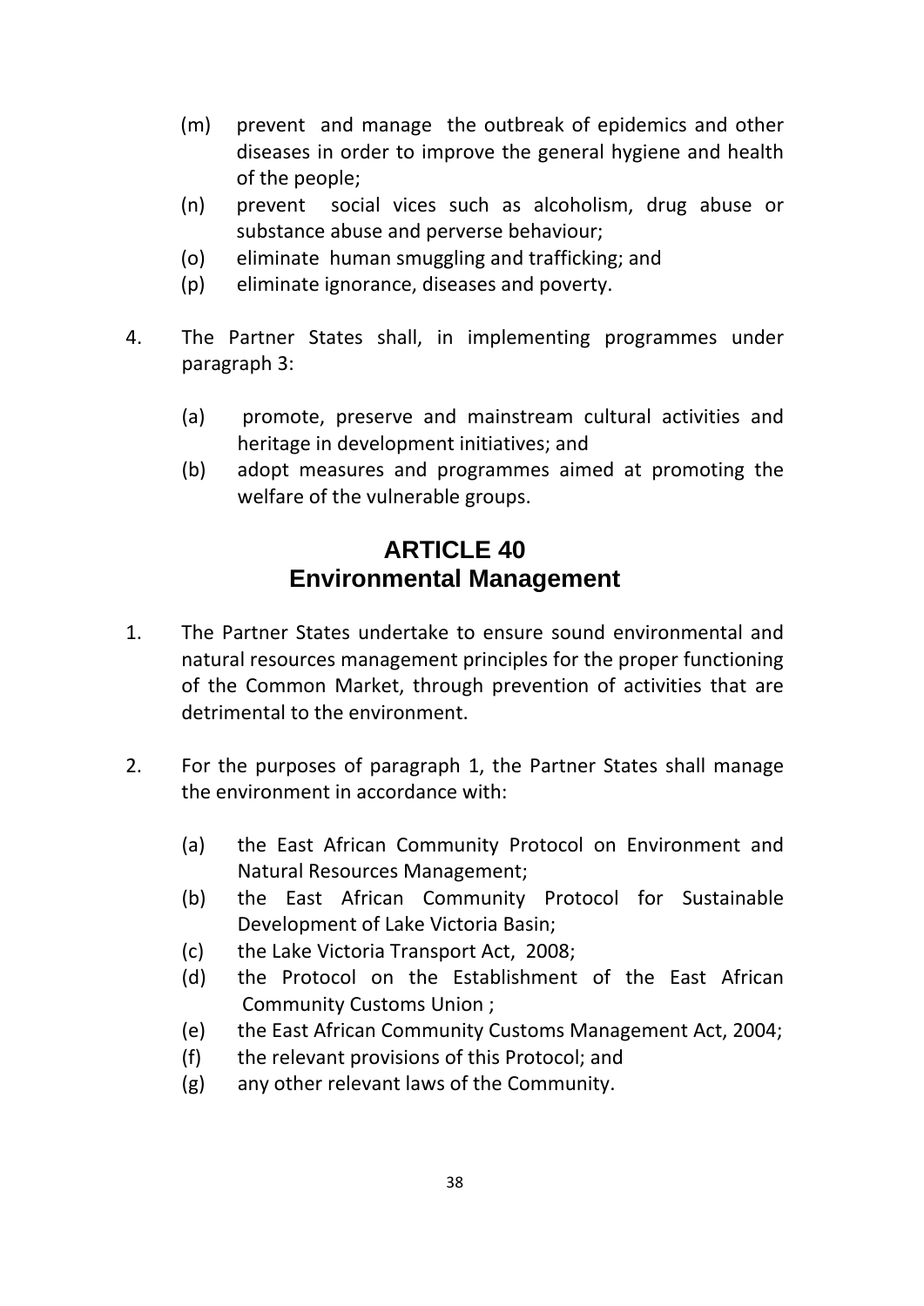(m) prevent and manage the outbreak of epidemics and other diseases in order to improve the general hygiene and health of the people;

(n) prevent social vices such as alcoholism, drug abuse or substance abuse and perverse behaviour;

(o) eliminate human smuggling and trafficking; and

(p) eliminate ignorance, diseases and poverty.

4. The Partner States shall, in implementing programmes under paragraph 3:

   (a) promote, preserve and mainstream cultural activities and heritage in development initiatives; and

   (b) adopt measures and programmes aimed at promoting the welfare of the vulnerable groups.

## ARTICLE 40
## Environmental Management

1. The Partner States undertake to ensure sound environmental and natural resources management principles for the proper functioning of the Common Market, through prevention of activities that are detrimental to the environment.

2. For the purposes of paragraph 1, the Partner States shall manage the environment in accordance with:

   (a) the East African Community Protocol on Environment and Natural Resources Management;

   (b) the East African Community Protocol for Sustainable Development of Lake Victoria Basin;

   (c) the Lake Victoria Transport Act, 2008;

   (d) the Protocol on the Establishment of the East African Community Customs Union ;

   (e) the East African Community Customs Management Act, 2004;

   (f) the relevant provisions of this Protocol; and

   (g) any other relevant laws of the Community.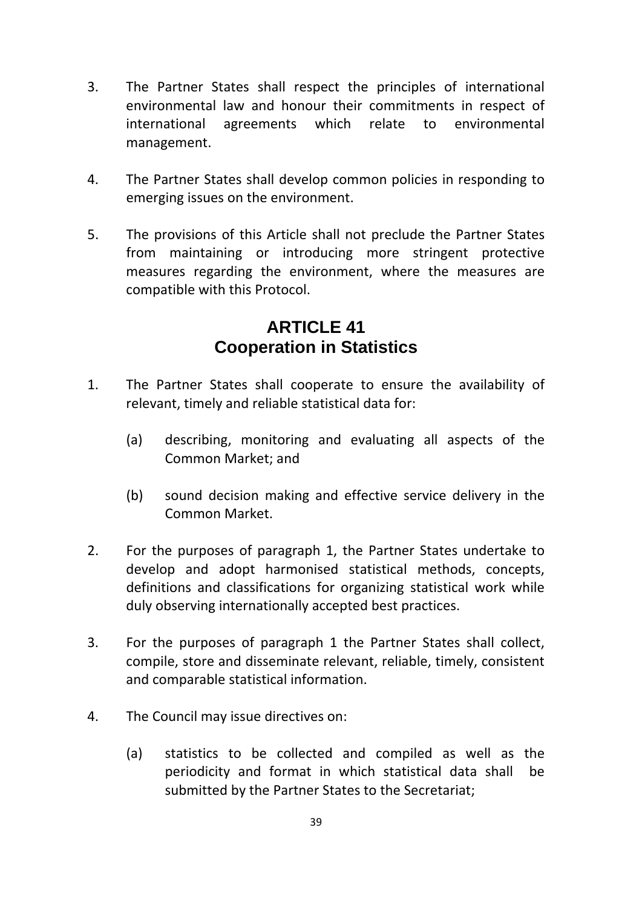3. The Partner States shall respect the principles of international environmental law and honour their commitments in respect of international agreements which relate to environmental management.

4. The Partner States shall develop common policies in responding to emerging issues on the environment.

5. The provisions of this Article shall not preclude the Partner States from maintaining or introducing more stringent protective measures regarding the environment, where the measures are compatible with this Protocol.

## ARTICLE 41
## Cooperation in Statistics

1. The Partner States shall cooperate to ensure the availability of relevant, timely and reliable statistical data for:

   (a) describing, monitoring and evaluating all aspects of the Common Market; and

   (b) sound decision making and effective service delivery in the Common Market.

2. For the purposes of paragraph 1, the Partner States undertake to develop and adopt harmonised statistical methods, concepts, definitions and classifications for organizing statistical work while duly observing internationally accepted best practices.

3. For the purposes of paragraph 1 the Partner States shall collect, compile, store and disseminate relevant, reliable, timely, consistent and comparable statistical information.

4. The Council may issue directives on:

   (a) statistics to be collected and compiled as well as the periodicity and format in which statistical data shall be submitted by the Partner States to the Secretariat;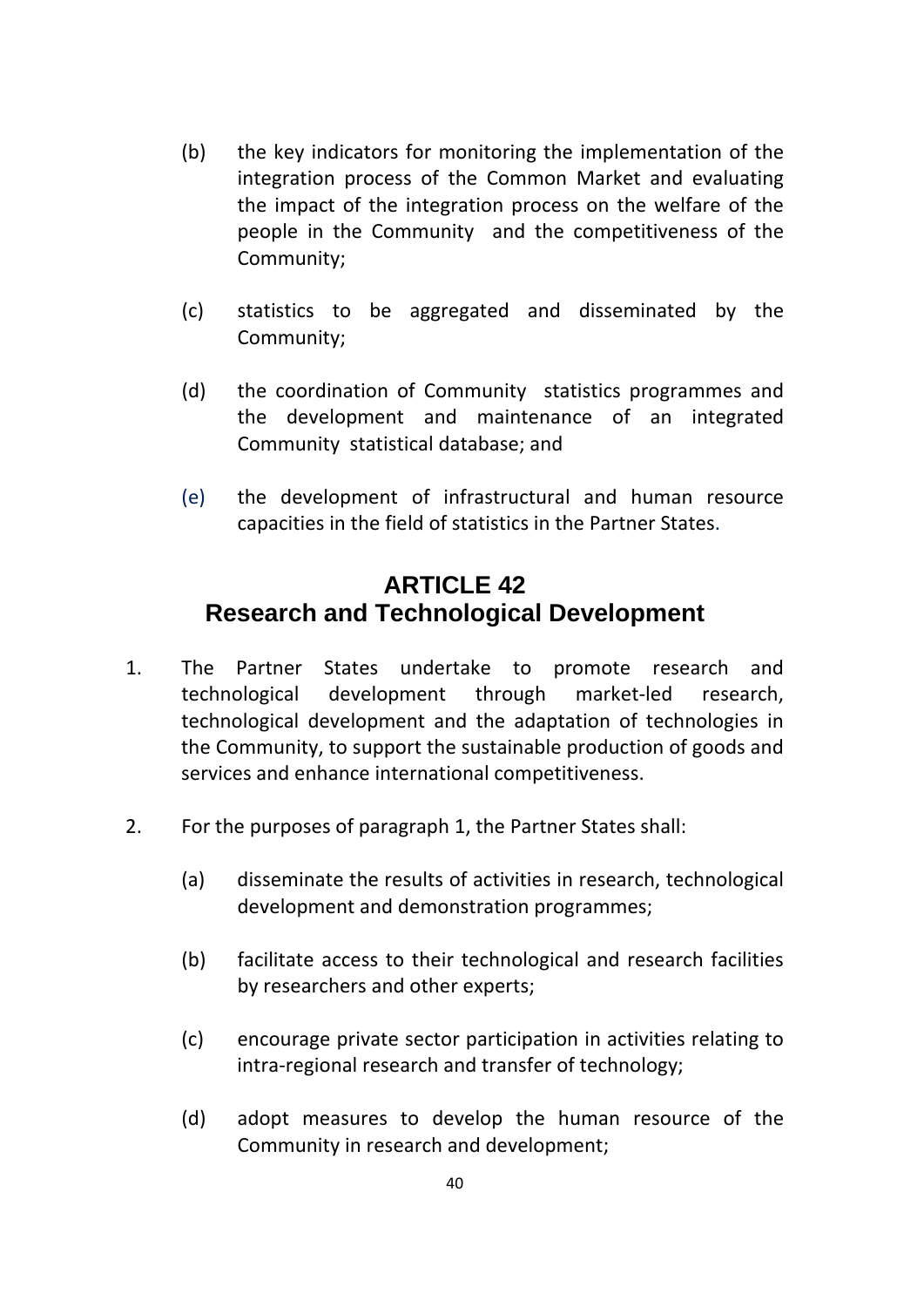(b) the key indicators for monitoring the implementation of the integration process of the Common Market and evaluating the impact of the integration process on the welfare of the people in the Community and the competitiveness of the Community;

(c) statistics to be aggregated and disseminated by the Community;

(d) the coordination of Community statistics programmes and the development and maintenance of an integrated Community statistical database; and

(e) the development of infrastructural and human resource capacities in the field of statistics in the Partner States.

## ARTICLE 42
## Research and Technological Development

1. The Partner States undertake to promote research and technological development through market-led research, technological development and the adaptation of technologies in the Community, to support the sustainable production of goods and services and enhance international competitiveness.

2. For the purposes of paragraph 1, the Partner States shall:

   (a) disseminate the results of activities in research, technological development and demonstration programmes;

   (b) facilitate access to their technological and research facilities by researchers and other experts;

   (c) encourage private sector participation in activities relating to intra-regional research and transfer of technology;

   (d) adopt measures to develop the human resource of the Community in research and development;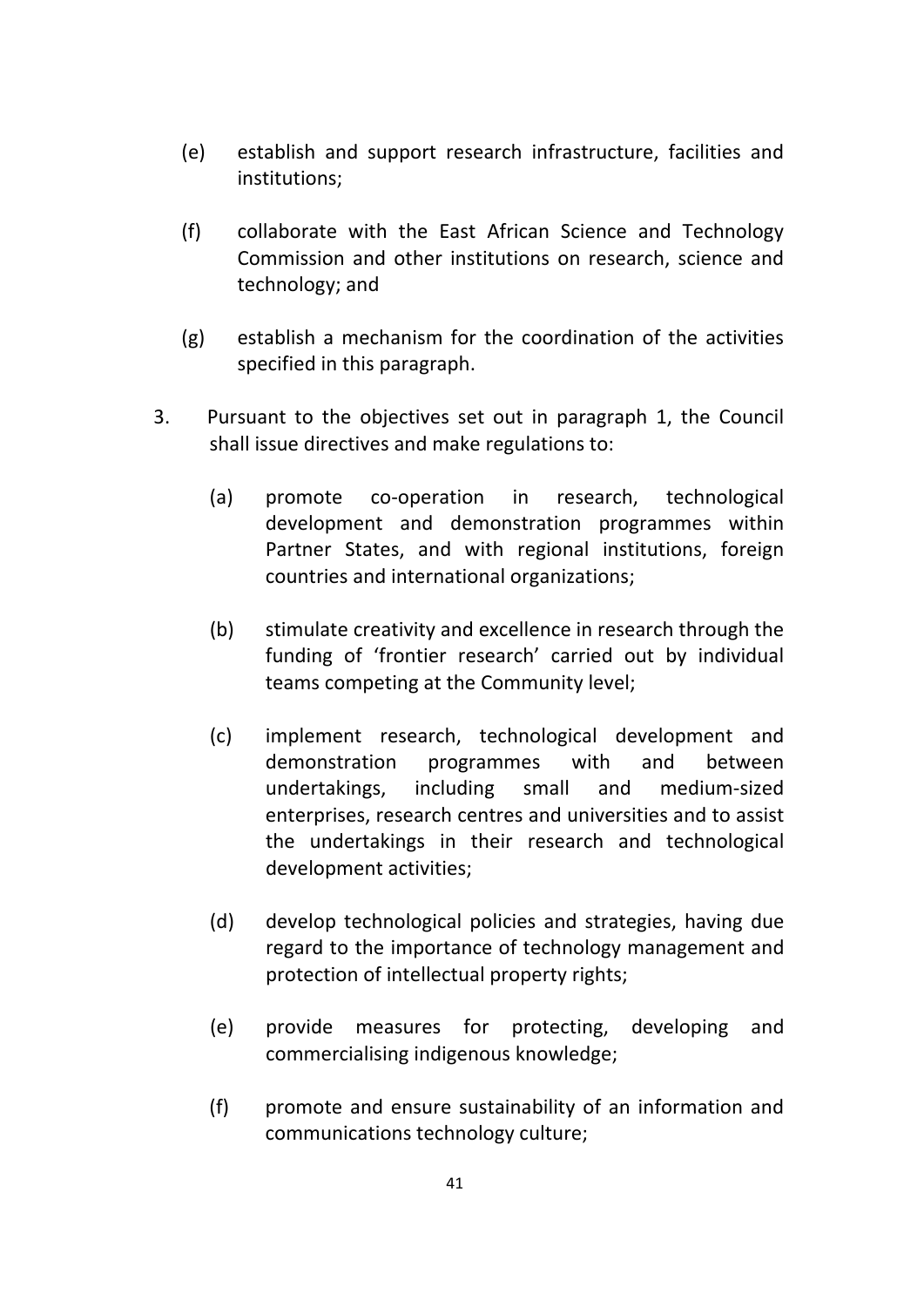(e) establish and support research infrastructure, facilities and institutions;

(f) collaborate with the East African Science and Technology Commission and other institutions on research, science and technology; and

(g) establish a mechanism for the coordination of the activities specified in this paragraph.

3. Pursuant to the objectives set out in paragraph 1, the Council shall issue directives and make regulations to:

   (a) promote co-operation in research, technological development and demonstration programmes within Partner States, and with regional institutions, foreign countries and international organizations;

   (b) stimulate creativity and excellence in research through the funding of 'frontier research' carried out by individual teams competing at the Community level;

   (c) implement research, technological development and demonstration programmes with and between undertakings, including small and medium-sized enterprises, research centres and universities and to assist the undertakings in their research and technological development activities;

   (d) develop technological policies and strategies, having due regard to the importance of technology management and protection of intellectual property rights;

   (e) provide measures for protecting, developing and commercialising indigenous knowledge;

   (f) promote and ensure sustainability of an information and communications technology culture;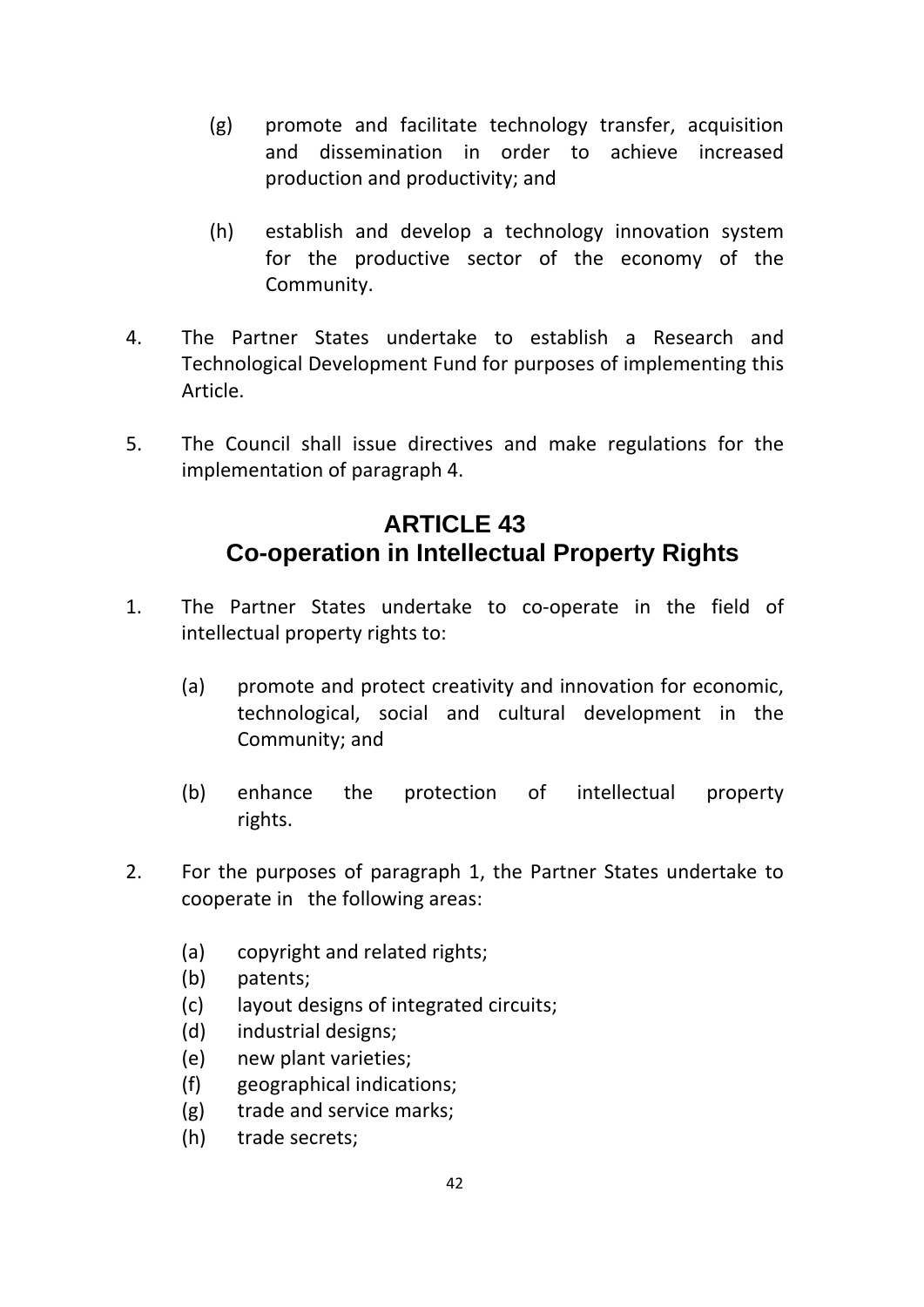(g) promote and facilitate technology transfer, acquisition and dissemination in order to achieve increased production and productivity; and

(h) establish and develop a technology innovation system for the productive sector of the economy of the Community.

4. The Partner States undertake to establish a Research and Technological Development Fund for purposes of implementing this Article.

5. The Council shall issue directives and make regulations for the implementation of paragraph 4.

## ARTICLE 43
## Co-operation in Intellectual Property Rights

1. The Partner States undertake to co-operate in the field of intellectual property rights to:

   (a) promote and protect creativity and innovation for economic, technological, social and cultural development in the Community; and

   (b) enhance the protection of intellectual property rights.

2. For the purposes of paragraph 1, the Partner States undertake to cooperate in the following areas:

   (a) copyright and related rights;
   (b) patents;
   (c) layout designs of integrated circuits;
   (d) industrial designs;
   (e) new plant varieties;
   (f) geographical indications;
   (g) trade and service marks;
   (h) trade secrets;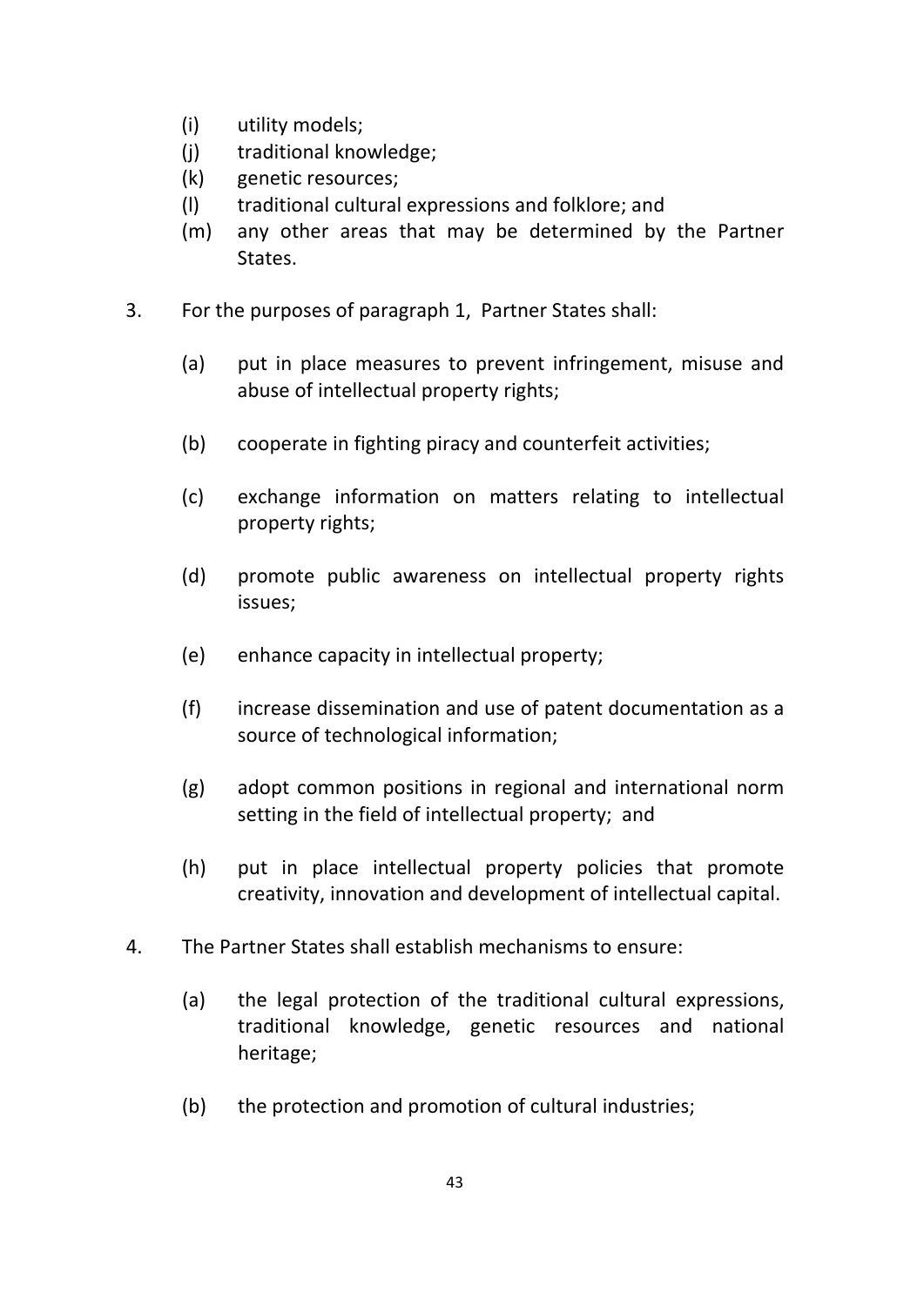(i) utility models;
(j) traditional knowledge;
(k) genetic resources;
(l) traditional cultural expressions and folklore; and
(m) any other areas that may be determined by the Partner States.

3. For the purposes of paragraph 1, Partner States shall:

   (a) put in place measures to prevent infringement, misuse and abuse of intellectual property rights;

   (b) cooperate in fighting piracy and counterfeit activities;

   (c) exchange information on matters relating to intellectual property rights;

   (d) promote public awareness on intellectual property rights issues;

   (e) enhance capacity in intellectual property;

   (f) increase dissemination and use of patent documentation as a source of technological information;

   (g) adopt common positions in regional and international norm setting in the field of intellectual property; and

   (h) put in place intellectual property policies that promote creativity, innovation and development of intellectual capital.

4. The Partner States shall establish mechanisms to ensure:

   (a) the legal protection of the traditional cultural expressions, traditional knowledge, genetic resources and national heritage;

   (b) the protection and promotion of cultural industries;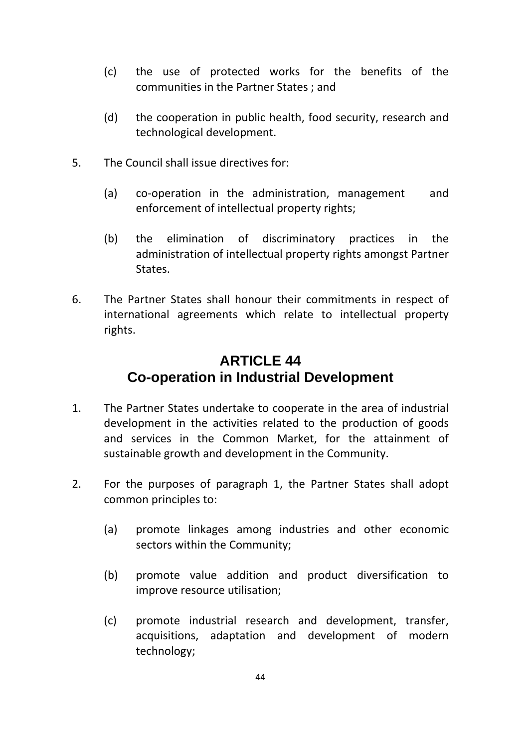(c) the use of protected works for the benefits of the communities in the Partner States ; and

(d) the cooperation in public health, food security, research and technological development.

5. The Council shall issue directives for:

   (a) co-operation in the administration, management and enforcement of intellectual property rights;

   (b) the elimination of discriminatory practices in the administration of intellectual property rights amongst Partner States.

6. The Partner States shall honour their commitments in respect of international agreements which relate to intellectual property rights.

## ARTICLE 44
## Co-operation in Industrial Development

1. The Partner States undertake to cooperate in the area of industrial development in the activities related to the production of goods and services in the Common Market, for the attainment of sustainable growth and development in the Community.

2. For the purposes of paragraph 1, the Partner States shall adopt common principles to:

   (a) promote linkages among industries and other economic sectors within the Community;

   (b) promote value addition and product diversification to improve resource utilisation;

   (c) promote industrial research and development, transfer, acquisitions, adaptation and development of modern technology;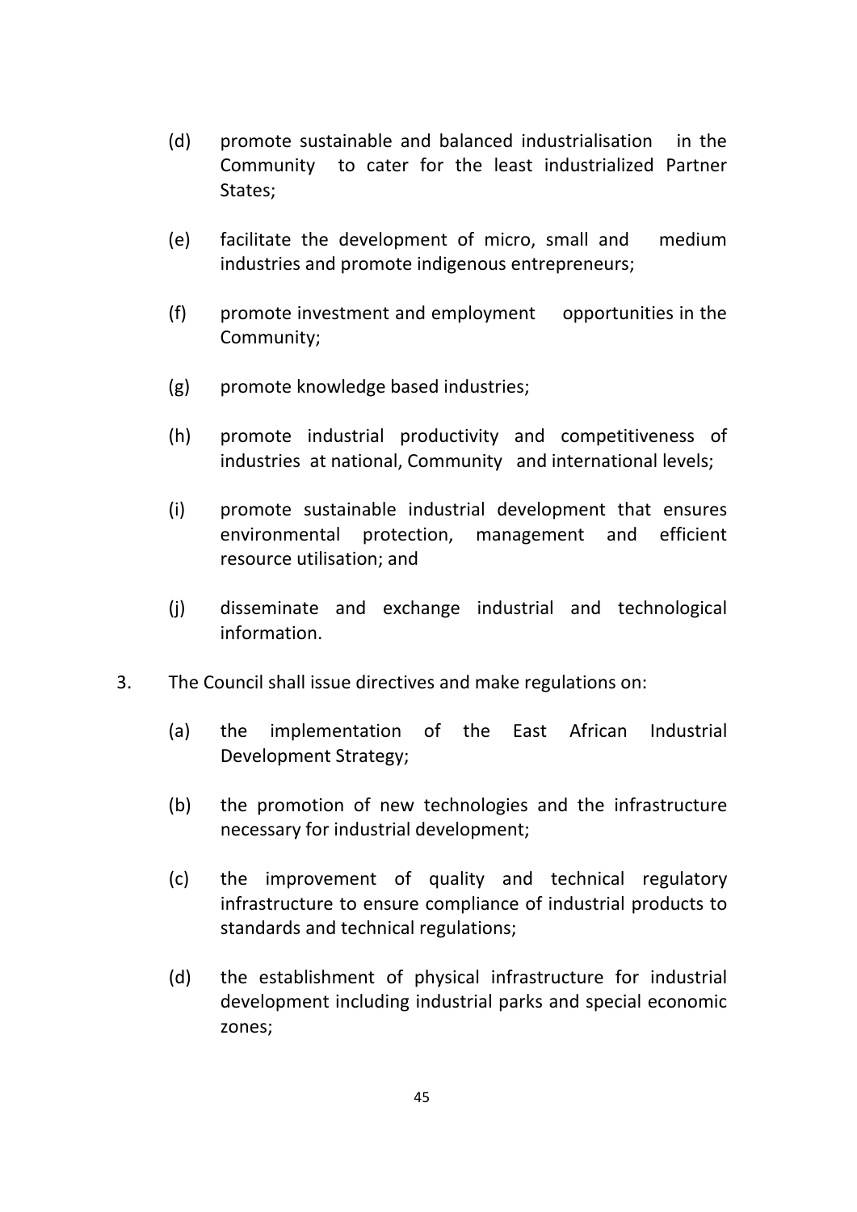(d) promote sustainable and balanced industrialisation in the Community to cater for the least industrialized Partner States;

(e) facilitate the development of micro, small and medium industries and promote indigenous entrepreneurs;

(f) promote investment and employment opportunities in the Community;

(g) promote knowledge based industries;

(h) promote industrial productivity and competitiveness of industries at national, Community and international levels;

(i) promote sustainable industrial development that ensures environmental protection, management and efficient resource utilisation; and

(j) disseminate and exchange industrial and technological information.

3. The Council shall issue directives and make regulations on:

   (a) the implementation of the East African Industrial Development Strategy;

   (b) the promotion of new technologies and the infrastructure necessary for industrial development;

   (c) the improvement of quality and technical regulatory infrastructure to ensure compliance of industrial products to standards and technical regulations;

   (d) the establishment of physical infrastructure for industrial development including industrial parks and special economic zones;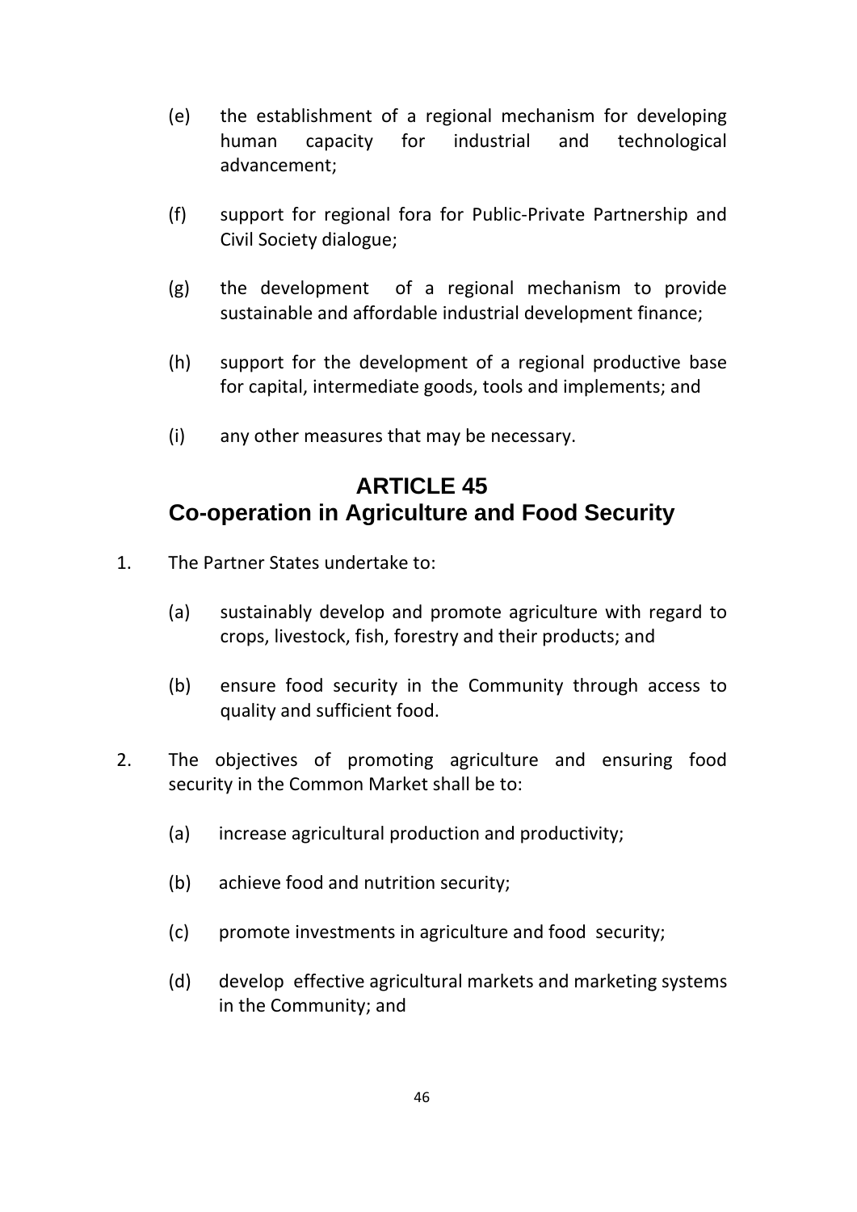(e) the establishment of a regional mechanism for developing human capacity for industrial and technological advancement;

(f) support for regional fora for Public-Private Partnership and Civil Society dialogue;

(g) the development of a regional mechanism to provide sustainable and affordable industrial development finance;

(h) support for the development of a regional productive base for capital, intermediate goods, tools and implements; and

(i) any other measures that may be necessary.

## ARTICLE 45
## Co-operation in Agriculture and Food Security

1. The Partner States undertake to:

   (a) sustainably develop and promote agriculture with regard to crops, livestock, fish, forestry and their products; and

   (b) ensure food security in the Community through access to quality and sufficient food.

2. The objectives of promoting agriculture and ensuring food security in the Common Market shall be to:

   (a) increase agricultural production and productivity;

   (b) achieve food and nutrition security;

   (c) promote investments in agriculture and food security;

   (d) develop effective agricultural markets and marketing systems in the Community; and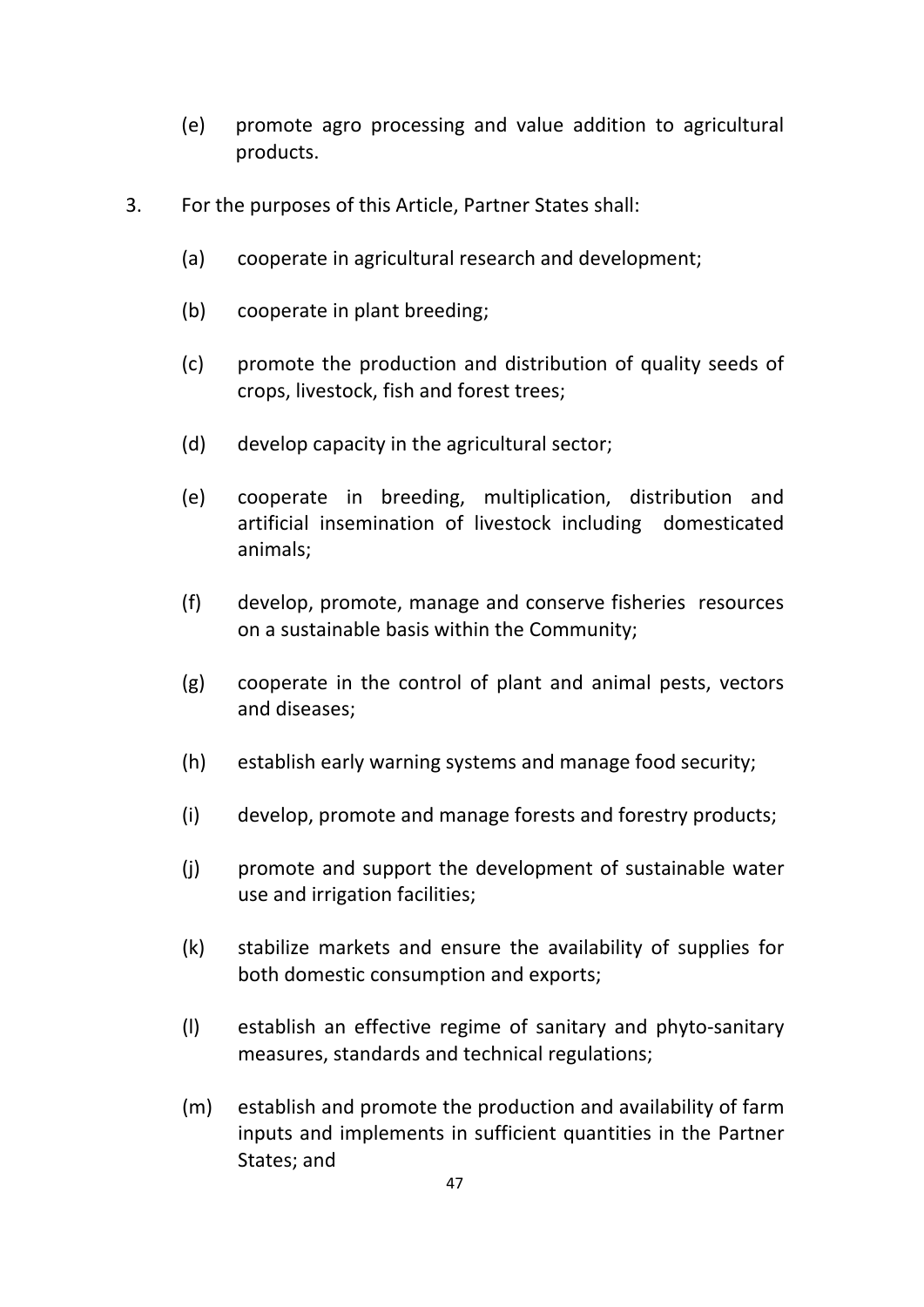(e) promote agro processing and value addition to agricultural products.

3. For the purposes of this Article, Partner States shall:

   (a) cooperate in agricultural research and development;

   (b) cooperate in plant breeding;

   (c) promote the production and distribution of quality seeds of crops, livestock, fish and forest trees;

   (d) develop capacity in the agricultural sector;

   (e) cooperate in breeding, multiplication, distribution and artificial insemination of livestock including domesticated animals;

   (f) develop, promote, manage and conserve fisheries resources on a sustainable basis within the Community;

   (g) cooperate in the control of plant and animal pests, vectors and diseases;

   (h) establish early warning systems and manage food security;

   (i) develop, promote and manage forests and forestry products;

   (j) promote and support the development of sustainable water use and irrigation facilities;

   (k) stabilize markets and ensure the availability of supplies for both domestic consumption and exports;

   (l) establish an effective regime of sanitary and phyto-sanitary measures, standards and technical regulations;

   (m) establish and promote the production and availability of farm inputs and implements in sufficient quantities in the Partner States; and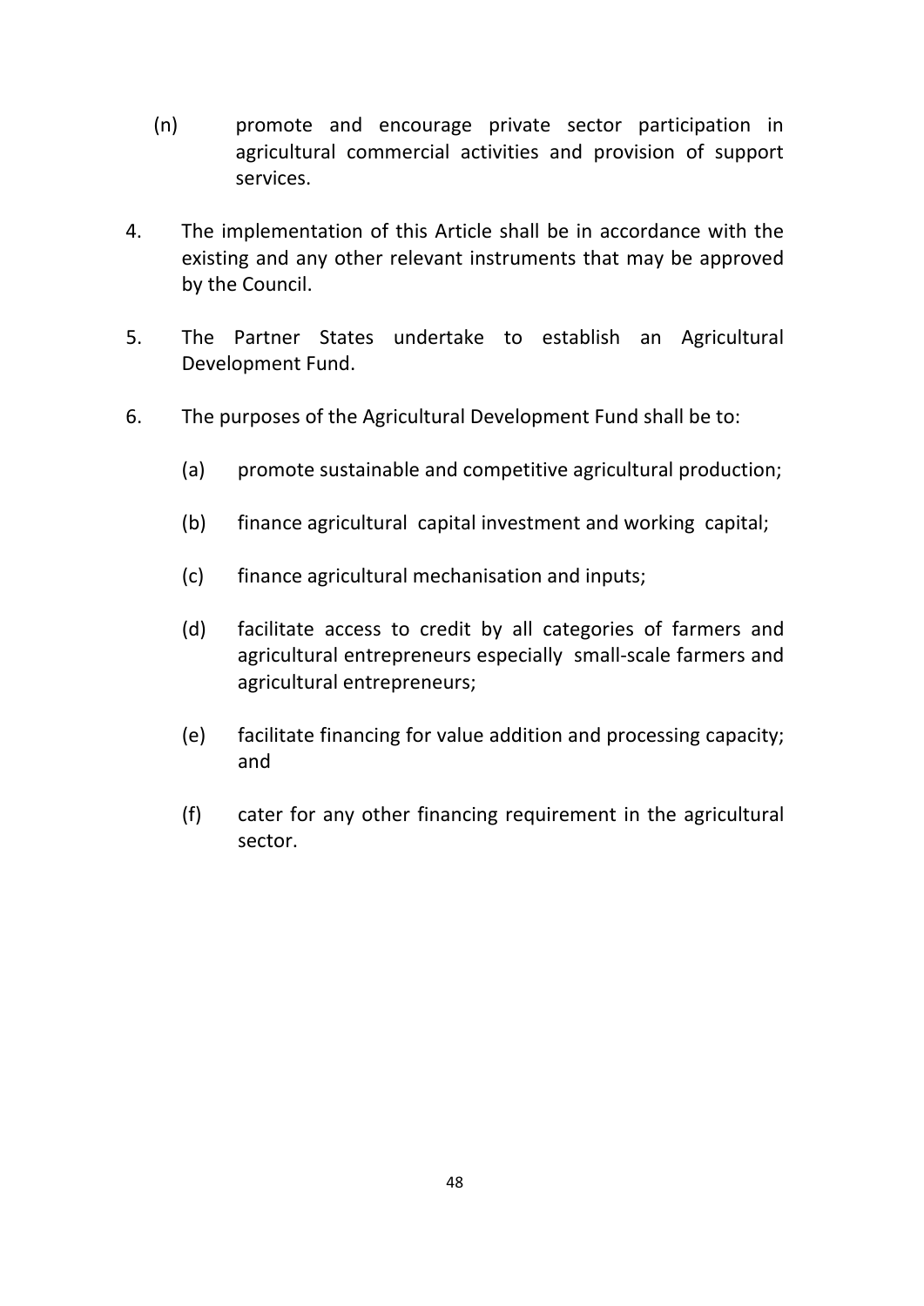(n) promote and encourage private sector participation in agricultural commercial activities and provision of support services.

4. The implementation of this Article shall be in accordance with the existing and any other relevant instruments that may be approved by the Council.

5. The Partner States undertake to establish an Agricultural Development Fund.

6. The purposes of the Agricultural Development Fund shall be to:

   (a) promote sustainable and competitive agricultural production;

   (b) finance agricultural capital investment and working capital;

   (c) finance agricultural mechanisation and inputs;

   (d) facilitate access to credit by all categories of farmers and agricultural entrepreneurs especially small-scale farmers and agricultural entrepreneurs;

   (e) facilitate financing for value addition and processing capacity; and

   (f) cater for any other financing requirement in the agricultural sector.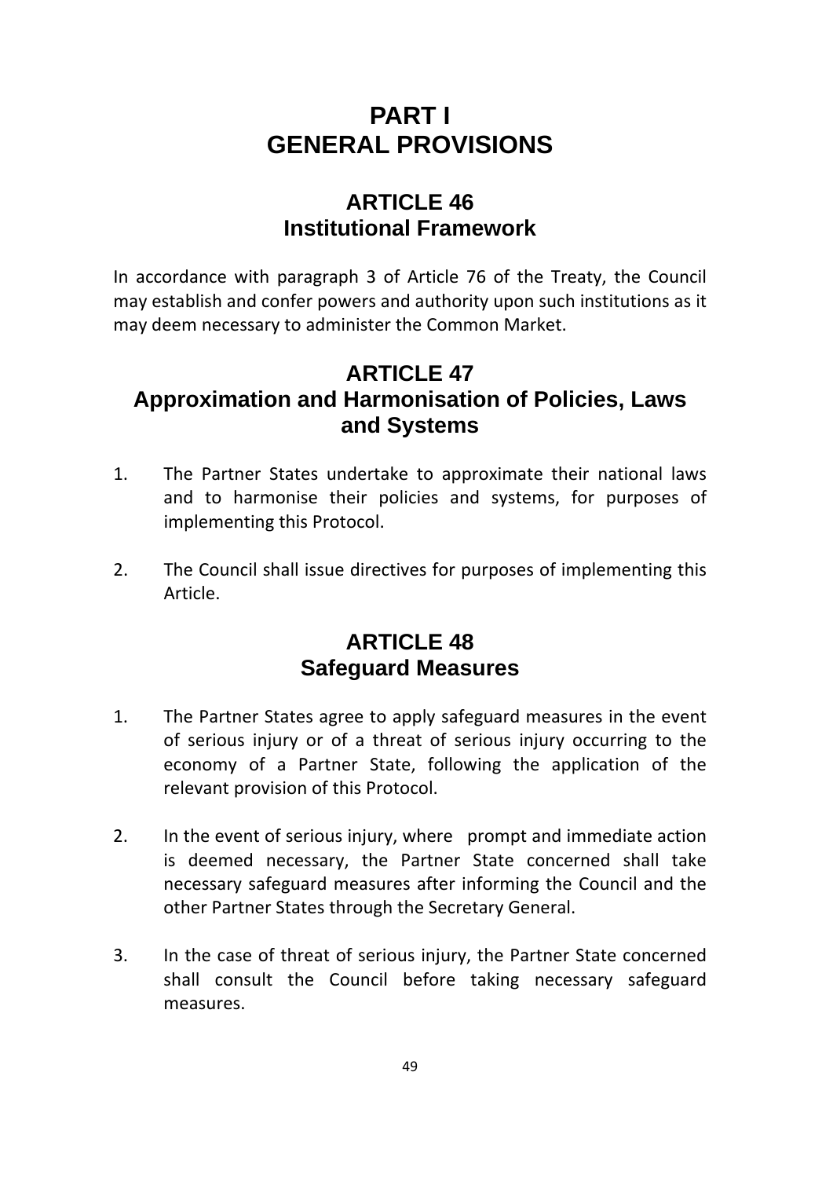# PART I
# GENERAL PROVISIONS

## ARTICLE 46
## Institutional Framework

In accordance with paragraph 3 of Article 76 of the Treaty, the Council may establish and confer powers and authority upon such institutions as it may deem necessary to administer the Common Market.

## ARTICLE 47
## Approximation and Harmonisation of Policies, Laws and Systems

1. The Partner States undertake to approximate their national laws and to harmonise their policies and systems, for purposes of implementing this Protocol.

2. The Council shall issue directives for purposes of implementing this Article.

## ARTICLE 48
## Safeguard Measures

1. The Partner States agree to apply safeguard measures in the event of serious injury or of a threat of serious injury occurring to the economy of a Partner State, following the application of the relevant provision of this Protocol.

2. In the event of serious injury, where prompt and immediate action is deemed necessary, the Partner State concerned shall take necessary safeguard measures after informing the Council and the other Partner States through the Secretary General.

3. In the case of threat of serious injury, the Partner State concerned shall consult the Council before taking necessary safeguard measures.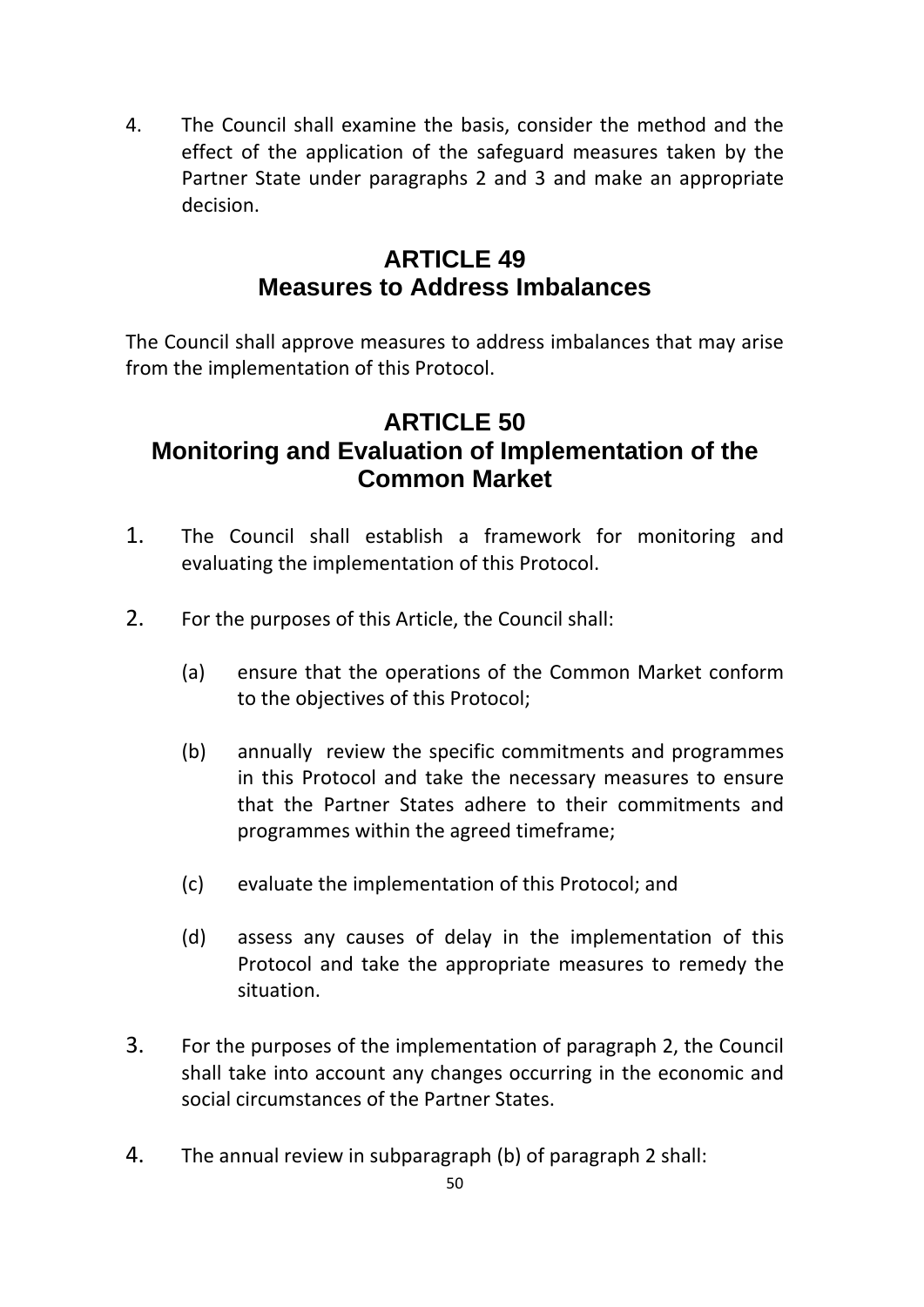4. The Council shall examine the basis, consider the method and the effect of the application of the safeguard measures taken by the Partner State under paragraphs 2 and 3 and make an appropriate decision.

## ARTICLE 49
## Measures to Address Imbalances

The Council shall approve measures to address imbalances that may arise from the implementation of this Protocol.

## ARTICLE 50
## Monitoring and Evaluation of Implementation of the Common Market

1. The Council shall establish a framework for monitoring and evaluating the implementation of this Protocol.

2. For the purposes of this Article, the Council shall:

   (a) ensure that the operations of the Common Market conform to the objectives of this Protocol;

   (b) annually review the specific commitments and programmes in this Protocol and take the necessary measures to ensure that the Partner States adhere to their commitments and programmes within the agreed timeframe;

   (c) evaluate the implementation of this Protocol; and

   (d) assess any causes of delay in the implementation of this Protocol and take the appropriate measures to remedy the situation.

3. For the purposes of the implementation of paragraph 2, the Council shall take into account any changes occurring in the economic and social circumstances of the Partner States.

4. The annual review in subparagraph (b) of paragraph 2 shall: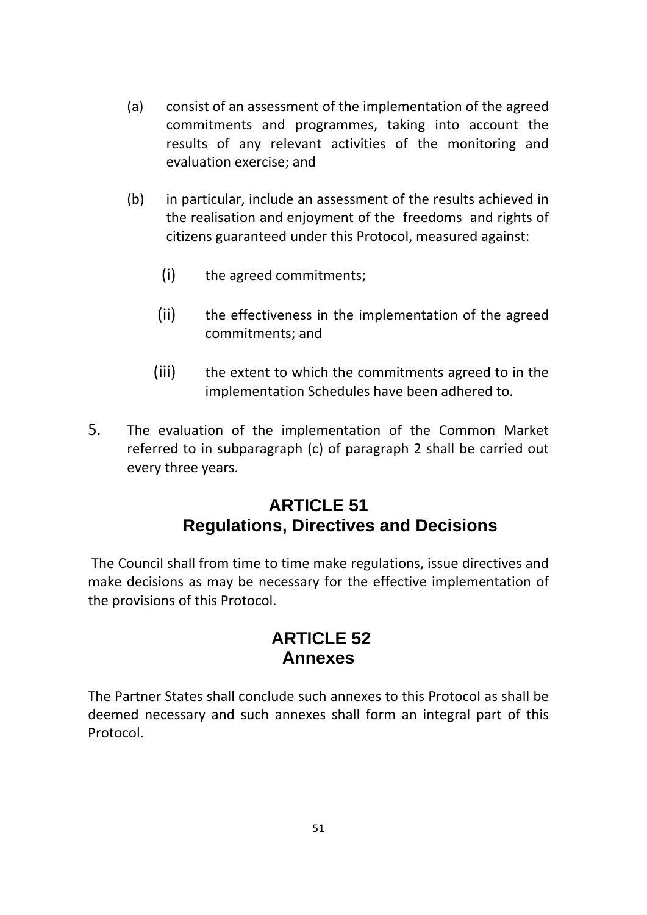(a) consist of an assessment of the implementation of the agreed commitments and programmes, taking into account the results of any relevant activities of the monitoring and evaluation exercise; and

(b) in particular, include an assessment of the results achieved in the realisation and enjoyment of the freedoms and rights of citizens guaranteed under this Protocol, measured against:

   (i) the agreed commitments;

   (ii) the effectiveness in the implementation of the agreed commitments; and

   (iii) the extent to which the commitments agreed to in the implementation Schedules have been adhered to.

5. The evaluation of the implementation of the Common Market referred to in subparagraph (c) of paragraph 2 shall be carried out every three years.

## ARTICLE 51
## Regulations, Directives and Decisions

The Council shall from time to time make regulations, issue directives and make decisions as may be necessary for the effective implementation of the provisions of this Protocol.

## ARTICLE 52
## Annexes

The Partner States shall conclude such annexes to this Protocol as shall be deemed necessary and such annexes shall form an integral part of this Protocol.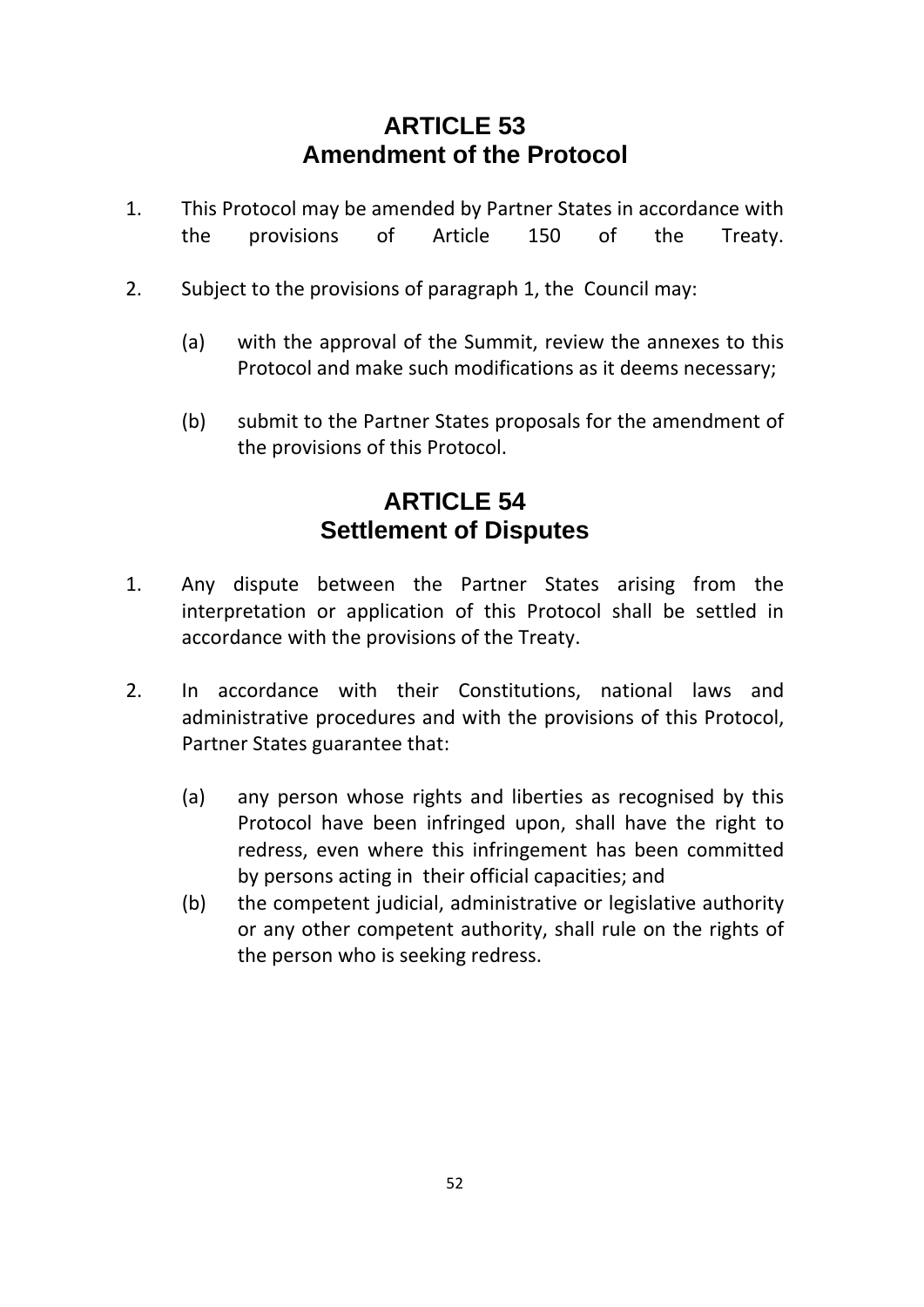## ARTICLE 53
## Amendment of the Protocol

1. This Protocol may be amended by Partner States in accordance with the provisions of Article 150 of the Treaty.

2. Subject to the provisions of paragraph 1, the Council may:

   (a) with the approval of the Summit, review the annexes to this Protocol and make such modifications as it deems necessary;

   (b) submit to the Partner States proposals for the amendment of the provisions of this Protocol.

## ARTICLE 54
## Settlement of Disputes

1. Any dispute between the Partner States arising from the interpretation or application of this Protocol shall be settled in accordance with the provisions of the Treaty.

2. In accordance with their Constitutions, national laws and administrative procedures and with the provisions of this Protocol, Partner States guarantee that:

   (a) any person whose rights and liberties as recognised by this Protocol have been infringed upon, shall have the right to redress, even where this infringement has been committed by persons acting in their official capacities; and

   (b) the competent judicial, administrative or legislative authority or any other competent authority, shall rule on the rights of the person who is seeking redress.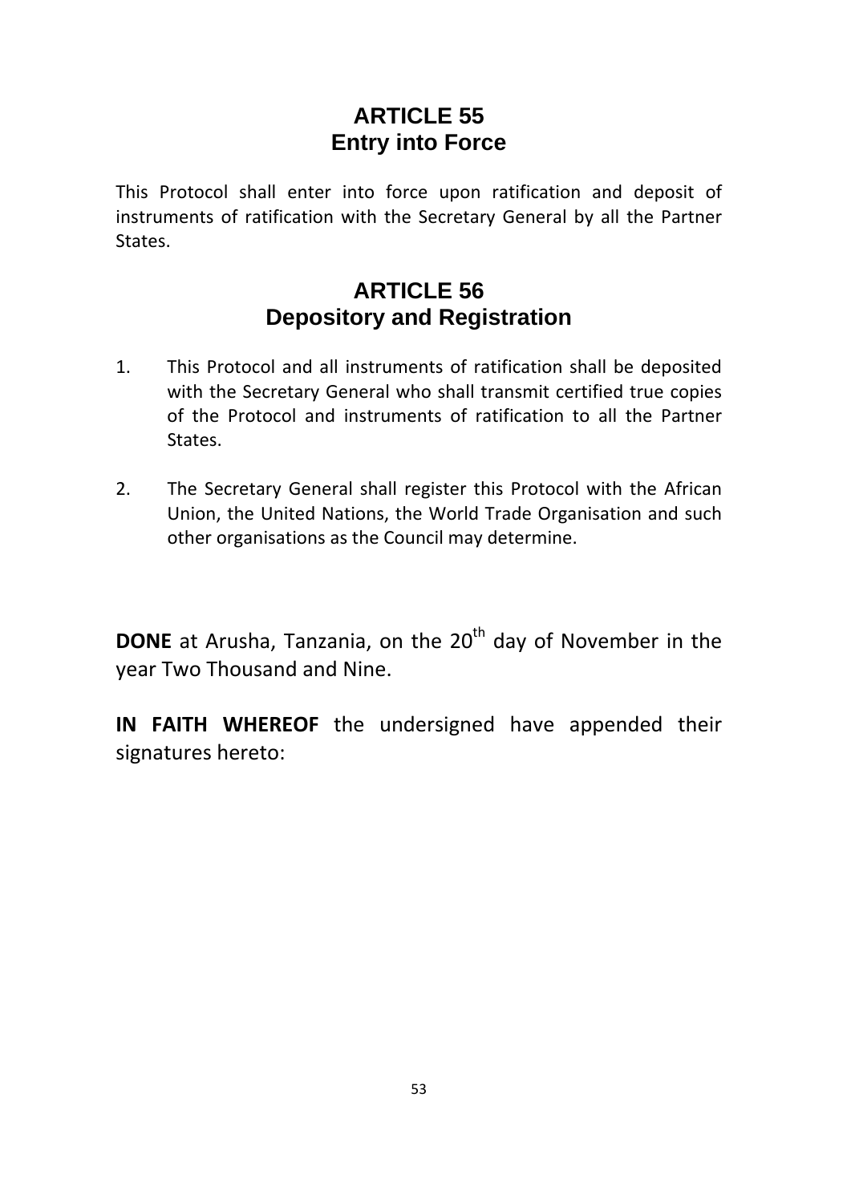## ARTICLE 55
## Entry into Force

This Protocol shall enter into force upon ratification and deposit of instruments of ratification with the Secretary General by all the Partner States.

## ARTICLE 56
## Depository and Registration

1. This Protocol and all instruments of ratification shall be deposited with the Secretary General who shall transmit certified true copies of the Protocol and instruments of ratification to all the Partner States.

2. The Secretary General shall register this Protocol with the African Union, the United Nations, the World Trade Organisation and such other organisations as the Council may determine.

**DONE** at Arusha, Tanzania, on the 20th day of November in the year Two Thousand and Nine.

**IN FAITH WHEREOF** the undersigned have appended their signatures hereto: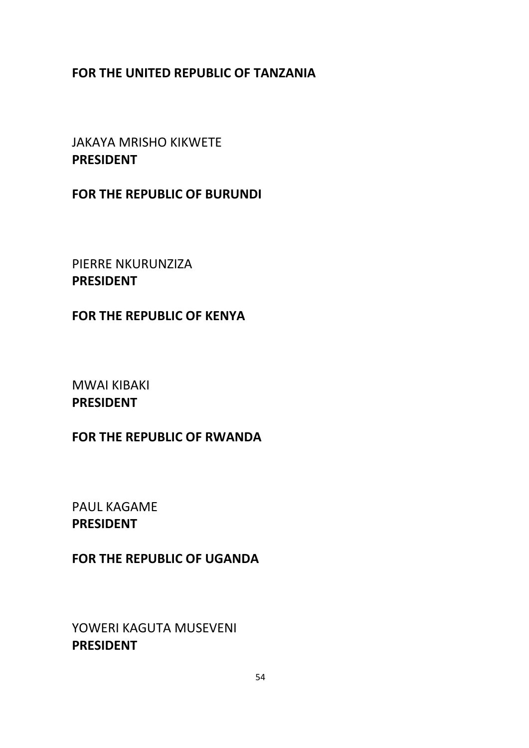**FOR THE UNITED REPUBLIC OF TANZANIA**

JAKAYA MRISHO KIKWETE
**PRESIDENT**

**FOR THE REPUBLIC OF BURUNDI**

PIERRE NKURUNZIZA
**PRESIDENT**

**FOR THE REPUBLIC OF KENYA**

MWAI KIBAKI
**PRESIDENT**

**FOR THE REPUBLIC OF RWANDA**

PAUL KAGAME
**PRESIDENT**

**FOR THE REPUBLIC OF UGANDA**

YOWERI KAGUTA MUSEVENI
**PRESIDENT**